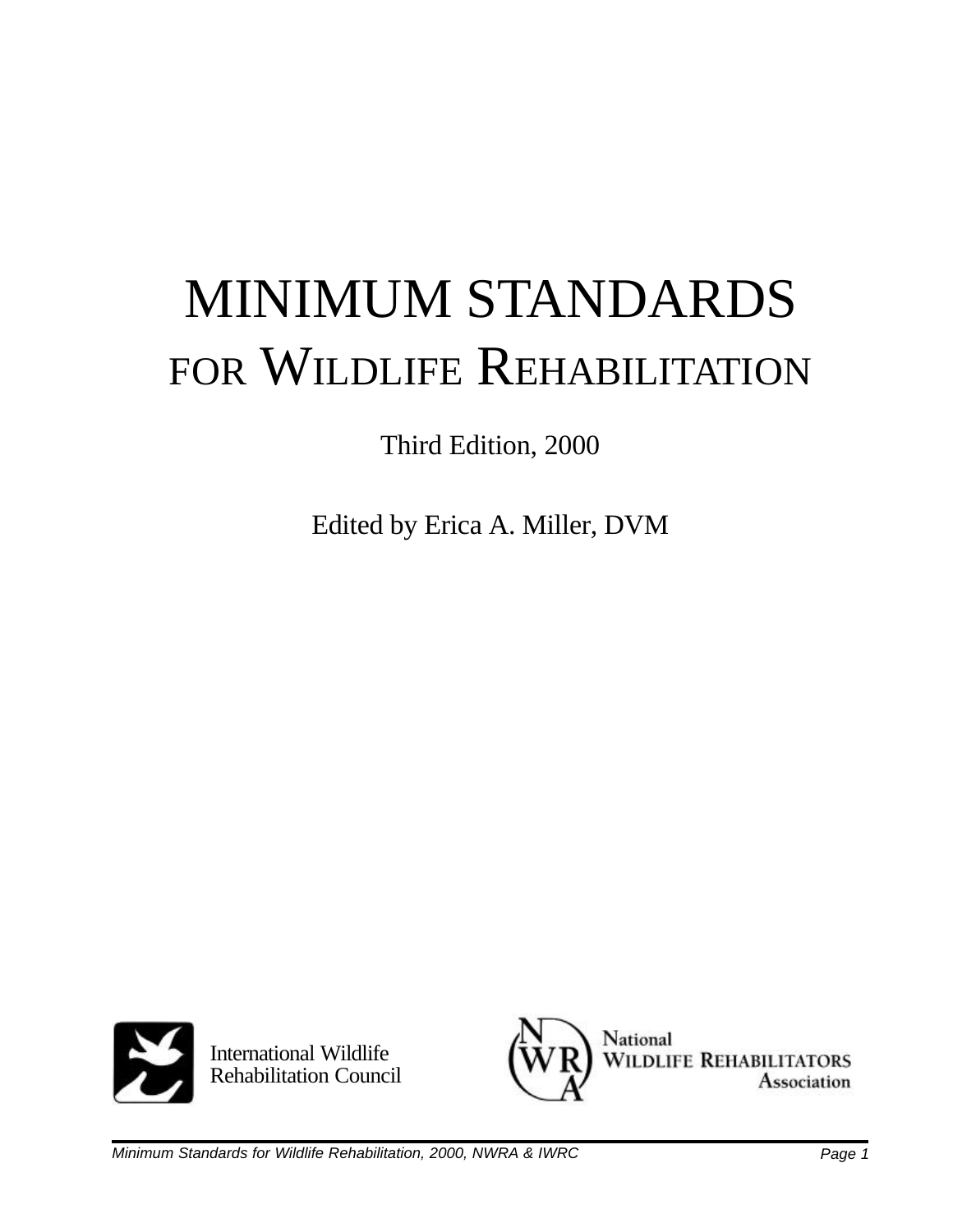# MINIMUM STANDARDS FOR WILDLIFE REHABILITATION

Third Edition, 2000

Edited by Erica A. Miller, DVM

International Wildlife Rehabilitation Council

National Wildlife Rehabilitators Association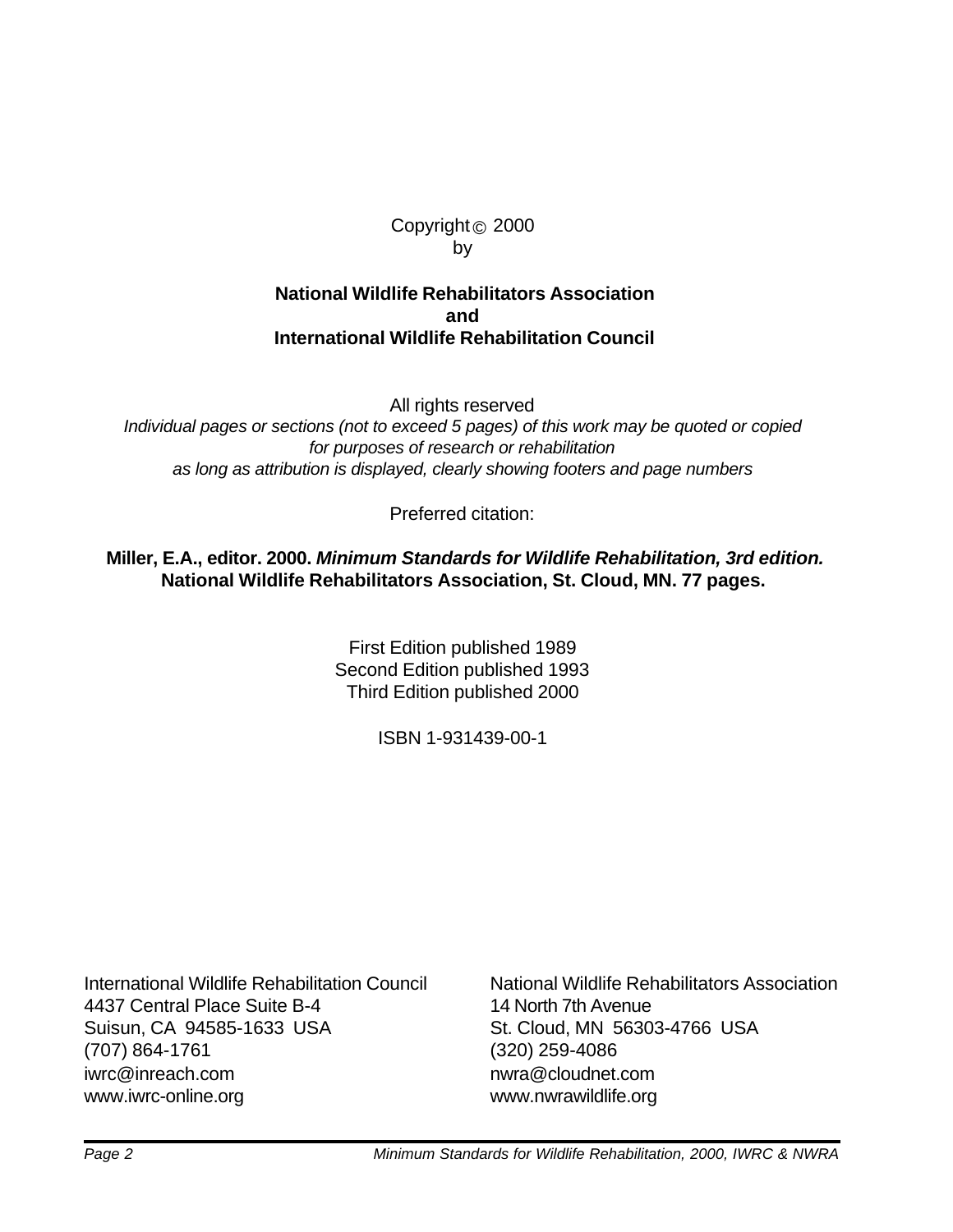Copyright © 2000
by

**National Wildlife Rehabilitators Association**
**and**
**International Wildlife Rehabilitation Council**

All rights reserved
*Individual pages or sections (not to exceed 5 pages) of this work may be quoted or copied for purposes of research or rehabilitation as long as attribution is displayed, clearly showing footers and page numbers*

Preferred citation:

**Miller, E.A., editor. 2000. *Minimum Standards for Wildlife Rehabilitation, 3rd edition.* National Wildlife Rehabilitators Association, St. Cloud, MN. 77 pages.**

First Edition published 1989
Second Edition published 1993
Third Edition published 2000

ISBN 1-931439-00-1

International Wildlife Rehabilitation Council
4437 Central Place Suite B-4
Suisun, CA 94585-1633 USA
(707) 864-1761
iwrc@inreach.com
www.iwrc-online.org

National Wildlife Rehabilitators Association
14 North 7th Avenue
St. Cloud, MN 56303-4766 USA
(320) 259-4086
nwra@cloudnet.com
www.nwrawildlife.org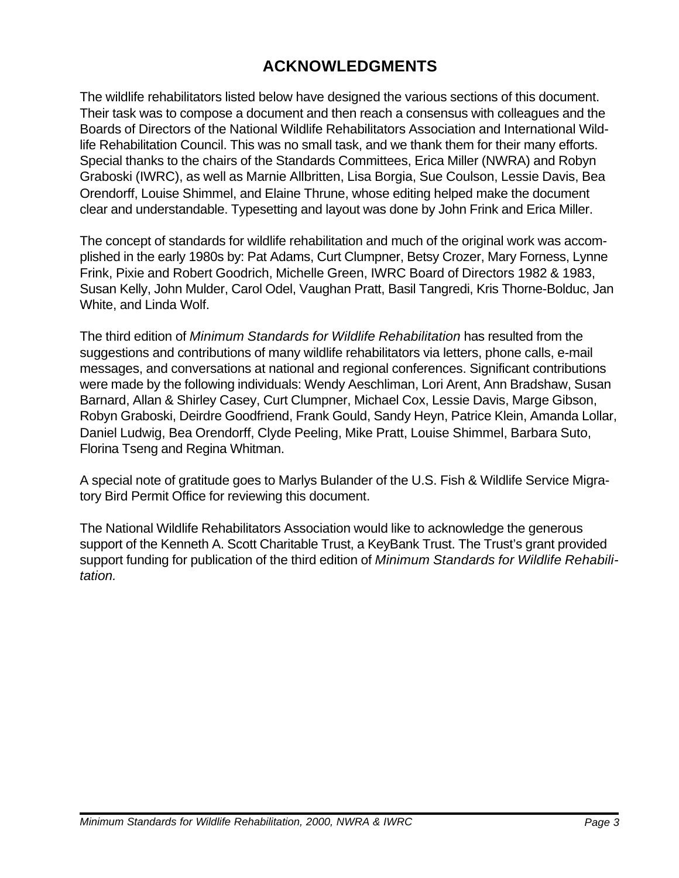# ACKNOWLEDGMENTS

The wildlife rehabilitators listed below have designed the various sections of this document. Their task was to compose a document and then reach a consensus with colleagues and the Boards of Directors of the National Wildlife Rehabilitators Association and International Wildlife Rehabilitation Council. This was no small task, and we thank them for their many efforts. Special thanks to the chairs of the Standards Committees, Erica Miller (NWRA) and Robyn Graboski (IWRC), as well as Marnie Allbritten, Lisa Borgia, Sue Coulson, Lessie Davis, Bea Orendorff, Louise Shimmel, and Elaine Thrune, whose editing helped make the document clear and understandable. Typesetting and layout was done by John Frink and Erica Miller.

The concept of standards for wildlife rehabilitation and much of the original work was accomplished in the early 1980s by: Pat Adams, Curt Clumpner, Betsy Crozer, Mary Forness, Lynne Frink, Pixie and Robert Goodrich, Michelle Green, IWRC Board of Directors 1982 & 1983, Susan Kelly, John Mulder, Carol Odel, Vaughan Pratt, Basil Tangredi, Kris Thorne-Bolduc, Jan White, and Linda Wolf.

The third edition of *Minimum Standards for Wildlife Rehabilitation* has resulted from the suggestions and contributions of many wildlife rehabilitators via letters, phone calls, e-mail messages, and conversations at national and regional conferences. Significant contributions were made by the following individuals: Wendy Aeschliman, Lori Arent, Ann Bradshaw, Susan Barnard, Allan & Shirley Casey, Curt Clumpner, Michael Cox, Lessie Davis, Marge Gibson, Robyn Graboski, Deirdre Goodfriend, Frank Gould, Sandy Heyn, Patrice Klein, Amanda Lollar, Daniel Ludwig, Bea Orendorff, Clyde Peeling, Mike Pratt, Louise Shimmel, Barbara Suto, Florina Tseng and Regina Whitman.

A special note of gratitude goes to Marlys Bulander of the U.S. Fish & Wildlife Service Migratory Bird Permit Office for reviewing this document.

The National Wildlife Rehabilitators Association would like to acknowledge the generous support of the Kenneth A. Scott Charitable Trust, a KeyBank Trust. The Trust's grant provided support funding for publication of the third edition of *Minimum Standards for Wildlife Rehabilitation.*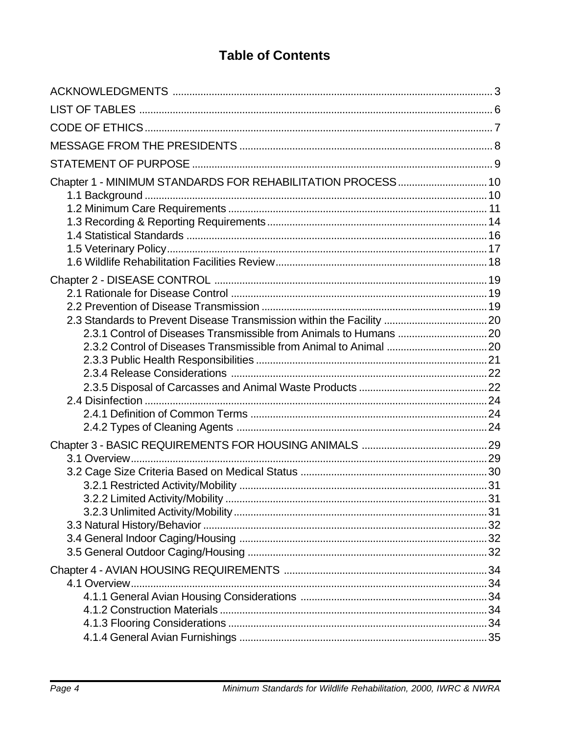# Table of Contents

ACKNOWLEDGMENTS ........ 3

LIST OF TABLES ........ 6

CODE OF ETHICS ........ 7

MESSAGE FROM THE PRESIDENTS ........ 8

STATEMENT OF PURPOSE ........ 9

Chapter 1 - MINIMUM STANDARDS FOR REHABILITATION PROCESS ........ 10
- 1.1 Background ........ 10
- 1.2 Minimum Care Requirements ........ 11
- 1.3 Recording & Reporting Requirements ........ 14
- 1.4 Statistical Standards ........ 16
- 1.5 Veterinary Policy ........ 17
- 1.6 Wildlife Rehabilitation Facilities Review ........ 18

Chapter 2 - DISEASE CONTROL ........ 19
- 2.1 Rationale for Disease Control ........ 19
- 2.2 Prevention of Disease Transmission ........ 19
- 2.3 Standards to Prevent Disease Transmission within the Facility ........ 20
  - 2.3.1 Control of Diseases Transmissible from Animals to Humans ........ 20
  - 2.3.2 Control of Diseases Transmissible from Animal to Animal ........ 20
  - 2.3.3 Public Health Responsibilities ........ 21
  - 2.3.4 Release Considerations ........ 22
  - 2.3.5 Disposal of Carcasses and Animal Waste Products ........ 22
- 2.4 Disinfection ........ 24
  - 2.4.1 Definition of Common Terms ........ 24
  - 2.4.2 Types of Cleaning Agents ........ 24

Chapter 3 - BASIC REQUIREMENTS FOR HOUSING ANIMALS ........ 29
- 3.1 Overview ........ 29
- 3.2 Cage Size Criteria Based on Medical Status ........ 30
  - 3.2.1 Restricted Activity/Mobility ........ 31
  - 3.2.2 Limited Activity/Mobility ........ 31
  - 3.2.3 Unlimited Activity/Mobility ........ 31
- 3.3 Natural History/Behavior ........ 32
- 3.4 General Indoor Caging/Housing ........ 32
- 3.5 General Outdoor Caging/Housing ........ 32

Chapter 4 - AVIAN HOUSING REQUIREMENTS ........ 34
- 4.1 Overview ........ 34
  - 4.1.1 General Avian Housing Considerations ........ 34
  - 4.1.2 Construction Materials ........ 34
  - 4.1.3 Flooring Considerations ........ 34
  - 4.1.4 General Avian Furnishings ........ 35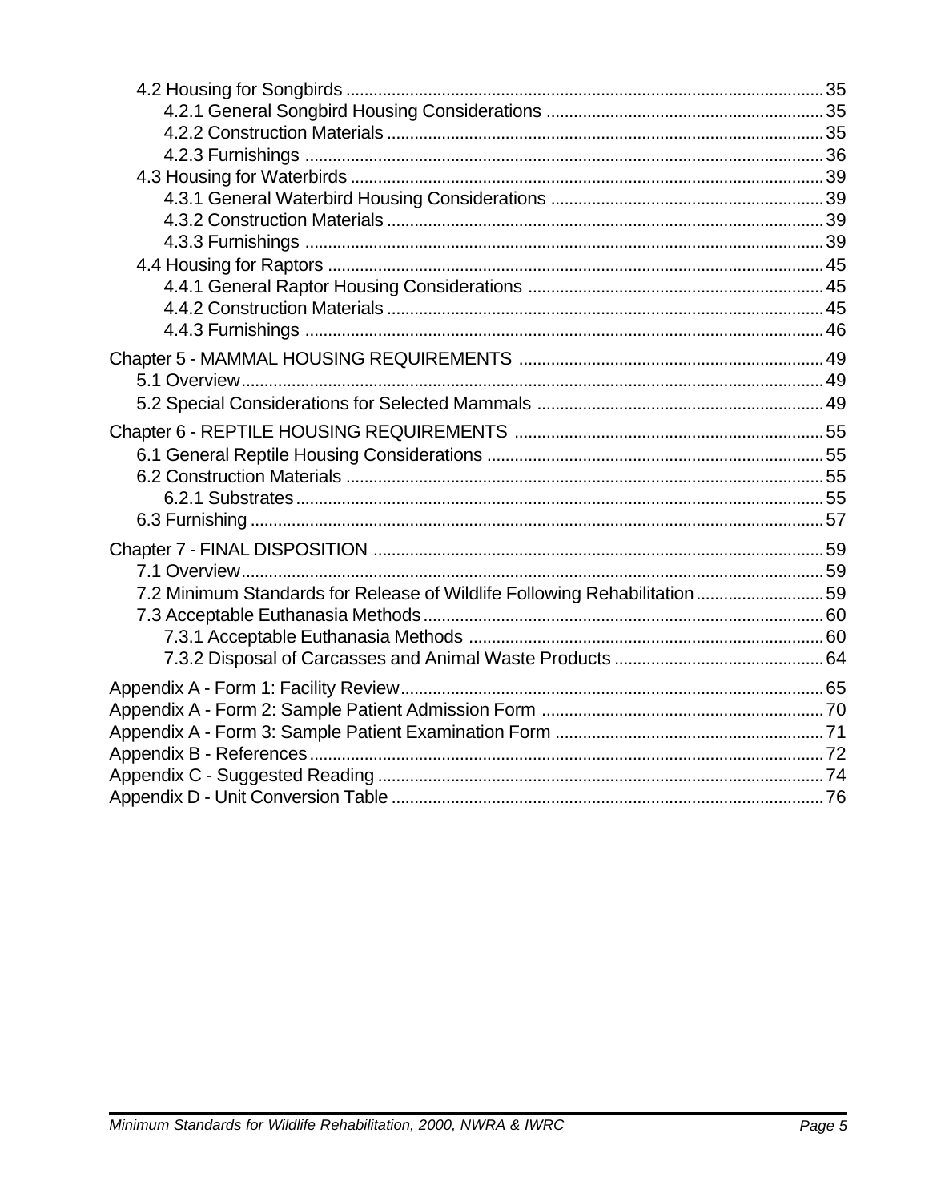- 4.2 Housing for Songbirds ........................................................................................................ 35
  - 4.2.1 General Songbird Housing Considerations ............................................................. 35
  - 4.2.2 Construction Materials ................................................................................................ 35
  - 4.2.3 Furnishings .................................................................................................................. 36
- 4.3 Housing for Waterbirds ........................................................................................................ 39
  - 4.3.1 General Waterbird Housing Considerations ............................................................ 39
  - 4.3.2 Construction Materials ................................................................................................ 39
  - 4.3.3 Furnishings .................................................................................................................. 39
- 4.4 Housing for Raptors ............................................................................................................. 45
  - 4.4.1 General Raptor Housing Considerations ................................................................. 45
  - 4.4.2 Construction Materials ................................................................................................ 45
  - 4.4.3 Furnishings .................................................................................................................. 46

Chapter 5 - MAMMAL HOUSING REQUIREMENTS .................................................................. 49
- 5.1 Overview ............................................................................................................................... 49
- 5.2 Special Considerations for Selected Mammals .............................................................. 49

Chapter 6 - REPTILE HOUSING REQUIREMENTS ................................................................... 55
- 6.1 General Reptile Housing Considerations .......................................................................... 55
- 6.2 Construction Materials ......................................................................................................... 55
  - 6.2.1 Substrates .................................................................................................................... 55
- 6.3 Furnishing ............................................................................................................................. 57

Chapter 7 - FINAL DISPOSITION ................................................................................................. 59
- 7.1 Overview ............................................................................................................................... 59
- 7.2 Minimum Standards for Release of Wildlife Following Rehabilitation ............................ 59
- 7.3 Acceptable Euthanasia Methods ....................................................................................... 60
  - 7.3.1 Acceptable Euthanasia Methods ............................................................................. 60
  - 7.3.2 Disposal of Carcasses and Animal Waste Products .............................................. 64

Appendix A - Form 1: Facility Review ............................................................................................ 65
Appendix A - Form 2: Sample Patient Admission Form ............................................................. 70
Appendix A - Form 3: Sample Patient Examination Form ........................................................... 71
Appendix B - References ................................................................................................................ 72
Appendix C - Suggested Reading ................................................................................................. 74
Appendix D - Unit Conversion Table .............................................................................................. 76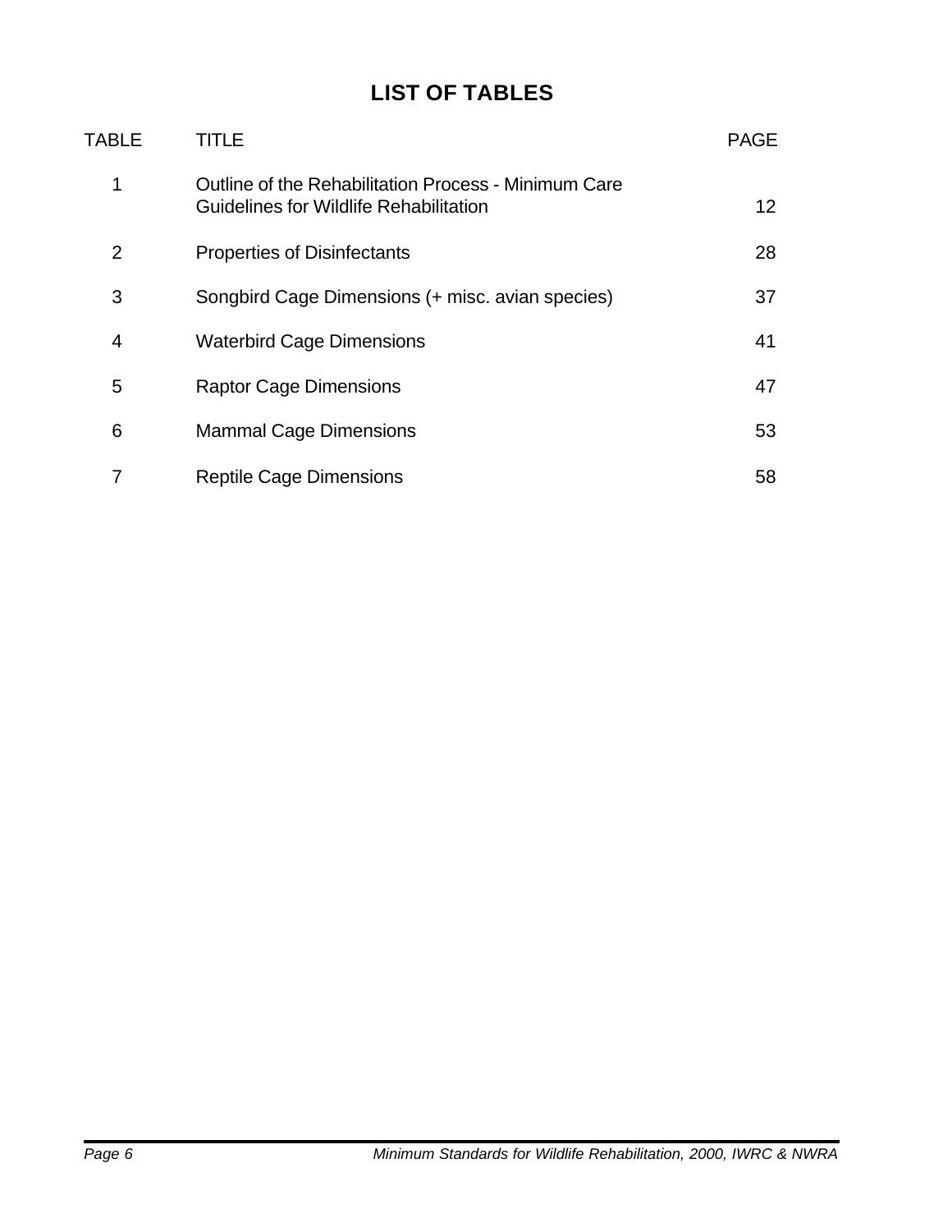# LIST OF TABLES

| TABLE | TITLE | PAGE |
|---|---|---|
| 1 | Outline of the Rehabilitation Process - Minimum Care Guidelines for Wildlife Rehabilitation | 12 |
| 2 | Properties of Disinfectants | 28 |
| 3 | Songbird Cage Dimensions (+ misc. avian species) | 37 |
| 4 | Waterbird Cage Dimensions | 41 |
| 5 | Raptor Cage Dimensions | 47 |
| 6 | Mammal Cage Dimensions | 53 |
| 7 | Reptile Cage Dimensions | 58 |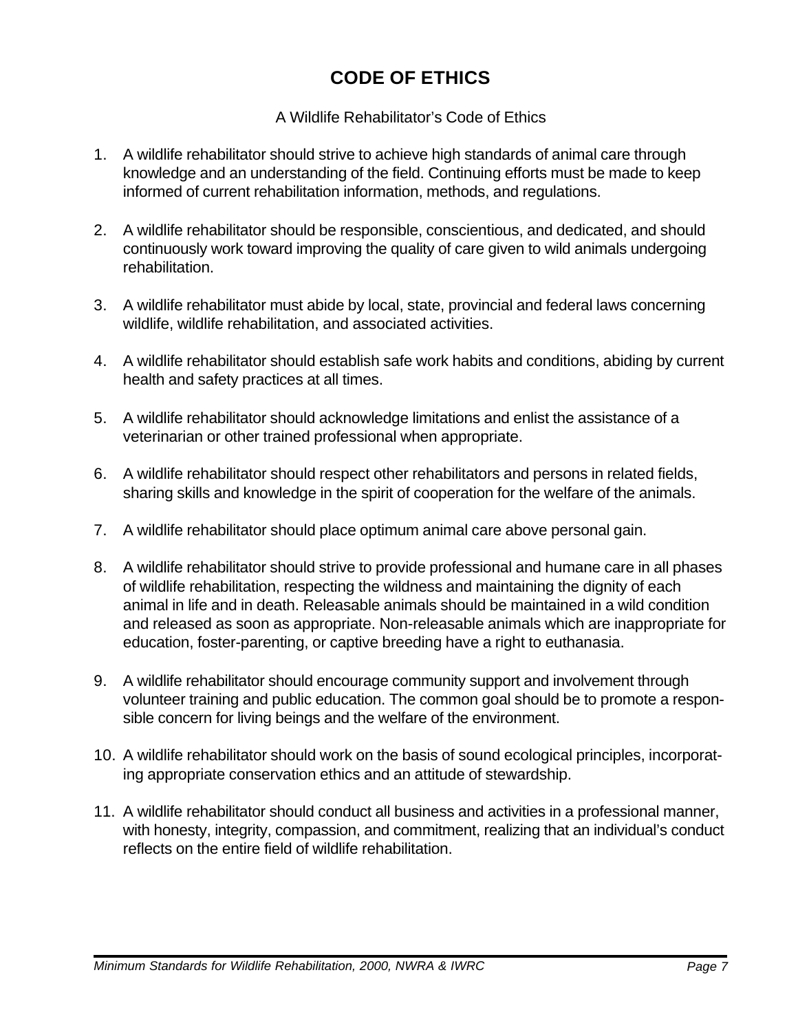# CODE OF ETHICS

A Wildlife Rehabilitator's Code of Ethics

1. A wildlife rehabilitator should strive to achieve high standards of animal care through knowledge and an understanding of the field. Continuing efforts must be made to keep informed of current rehabilitation information, methods, and regulations.

2. A wildlife rehabilitator should be responsible, conscientious, and dedicated, and should continuously work toward improving the quality of care given to wild animals undergoing rehabilitation.

3. A wildlife rehabilitator must abide by local, state, provincial and federal laws concerning wildlife, wildlife rehabilitation, and associated activities.

4. A wildlife rehabilitator should establish safe work habits and conditions, abiding by current health and safety practices at all times.

5. A wildlife rehabilitator should acknowledge limitations and enlist the assistance of a veterinarian or other trained professional when appropriate.

6. A wildlife rehabilitator should respect other rehabilitators and persons in related fields, sharing skills and knowledge in the spirit of cooperation for the welfare of the animals.

7. A wildlife rehabilitator should place optimum animal care above personal gain.

8. A wildlife rehabilitator should strive to provide professional and humane care in all phases of wildlife rehabilitation, respecting the wildness and maintaining the dignity of each animal in life and in death. Releasable animals should be maintained in a wild condition and released as soon as appropriate. Non-releasable animals which are inappropriate for education, foster-parenting, or captive breeding have a right to euthanasia.

9. A wildlife rehabilitator should encourage community support and involvement through volunteer training and public education. The common goal should be to promote a responsible concern for living beings and the welfare of the environment.

10. A wildlife rehabilitator should work on the basis of sound ecological principles, incorporating appropriate conservation ethics and an attitude of stewardship.

11. A wildlife rehabilitator should conduct all business and activities in a professional manner, with honesty, integrity, compassion, and commitment, realizing that an individual's conduct reflects on the entire field of wildlife rehabilitation.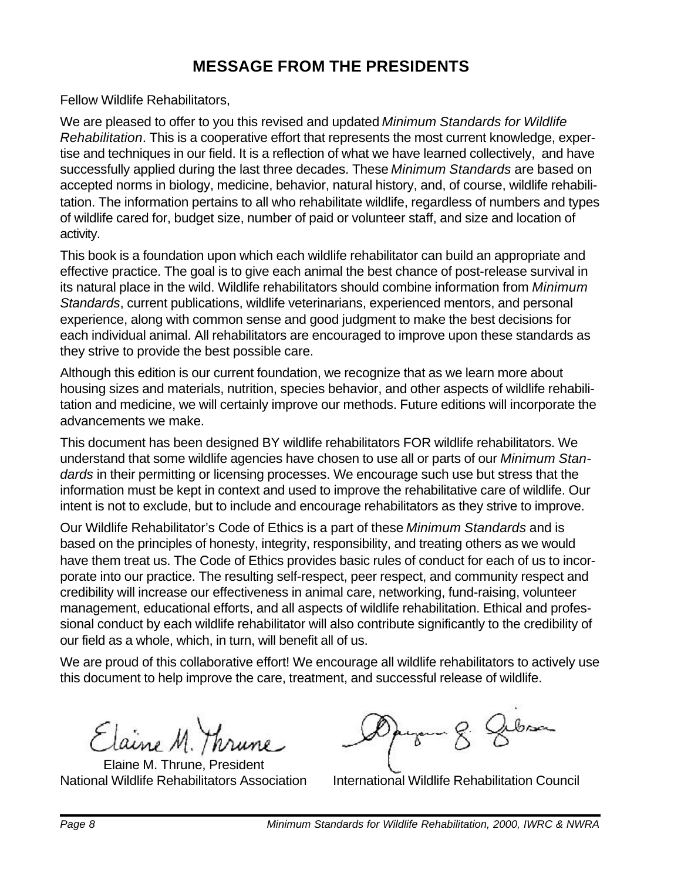# MESSAGE FROM THE PRESIDENTS

Fellow Wildlife Rehabilitators,

We are pleased to offer to you this revised and updated *Minimum Standards for Wildlife Rehabilitation*. This is a cooperative effort that represents the most current knowledge, expertise and techniques in our field. It is a reflection of what we have learned collectively, and have successfully applied during the last three decades. These *Minimum Standards* are based on accepted norms in biology, medicine, behavior, natural history, and, of course, wildlife rehabilitation. The information pertains to all who rehabilitate wildlife, regardless of numbers and types of wildlife cared for, budget size, number of paid or volunteer staff, and size and location of activity.

This book is a foundation upon which each wildlife rehabilitator can build an appropriate and effective practice. The goal is to give each animal the best chance of post-release survival in its natural place in the wild. Wildlife rehabilitators should combine information from *Minimum Standards*, current publications, wildlife veterinarians, experienced mentors, and personal experience, along with common sense and good judgment to make the best decisions for each individual animal. All rehabilitators are encouraged to improve upon these standards as they strive to provide the best possible care.

Although this edition is our current foundation, we recognize that as we learn more about housing sizes and materials, nutrition, species behavior, and other aspects of wildlife rehabilitation and medicine, we will certainly improve our methods. Future editions will incorporate the advancements we make.

This document has been designed BY wildlife rehabilitators FOR wildlife rehabilitators. We understand that some wildlife agencies have chosen to use all or parts of our *Minimum Standards* in their permitting or licensing processes. We encourage such use but stress that the information must be kept in context and used to improve the rehabilitative care of wildlife. Our intent is not to exclude, but to include and encourage rehabilitators as they strive to improve.

Our Wildlife Rehabilitator's Code of Ethics is a part of these *Minimum Standards* and is based on the principles of honesty, integrity, responsibility, and treating others as we would have them treat us. The Code of Ethics provides basic rules of conduct for each of us to incorporate into our practice. The resulting self-respect, peer respect, and community respect and credibility will increase our effectiveness in animal care, networking, fund-raising, volunteer management, educational efforts, and all aspects of wildlife rehabilitation. Ethical and professional conduct by each wildlife rehabilitator will also contribute significantly to the credibility of our field as a whole, which, in turn, will benefit all of us.

We are proud of this collaborative effort! We encourage all wildlife rehabilitators to actively use this document to help improve the care, treatment, and successful release of wildlife.

Elaine M. Thrune, President
National Wildlife Rehabilitators Association

International Wildlife Rehabilitation Council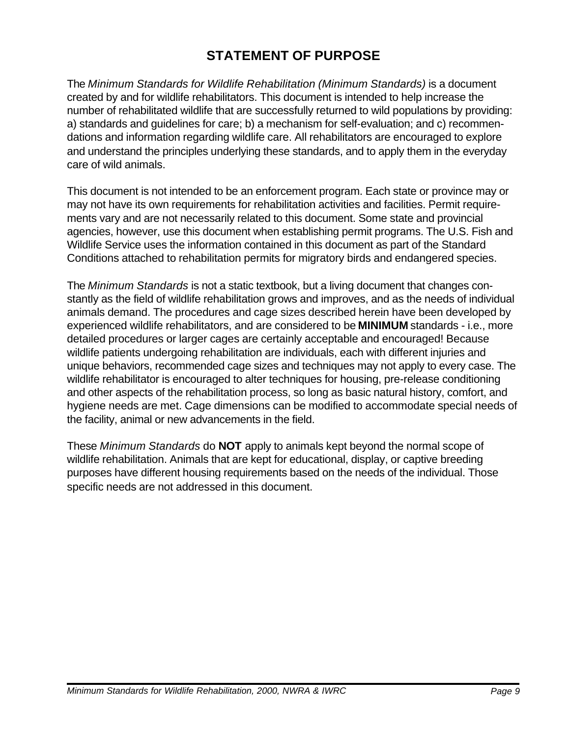# STATEMENT OF PURPOSE

The *Minimum Standards for Wildlife Rehabilitation (Minimum Standards)* is a document created by and for wildlife rehabilitators. This document is intended to help increase the number of rehabilitated wildlife that are successfully returned to wild populations by providing: a) standards and guidelines for care; b) a mechanism for self-evaluation; and c) recommendations and information regarding wildlife care. All rehabilitators are encouraged to explore and understand the principles underlying these standards, and to apply them in the everyday care of wild animals.

This document is not intended to be an enforcement program. Each state or province may or may not have its own requirements for rehabilitation activities and facilities. Permit requirements vary and are not necessarily related to this document. Some state and provincial agencies, however, use this document when establishing permit programs. The U.S. Fish and Wildlife Service uses the information contained in this document as part of the Standard Conditions attached to rehabilitation permits for migratory birds and endangered species.

The *Minimum Standards* is not a static textbook, but a living document that changes constantly as the field of wildlife rehabilitation grows and improves, and as the needs of individual animals demand. The procedures and cage sizes described herein have been developed by experienced wildlife rehabilitators, and are considered to be **MINIMUM** standards - i.e., more detailed procedures or larger cages are certainly acceptable and encouraged! Because wildlife patients undergoing rehabilitation are individuals, each with different injuries and unique behaviors, recommended cage sizes and techniques may not apply to every case. The wildlife rehabilitator is encouraged to alter techniques for housing, pre-release conditioning and other aspects of the rehabilitation process, so long as basic natural history, comfort, and hygiene needs are met. Cage dimensions can be modified to accommodate special needs of the facility, animal or new advancements in the field.

These *Minimum Standards* do **NOT** apply to animals kept beyond the normal scope of wildlife rehabilitation. Animals that are kept for educational, display, or captive breeding purposes have different housing requirements based on the needs of the individual. Those specific needs are not addressed in this document.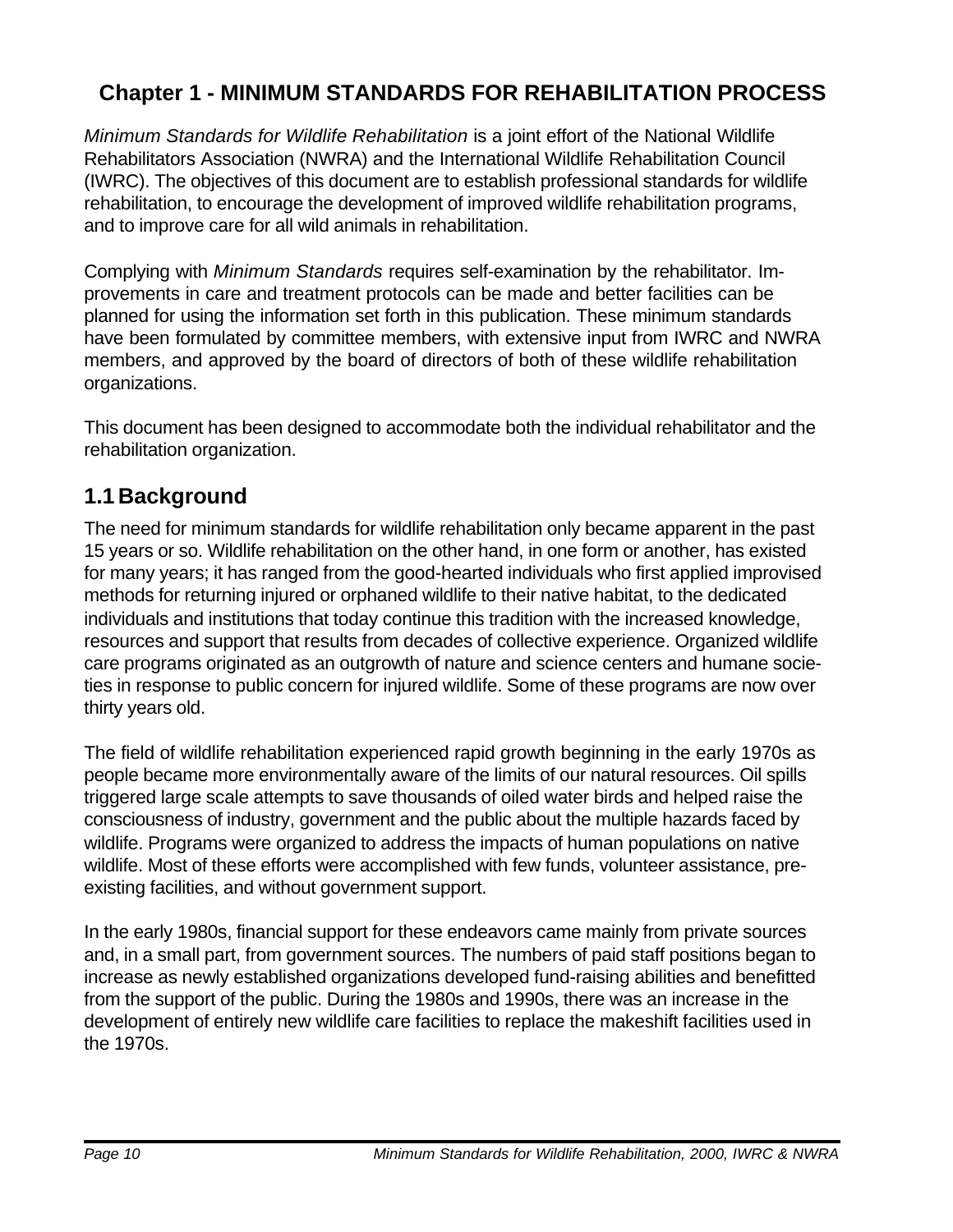# Chapter 1 - MINIMUM STANDARDS FOR REHABILITATION PROCESS

*Minimum Standards for Wildlife Rehabilitation* is a joint effort of the National Wildlife Rehabilitators Association (NWRA) and the International Wildlife Rehabilitation Council (IWRC). The objectives of this document are to establish professional standards for wildlife rehabilitation, to encourage the development of improved wildlife rehabilitation programs, and to improve care for all wild animals in rehabilitation.

Complying with *Minimum Standards* requires self-examination by the rehabilitator. Improvements in care and treatment protocols can be made and better facilities can be planned for using the information set forth in this publication. These minimum standards have been formulated by committee members, with extensive input from IWRC and NWRA members, and approved by the board of directors of both of these wildlife rehabilitation organizations.

This document has been designed to accommodate both the individual rehabilitator and the rehabilitation organization.

## 1.1 Background

The need for minimum standards for wildlife rehabilitation only became apparent in the past 15 years or so. Wildlife rehabilitation on the other hand, in one form or another, has existed for many years; it has ranged from the good-hearted individuals who first applied improvised methods for returning injured or orphaned wildlife to their native habitat, to the dedicated individuals and institutions that today continue this tradition with the increased knowledge, resources and support that results from decades of collective experience. Organized wildlife care programs originated as an outgrowth of nature and science centers and humane societies in response to public concern for injured wildlife. Some of these programs are now over thirty years old.

The field of wildlife rehabilitation experienced rapid growth beginning in the early 1970s as people became more environmentally aware of the limits of our natural resources. Oil spills triggered large scale attempts to save thousands of oiled water birds and helped raise the consciousness of industry, government and the public about the multiple hazards faced by wildlife. Programs were organized to address the impacts of human populations on native wildlife. Most of these efforts were accomplished with few funds, volunteer assistance, pre-existing facilities, and without government support.

In the early 1980s, financial support for these endeavors came mainly from private sources and, in a small part, from government sources. The numbers of paid staff positions began to increase as newly established organizations developed fund-raising abilities and benefitted from the support of the public. During the 1980s and 1990s, there was an increase in the development of entirely new wildlife care facilities to replace the makeshift facilities used in the 1970s.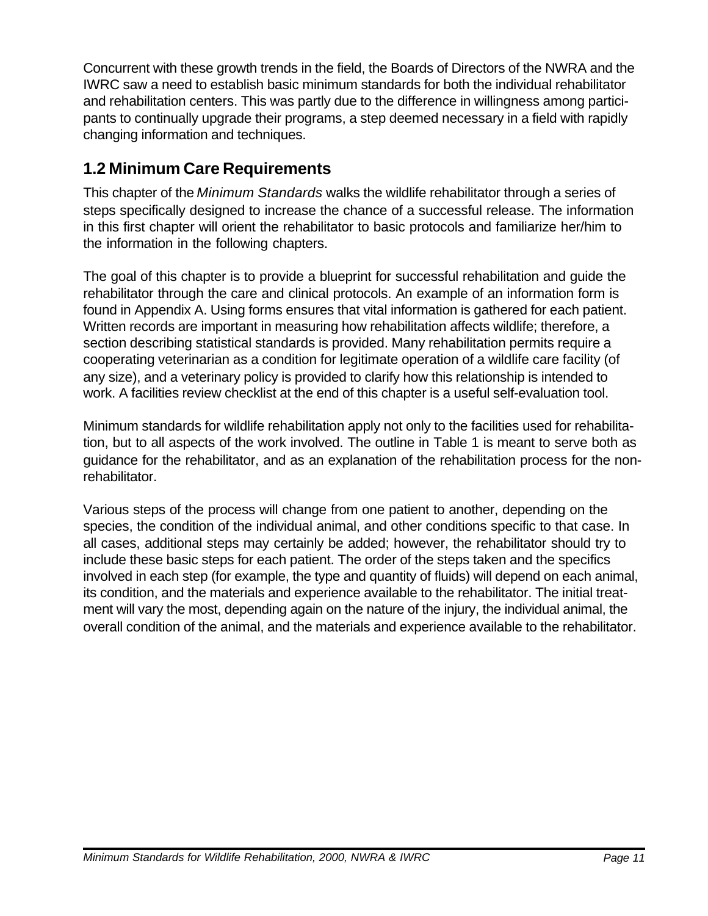Concurrent with these growth trends in the field, the Boards of Directors of the NWRA and the IWRC saw a need to establish basic minimum standards for both the individual rehabilitator and rehabilitation centers. This was partly due to the difference in willingness among participants to continually upgrade their programs, a step deemed necessary in a field with rapidly changing information and techniques.

## 1.2 Minimum Care Requirements

This chapter of the *Minimum Standards* walks the wildlife rehabilitator through a series of steps specifically designed to increase the chance of a successful release. The information in this first chapter will orient the rehabilitator to basic protocols and familiarize her/him to the information in the following chapters.

The goal of this chapter is to provide a blueprint for successful rehabilitation and guide the rehabilitator through the care and clinical protocols. An example of an information form is found in Appendix A. Using forms ensures that vital information is gathered for each patient. Written records are important in measuring how rehabilitation affects wildlife; therefore, a section describing statistical standards is provided. Many rehabilitation permits require a cooperating veterinarian as a condition for legitimate operation of a wildlife care facility (of any size), and a veterinary policy is provided to clarify how this relationship is intended to work. A facilities review checklist at the end of this chapter is a useful self-evaluation tool.

Minimum standards for wildlife rehabilitation apply not only to the facilities used for rehabilitation, but to all aspects of the work involved. The outline in Table 1 is meant to serve both as guidance for the rehabilitator, and as an explanation of the rehabilitation process for the non-rehabilitator.

Various steps of the process will change from one patient to another, depending on the species, the condition of the individual animal, and other conditions specific to that case. In all cases, additional steps may certainly be added; however, the rehabilitator should try to include these basic steps for each patient. The order of the steps taken and the specifics involved in each step (for example, the type and quantity of fluids) will depend on each animal, its condition, and the materials and experience available to the rehabilitator. The initial treatment will vary the most, depending again on the nature of the injury, the individual animal, the overall condition of the animal, and the materials and experience available to the rehabilitator.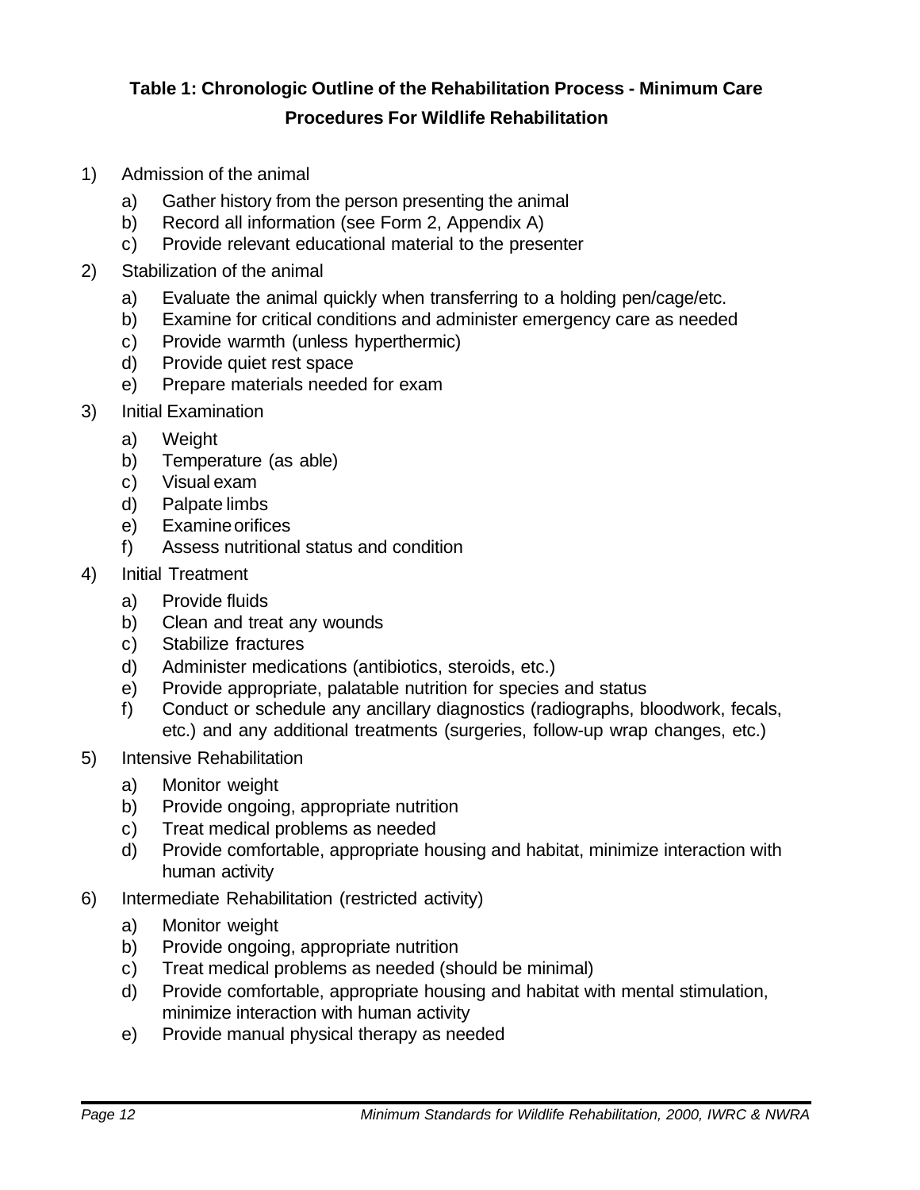**Table 1: Chronologic Outline of the Rehabilitation Process - Minimum Care Procedures For Wildlife Rehabilitation**

1) Admission of the animal
   a) Gather history from the person presenting the animal
   b) Record all information (see Form 2, Appendix A)
   c) Provide relevant educational material to the presenter
2) Stabilization of the animal
   a) Evaluate the animal quickly when transferring to a holding pen/cage/etc.
   b) Examine for critical conditions and administer emergency care as needed
   c) Provide warmth (unless hyperthermic)
   d) Provide quiet rest space
   e) Prepare materials needed for exam
3) Initial Examination
   a) Weight
   b) Temperature (as able)
   c) Visual exam
   d) Palpate limbs
   e) Examine orifices
   f) Assess nutritional status and condition
4) Initial Treatment
   a) Provide fluids
   b) Clean and treat any wounds
   c) Stabilize fractures
   d) Administer medications (antibiotics, steroids, etc.)
   e) Provide appropriate, palatable nutrition for species and status
   f) Conduct or schedule any ancillary diagnostics (radiographs, bloodwork, fecals, etc.) and any additional treatments (surgeries, follow-up wrap changes, etc.)
5) Intensive Rehabilitation
   a) Monitor weight
   b) Provide ongoing, appropriate nutrition
   c) Treat medical problems as needed
   d) Provide comfortable, appropriate housing and habitat, minimize interaction with human activity
6) Intermediate Rehabilitation (restricted activity)
   a) Monitor weight
   b) Provide ongoing, appropriate nutrition
   c) Treat medical problems as needed (should be minimal)
   d) Provide comfortable, appropriate housing and habitat with mental stimulation, minimize interaction with human activity
   e) Provide manual physical therapy as needed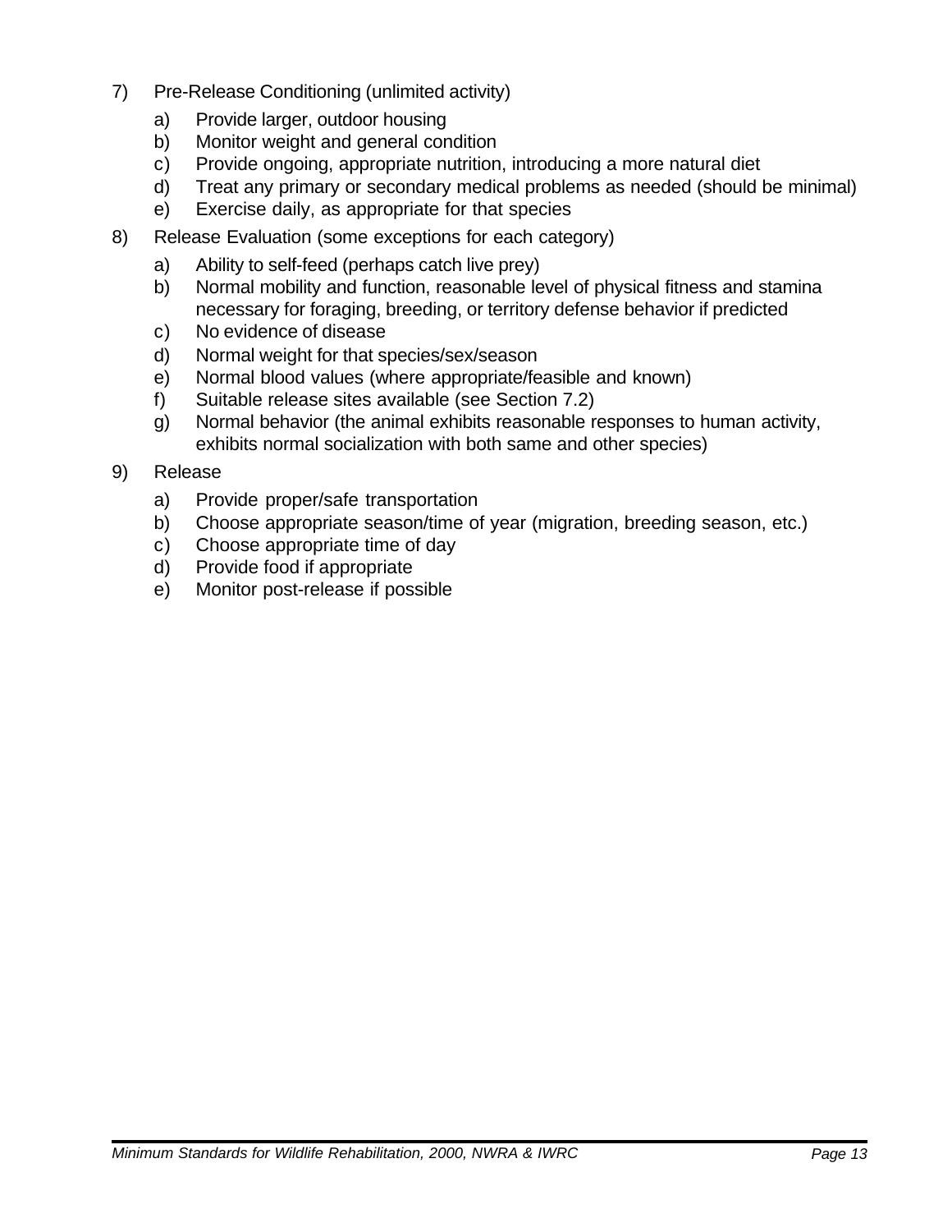7) Pre-Release Conditioning (unlimited activity)

    a) Provide larger, outdoor housing
    b) Monitor weight and general condition
    c) Provide ongoing, appropriate nutrition, introducing a more natural diet
    d) Treat any primary or secondary medical problems as needed (should be minimal)
    e) Exercise daily, as appropriate for that species

8) Release Evaluation (some exceptions for each category)

    a) Ability to self-feed (perhaps catch live prey)
    b) Normal mobility and function, reasonable level of physical fitness and stamina necessary for foraging, breeding, or territory defense behavior if predicted
    c) No evidence of disease
    d) Normal weight for that species/sex/season
    e) Normal blood values (where appropriate/feasible and known)
    f) Suitable release sites available (see Section 7.2)
    g) Normal behavior (the animal exhibits reasonable responses to human activity, exhibits normal socialization with both same and other species)

9) Release

    a) Provide proper/safe transportation
    b) Choose appropriate season/time of year (migration, breeding season, etc.)
    c) Choose appropriate time of day
    d) Provide food if appropriate
    e) Monitor post-release if possible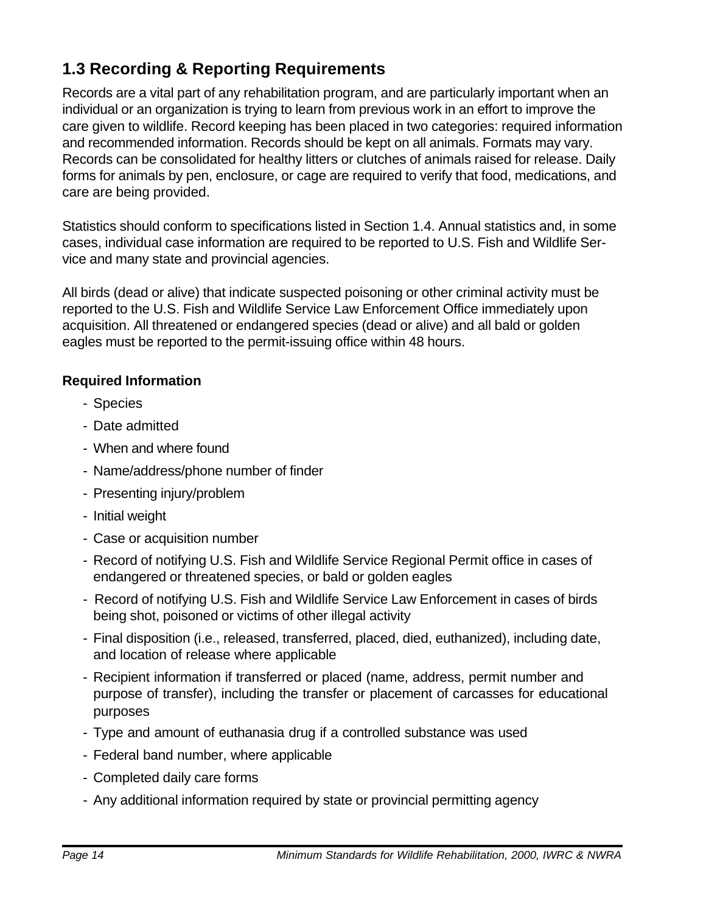## 1.3 Recording & Reporting Requirements

Records are a vital part of any rehabilitation program, and are particularly important when an individual or an organization is trying to learn from previous work in an effort to improve the care given to wildlife. Record keeping has been placed in two categories: required information and recommended information. Records should be kept on all animals. Formats may vary. Records can be consolidated for healthy litters or clutches of animals raised for release. Daily forms for animals by pen, enclosure, or cage are required to verify that food, medications, and care are being provided.

Statistics should conform to specifications listed in Section 1.4. Annual statistics and, in some cases, individual case information are required to be reported to U.S. Fish and Wildlife Service and many state and provincial agencies.

All birds (dead or alive) that indicate suspected poisoning or other criminal activity must be reported to the U.S. Fish and Wildlife Service Law Enforcement Office immediately upon acquisition. All threatened or endangered species (dead or alive) and all bald or golden eagles must be reported to the permit-issuing office within 48 hours.

**Required Information**

- Species
- Date admitted
- When and where found
- Name/address/phone number of finder
- Presenting injury/problem
- Initial weight
- Case or acquisition number
- Record of notifying U.S. Fish and Wildlife Service Regional Permit office in cases of endangered or threatened species, or bald or golden eagles
- Record of notifying U.S. Fish and Wildlife Service Law Enforcement in cases of birds being shot, poisoned or victims of other illegal activity
- Final disposition (i.e., released, transferred, placed, died, euthanized), including date, and location of release where applicable
- Recipient information if transferred or placed (name, address, permit number and purpose of transfer), including the transfer or placement of carcasses for educational purposes
- Type and amount of euthanasia drug if a controlled substance was used
- Federal band number, where applicable
- Completed daily care forms
- Any additional information required by state or provincial permitting agency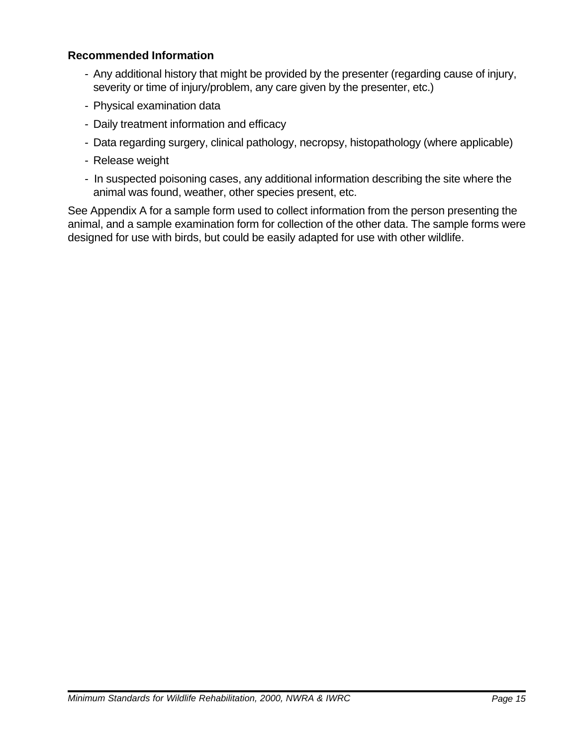**Recommended Information**

- Any additional history that might be provided by the presenter (regarding cause of injury, severity or time of injury/problem, any care given by the presenter, etc.)
- Physical examination data
- Daily treatment information and efficacy
- Data regarding surgery, clinical pathology, necropsy, histopathology (where applicable)
- Release weight
- In suspected poisoning cases, any additional information describing the site where the animal was found, weather, other species present, etc.

See Appendix A for a sample form used to collect information from the person presenting the animal, and a sample examination form for collection of the other data. The sample forms were designed for use with birds, but could be easily adapted for use with other wildlife.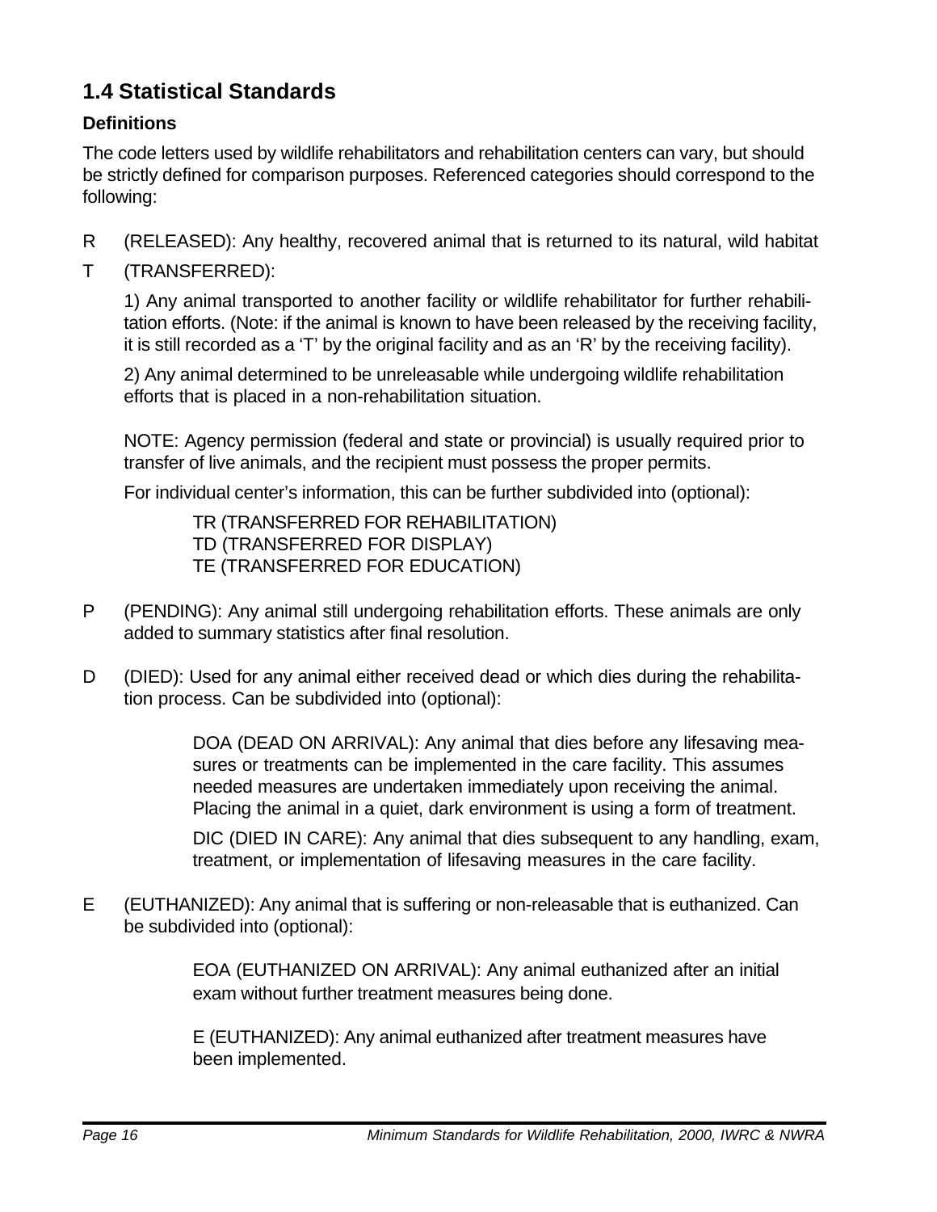## 1.4 Statistical Standards

### Definitions

The code letters used by wildlife rehabilitators and rehabilitation centers can vary, but should be strictly defined for comparison purposes. Referenced categories should correspond to the following:

R (RELEASED): Any healthy, recovered animal that is returned to its natural, wild habitat

T (TRANSFERRED):

1) Any animal transported to another facility or wildlife rehabilitator for further rehabilitation efforts. (Note: if the animal is known to have been released by the receiving facility, it is still recorded as a 'T' by the original facility and as an 'R' by the receiving facility).

2) Any animal determined to be unreleasable while undergoing wildlife rehabilitation efforts that is placed in a non-rehabilitation situation.

NOTE: Agency permission (federal and state or provincial) is usually required prior to transfer of live animals, and the recipient must possess the proper permits.

For individual center's information, this can be further subdivided into (optional):

TR (TRANSFERRED FOR REHABILITATION)
TD (TRANSFERRED FOR DISPLAY)
TE (TRANSFERRED FOR EDUCATION)

P (PENDING): Any animal still undergoing rehabilitation efforts. These animals are only added to summary statistics after final resolution.

D (DIED): Used for any animal either received dead or which dies during the rehabilitation process. Can be subdivided into (optional):

DOA (DEAD ON ARRIVAL): Any animal that dies before any lifesaving measures or treatments can be implemented in the care facility. This assumes needed measures are undertaken immediately upon receiving the animal. Placing the animal in a quiet, dark environment is using a form of treatment.

DIC (DIED IN CARE): Any animal that dies subsequent to any handling, exam, treatment, or implementation of lifesaving measures in the care facility.

E (EUTHANIZED): Any animal that is suffering or non-releasable that is euthanized. Can be subdivided into (optional):

EOA (EUTHANIZED ON ARRIVAL): Any animal euthanized after an initial exam without further treatment measures being done.

E (EUTHANIZED): Any animal euthanized after treatment measures have been implemented.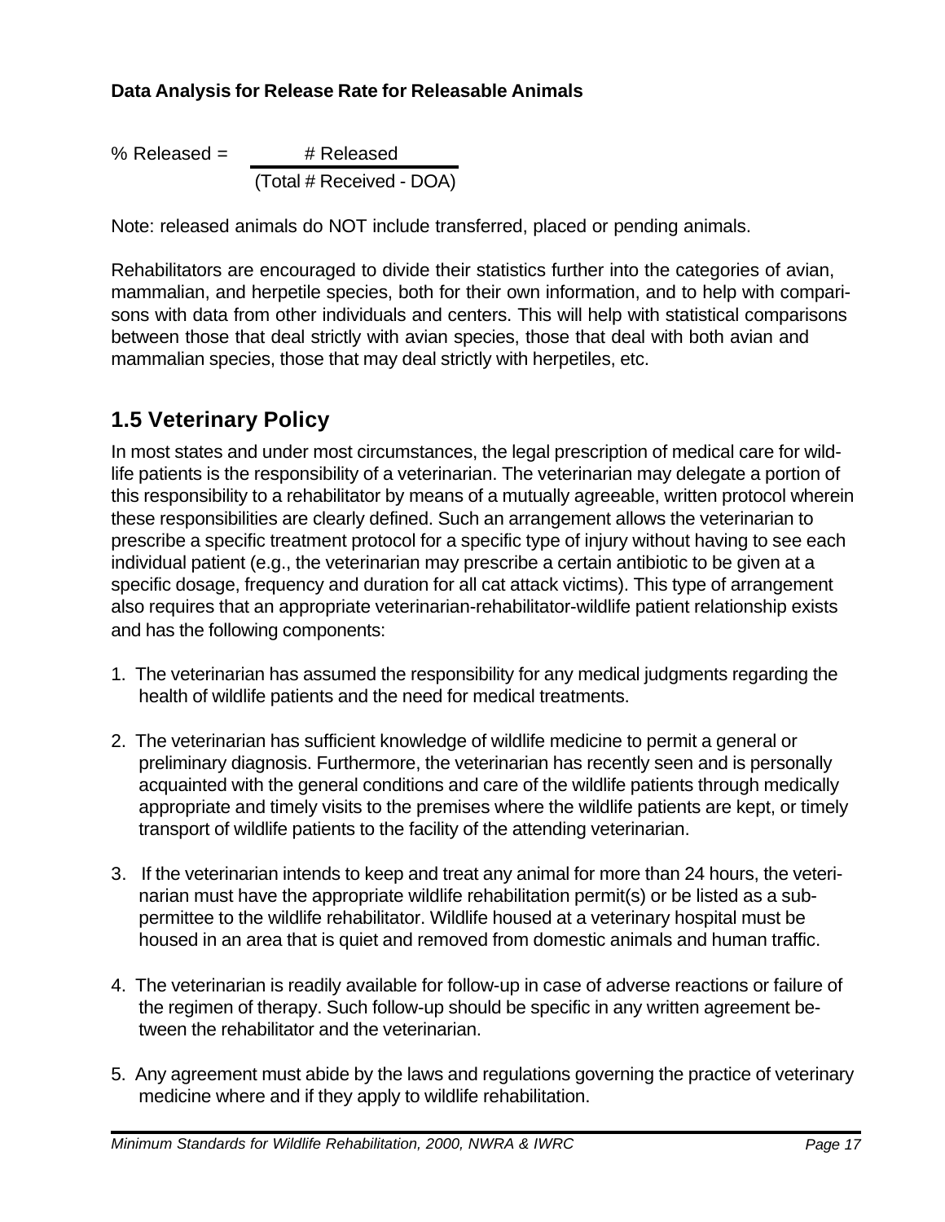**Data Analysis for Release Rate for Releasable Animals**

$$\% \text{ Released} = \frac{\# \text{ Released}}{(\text{Total } \# \text{ Received - DOA})}$$

Note: released animals do NOT include transferred, placed or pending animals.

Rehabilitators are encouraged to divide their statistics further into the categories of avian, mammalian, and herpetile species, both for their own information, and to help with comparisons with data from other individuals and centers. This will help with statistical comparisons between those that deal strictly with avian species, those that deal with both avian and mammalian species, those that may deal strictly with herpetiles, etc.

## 1.5 Veterinary Policy

In most states and under most circumstances, the legal prescription of medical care for wildlife patients is the responsibility of a veterinarian. The veterinarian may delegate a portion of this responsibility to a rehabilitator by means of a mutually agreeable, written protocol wherein these responsibilities are clearly defined. Such an arrangement allows the veterinarian to prescribe a specific treatment protocol for a specific type of injury without having to see each individual patient (e.g., the veterinarian may prescribe a certain antibiotic to be given at a specific dosage, frequency and duration for all cat attack victims). This type of arrangement also requires that an appropriate veterinarian-rehabilitator-wildlife patient relationship exists and has the following components:

1. The veterinarian has assumed the responsibility for any medical judgments regarding the health of wildlife patients and the need for medical treatments.

2. The veterinarian has sufficient knowledge of wildlife medicine to permit a general or preliminary diagnosis. Furthermore, the veterinarian has recently seen and is personally acquainted with the general conditions and care of the wildlife patients through medically appropriate and timely visits to the premises where the wildlife patients are kept, or timely transport of wildlife patients to the facility of the attending veterinarian.

3. If the veterinarian intends to keep and treat any animal for more than 24 hours, the veterinarian must have the appropriate wildlife rehabilitation permit(s) or be listed as a subpermittee to the wildlife rehabilitator. Wildlife housed at a veterinary hospital must be housed in an area that is quiet and removed from domestic animals and human traffic.

4. The veterinarian is readily available for follow-up in case of adverse reactions or failure of the regimen of therapy. Such follow-up should be specific in any written agreement between the rehabilitator and the veterinarian.

5. Any agreement must abide by the laws and regulations governing the practice of veterinary medicine where and if they apply to wildlife rehabilitation.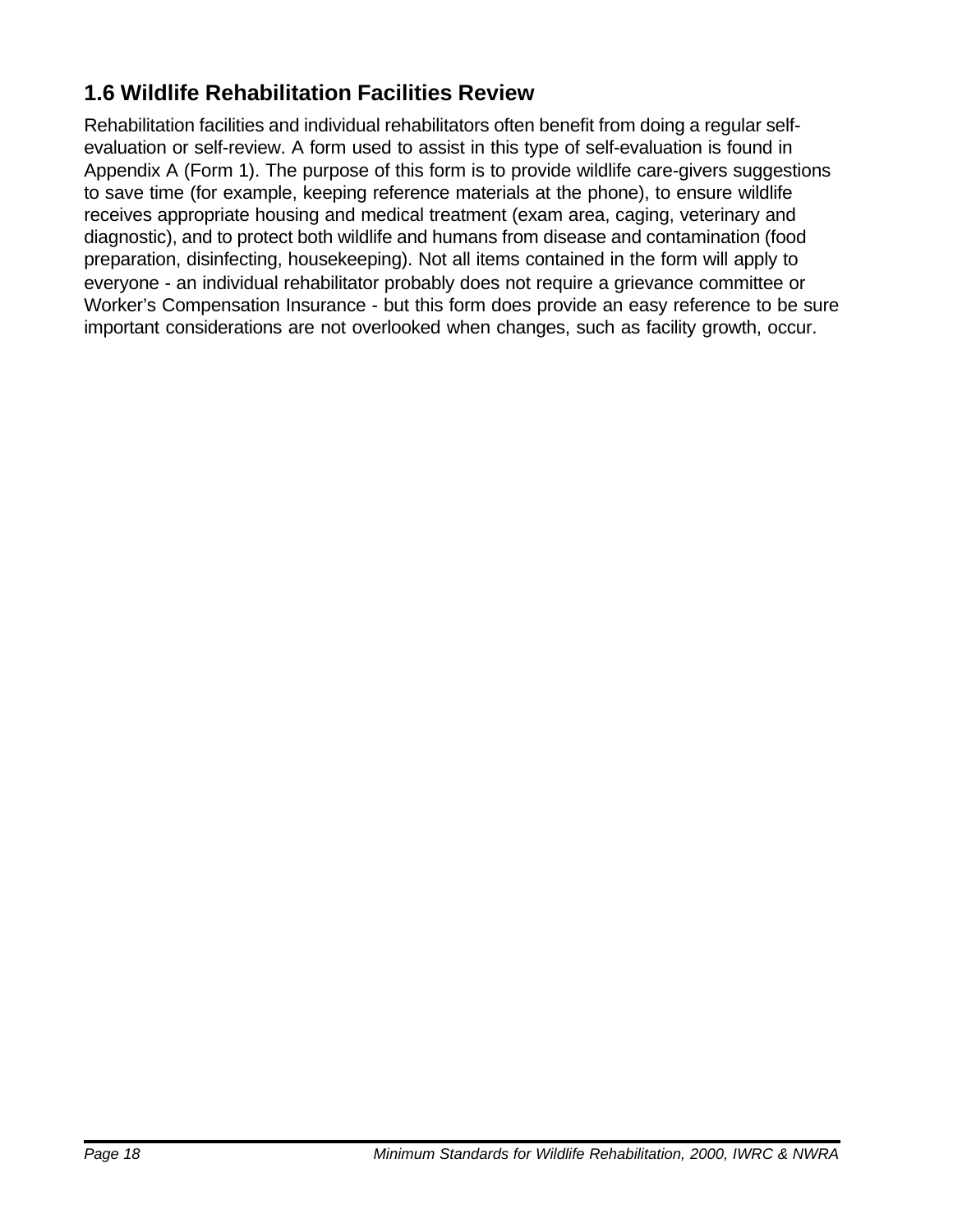## 1.6 Wildlife Rehabilitation Facilities Review

Rehabilitation facilities and individual rehabilitators often benefit from doing a regular self-evaluation or self-review. A form used to assist in this type of self-evaluation is found in Appendix A (Form 1). The purpose of this form is to provide wildlife care-givers suggestions to save time (for example, keeping reference materials at the phone), to ensure wildlife receives appropriate housing and medical treatment (exam area, caging, veterinary and diagnostic), and to protect both wildlife and humans from disease and contamination (food preparation, disinfecting, housekeeping). Not all items contained in the form will apply to everyone - an individual rehabilitator probably does not require a grievance committee or Worker's Compensation Insurance - but this form does provide an easy reference to be sure important considerations are not overlooked when changes, such as facility growth, occur.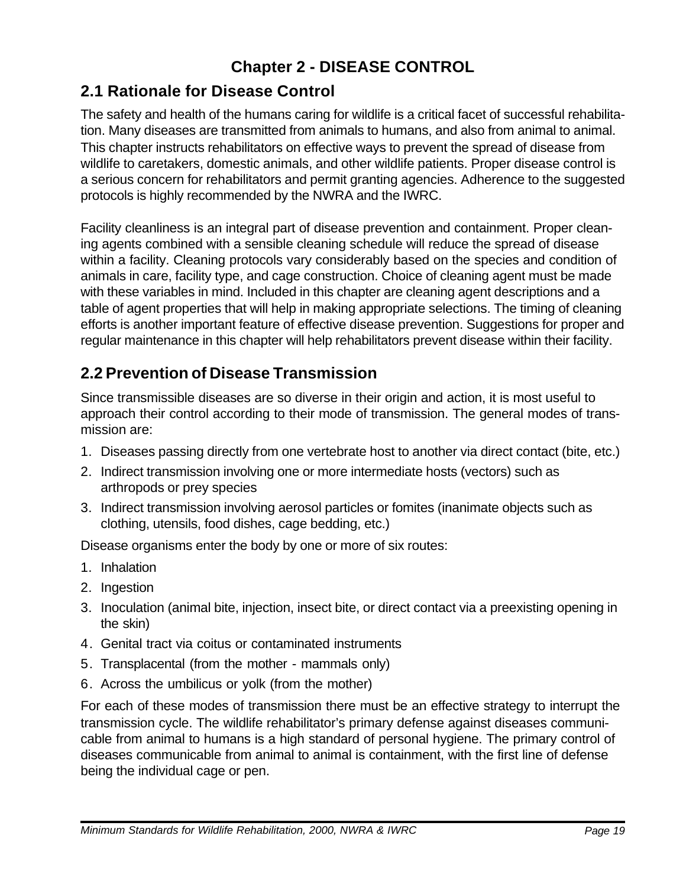# Chapter 2 - DISEASE CONTROL

## 2.1 Rationale for Disease Control

The safety and health of the humans caring for wildlife is a critical facet of successful rehabilitation. Many diseases are transmitted from animals to humans, and also from animal to animal. This chapter instructs rehabilitators on effective ways to prevent the spread of disease from wildlife to caretakers, domestic animals, and other wildlife patients. Proper disease control is a serious concern for rehabilitators and permit granting agencies. Adherence to the suggested protocols is highly recommended by the NWRA and the IWRC.

Facility cleanliness is an integral part of disease prevention and containment. Proper cleaning agents combined with a sensible cleaning schedule will reduce the spread of disease within a facility. Cleaning protocols vary considerably based on the species and condition of animals in care, facility type, and cage construction. Choice of cleaning agent must be made with these variables in mind. Included in this chapter are cleaning agent descriptions and a table of agent properties that will help in making appropriate selections. The timing of cleaning efforts is another important feature of effective disease prevention. Suggestions for proper and regular maintenance in this chapter will help rehabilitators prevent disease within their facility.

## 2.2 Prevention of Disease Transmission

Since transmissible diseases are so diverse in their origin and action, it is most useful to approach their control according to their mode of transmission. The general modes of transmission are:

1. Diseases passing directly from one vertebrate host to another via direct contact (bite, etc.)
2. Indirect transmission involving one or more intermediate hosts (vectors) such as arthropods or prey species
3. Indirect transmission involving aerosol particles or fomites (inanimate objects such as clothing, utensils, food dishes, cage bedding, etc.)

Disease organisms enter the body by one or more of six routes:

1. Inhalation
2. Ingestion
3. Inoculation (animal bite, injection, insect bite, or direct contact via a preexisting opening in the skin)
4. Genital tract via coitus or contaminated instruments
5. Transplacental (from the mother - mammals only)
6. Across the umbilicus or yolk (from the mother)

For each of these modes of transmission there must be an effective strategy to interrupt the transmission cycle. The wildlife rehabilitator's primary defense against diseases communicable from animal to humans is a high standard of personal hygiene. The primary control of diseases communicable from animal to animal is containment, with the first line of defense being the individual cage or pen.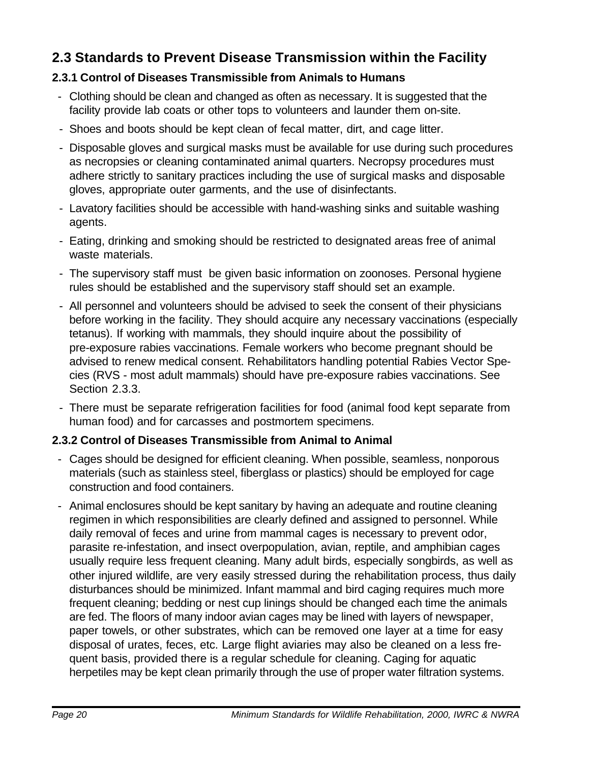## 2.3 Standards to Prevent Disease Transmission within the Facility

### 2.3.1 Control of Diseases Transmissible from Animals to Humans

- Clothing should be clean and changed as often as necessary. It is suggested that the facility provide lab coats or other tops to volunteers and launder them on-site.
- Shoes and boots should be kept clean of fecal matter, dirt, and cage litter.
- Disposable gloves and surgical masks must be available for use during such procedures as necropsies or cleaning contaminated animal quarters. Necropsy procedures must adhere strictly to sanitary practices including the use of surgical masks and disposable gloves, appropriate outer garments, and the use of disinfectants.
- Lavatory facilities should be accessible with hand-washing sinks and suitable washing agents.
- Eating, drinking and smoking should be restricted to designated areas free of animal waste materials.
- The supervisory staff must be given basic information on zoonoses. Personal hygiene rules should be established and the supervisory staff should set an example.
- All personnel and volunteers should be advised to seek the consent of their physicians before working in the facility. They should acquire any necessary vaccinations (especially tetanus). If working with mammals, they should inquire about the possibility of pre-exposure rabies vaccinations. Female workers who become pregnant should be advised to renew medical consent. Rehabilitators handling potential Rabies Vector Species (RVS - most adult mammals) should have pre-exposure rabies vaccinations. See Section 2.3.3.
- There must be separate refrigeration facilities for food (animal food kept separate from human food) and for carcasses and postmortem specimens.

### 2.3.2 Control of Diseases Transmissible from Animal to Animal

- Cages should be designed for efficient cleaning. When possible, seamless, nonporous materials (such as stainless steel, fiberglass or plastics) should be employed for cage construction and food containers.
- Animal enclosures should be kept sanitary by having an adequate and routine cleaning regimen in which responsibilities are clearly defined and assigned to personnel. While daily removal of feces and urine from mammal cages is necessary to prevent odor, parasite re-infestation, and insect overpopulation, avian, reptile, and amphibian cages usually require less frequent cleaning. Many adult birds, especially songbirds, as well as other injured wildlife, are very easily stressed during the rehabilitation process, thus daily disturbances should be minimized. Infant mammal and bird caging requires much more frequent cleaning; bedding or nest cup linings should be changed each time the animals are fed. The floors of many indoor avian cages may be lined with layers of newspaper, paper towels, or other substrates, which can be removed one layer at a time for easy disposal of urates, feces, etc. Large flight aviaries may also be cleaned on a less frequent basis, provided there is a regular schedule for cleaning. Caging for aquatic herpetiles may be kept clean primarily through the use of proper water filtration systems.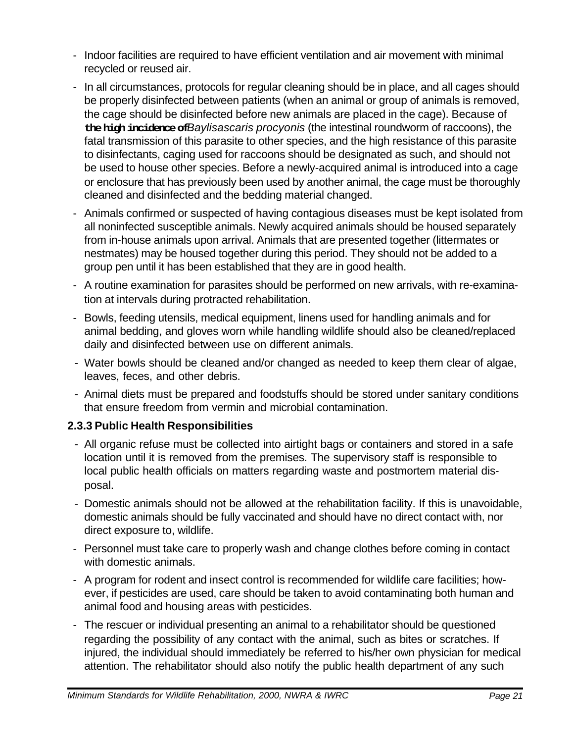- Indoor facilities are required to have efficient ventilation and air movement with minimal recycled or reused air.
- In all circumstances, protocols for regular cleaning should be in place, and all cages should be properly disinfected between patients (when an animal or group of animals is removed, the cage should be disinfected before new animals are placed in the cage). Because of **the high incidence of** *Baylisascaris procyonis* (the intestinal roundworm of raccoons), the fatal transmission of this parasite to other species, and the high resistance of this parasite to disinfectants, caging used for raccoons should be designated as such, and should not be used to house other species. Before a newly-acquired animal is introduced into a cage or enclosure that has previously been used by another animal, the cage must be thoroughly cleaned and disinfected and the bedding material changed.
- Animals confirmed or suspected of having contagious diseases must be kept isolated from all noninfected susceptible animals. Newly acquired animals should be housed separately from in-house animals upon arrival. Animals that are presented together (littermates or nestmates) may be housed together during this period. They should not be added to a group pen until it has been established that they are in good health.
- A routine examination for parasites should be performed on new arrivals, with re-examination at intervals during protracted rehabilitation.
- Bowls, feeding utensils, medical equipment, linens used for handling animals and for animal bedding, and gloves worn while handling wildlife should also be cleaned/replaced daily and disinfected between use on different animals.
- Water bowls should be cleaned and/or changed as needed to keep them clear of algae, leaves, feces, and other debris.
- Animal diets must be prepared and foodstuffs should be stored under sanitary conditions that ensure freedom from vermin and microbial contamination.

### 2.3.3 Public Health Responsibilities

- All organic refuse must be collected into airtight bags or containers and stored in a safe location until it is removed from the premises. The supervisory staff is responsible to local public health officials on matters regarding waste and postmortem material disposal.
- Domestic animals should not be allowed at the rehabilitation facility. If this is unavoidable, domestic animals should be fully vaccinated and should have no direct contact with, nor direct exposure to, wildlife.
- Personnel must take care to properly wash and change clothes before coming in contact with domestic animals.
- A program for rodent and insect control is recommended for wildlife care facilities; however, if pesticides are used, care should be taken to avoid contaminating both human and animal food and housing areas with pesticides.
- The rescuer or individual presenting an animal to a rehabilitator should be questioned regarding the possibility of any contact with the animal, such as bites or scratches. If injured, the individual should immediately be referred to his/her own physician for medical attention. The rehabilitator should also notify the public health department of any such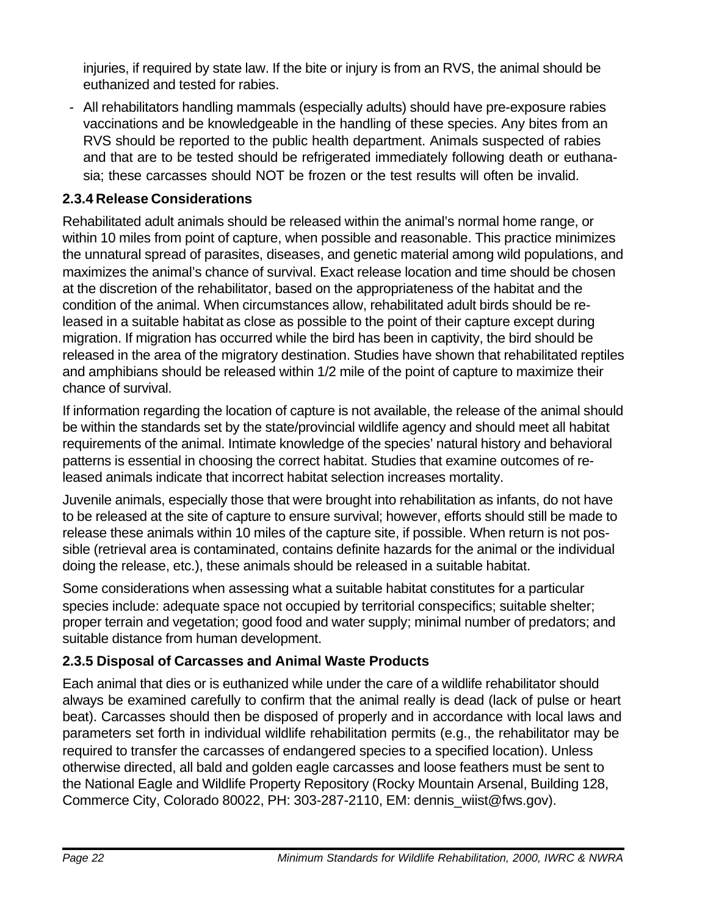injuries, if required by state law. If the bite or injury is from an RVS, the animal should be euthanized and tested for rabies.

- All rehabilitators handling mammals (especially adults) should have pre-exposure rabies vaccinations and be knowledgeable in the handling of these species. Any bites from an RVS should be reported to the public health department. Animals suspected of rabies and that are to be tested should be refrigerated immediately following death or euthanasia; these carcasses should NOT be frozen or the test results will often be invalid.

### 2.3.4 Release Considerations

Rehabilitated adult animals should be released within the animal's normal home range, or within 10 miles from point of capture, when possible and reasonable. This practice minimizes the unnatural spread of parasites, diseases, and genetic material among wild populations, and maximizes the animal's chance of survival. Exact release location and time should be chosen at the discretion of the rehabilitator, based on the appropriateness of the habitat and the condition of the animal. When circumstances allow, rehabilitated adult birds should be released in a suitable habitat as close as possible to the point of their capture except during migration. If migration has occurred while the bird has been in captivity, the bird should be released in the area of the migratory destination. Studies have shown that rehabilitated reptiles and amphibians should be released within 1/2 mile of the point of capture to maximize their chance of survival.

If information regarding the location of capture is not available, the release of the animal should be within the standards set by the state/provincial wildlife agency and should meet all habitat requirements of the animal. Intimate knowledge of the species' natural history and behavioral patterns is essential in choosing the correct habitat. Studies that examine outcomes of released animals indicate that incorrect habitat selection increases mortality.

Juvenile animals, especially those that were brought into rehabilitation as infants, do not have to be released at the site of capture to ensure survival; however, efforts should still be made to release these animals within 10 miles of the capture site, if possible. When return is not possible (retrieval area is contaminated, contains definite hazards for the animal or the individual doing the release, etc.), these animals should be released in a suitable habitat.

Some considerations when assessing what a suitable habitat constitutes for a particular species include: adequate space not occupied by territorial conspecifics; suitable shelter; proper terrain and vegetation; good food and water supply; minimal number of predators; and suitable distance from human development.

### 2.3.5 Disposal of Carcasses and Animal Waste Products

Each animal that dies or is euthanized while under the care of a wildlife rehabilitator should always be examined carefully to confirm that the animal really is dead (lack of pulse or heart beat). Carcasses should then be disposed of properly and in accordance with local laws and parameters set forth in individual wildlife rehabilitation permits (e.g., the rehabilitator may be required to transfer the carcasses of endangered species to a specified location). Unless otherwise directed, all bald and golden eagle carcasses and loose feathers must be sent to the National Eagle and Wildlife Property Repository (Rocky Mountain Arsenal, Building 128, Commerce City, Colorado 80022, PH: 303-287-2110, EM: dennis_wiist@fws.gov).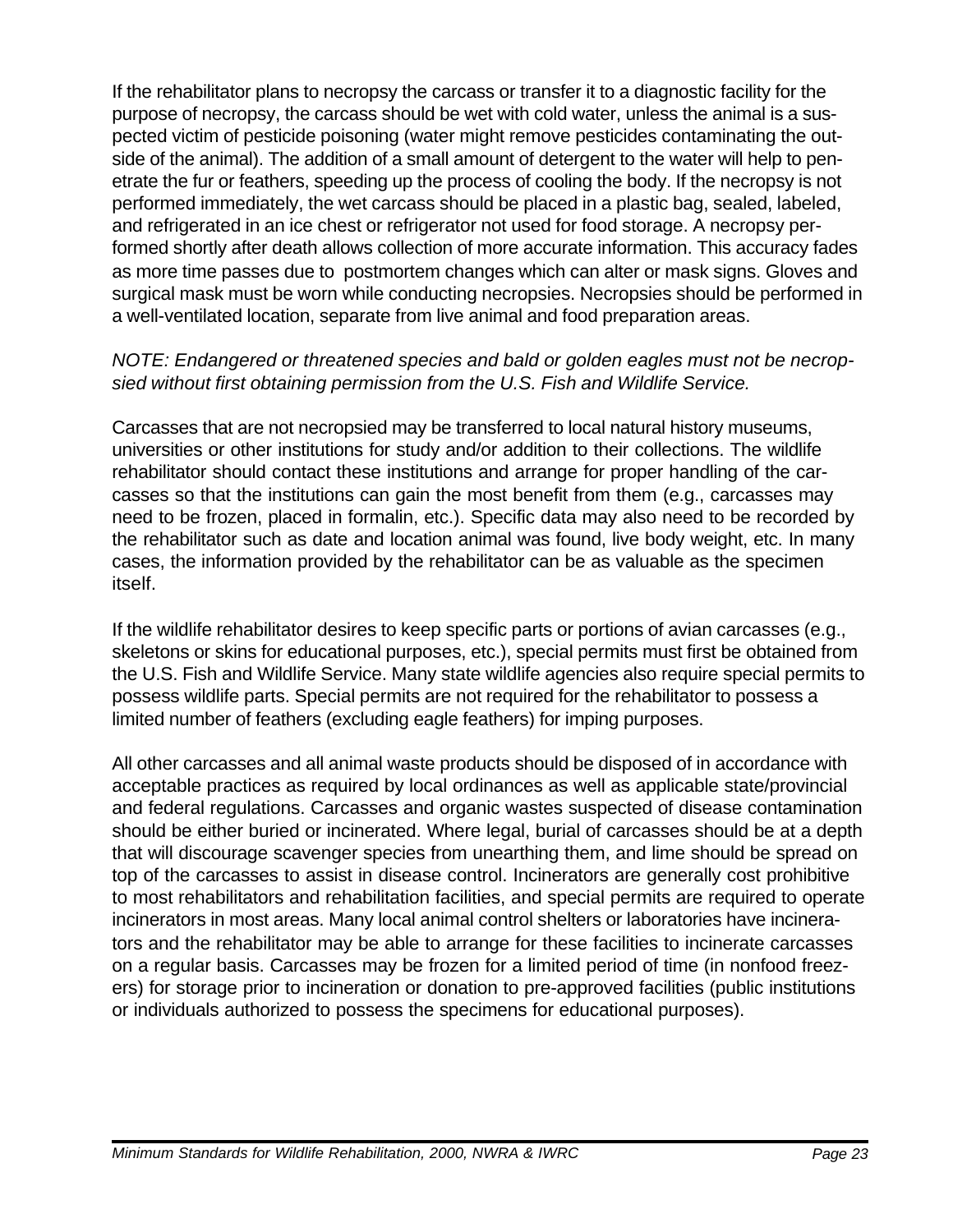If the rehabilitator plans to necropsy the carcass or transfer it to a diagnostic facility for the purpose of necropsy, the carcass should be wet with cold water, unless the animal is a suspected victim of pesticide poisoning (water might remove pesticides contaminating the outside of the animal). The addition of a small amount of detergent to the water will help to penetrate the fur or feathers, speeding up the process of cooling the body. If the necropsy is not performed immediately, the wet carcass should be placed in a plastic bag, sealed, labeled, and refrigerated in an ice chest or refrigerator not used for food storage. A necropsy performed shortly after death allows collection of more accurate information. This accuracy fades as more time passes due to postmortem changes which can alter or mask signs. Gloves and surgical mask must be worn while conducting necropsies. Necropsies should be performed in a well-ventilated location, separate from live animal and food preparation areas.

*NOTE: Endangered or threatened species and bald or golden eagles must not be necropsied without first obtaining permission from the U.S. Fish and Wildlife Service.*

Carcasses that are not necropsied may be transferred to local natural history museums, universities or other institutions for study and/or addition to their collections. The wildlife rehabilitator should contact these institutions and arrange for proper handling of the carcasses so that the institutions can gain the most benefit from them (e.g., carcasses may need to be frozen, placed in formalin, etc.). Specific data may also need to be recorded by the rehabilitator such as date and location animal was found, live body weight, etc. In many cases, the information provided by the rehabilitator can be as valuable as the specimen itself.

If the wildlife rehabilitator desires to keep specific parts or portions of avian carcasses (e.g., skeletons or skins for educational purposes, etc.), special permits must first be obtained from the U.S. Fish and Wildlife Service. Many state wildlife agencies also require special permits to possess wildlife parts. Special permits are not required for the rehabilitator to possess a limited number of feathers (excluding eagle feathers) for imping purposes.

All other carcasses and all animal waste products should be disposed of in accordance with acceptable practices as required by local ordinances as well as applicable state/provincial and federal regulations. Carcasses and organic wastes suspected of disease contamination should be either buried or incinerated. Where legal, burial of carcasses should be at a depth that will discourage scavenger species from unearthing them, and lime should be spread on top of the carcasses to assist in disease control. Incinerators are generally cost prohibitive to most rehabilitators and rehabilitation facilities, and special permits are required to operate incinerators in most areas. Many local animal control shelters or laboratories have incinerators and the rehabilitator may be able to arrange for these facilities to incinerate carcasses on a regular basis. Carcasses may be frozen for a limited period of time (in nonfood freezers) for storage prior to incineration or donation to pre-approved facilities (public institutions or individuals authorized to possess the specimens for educational purposes).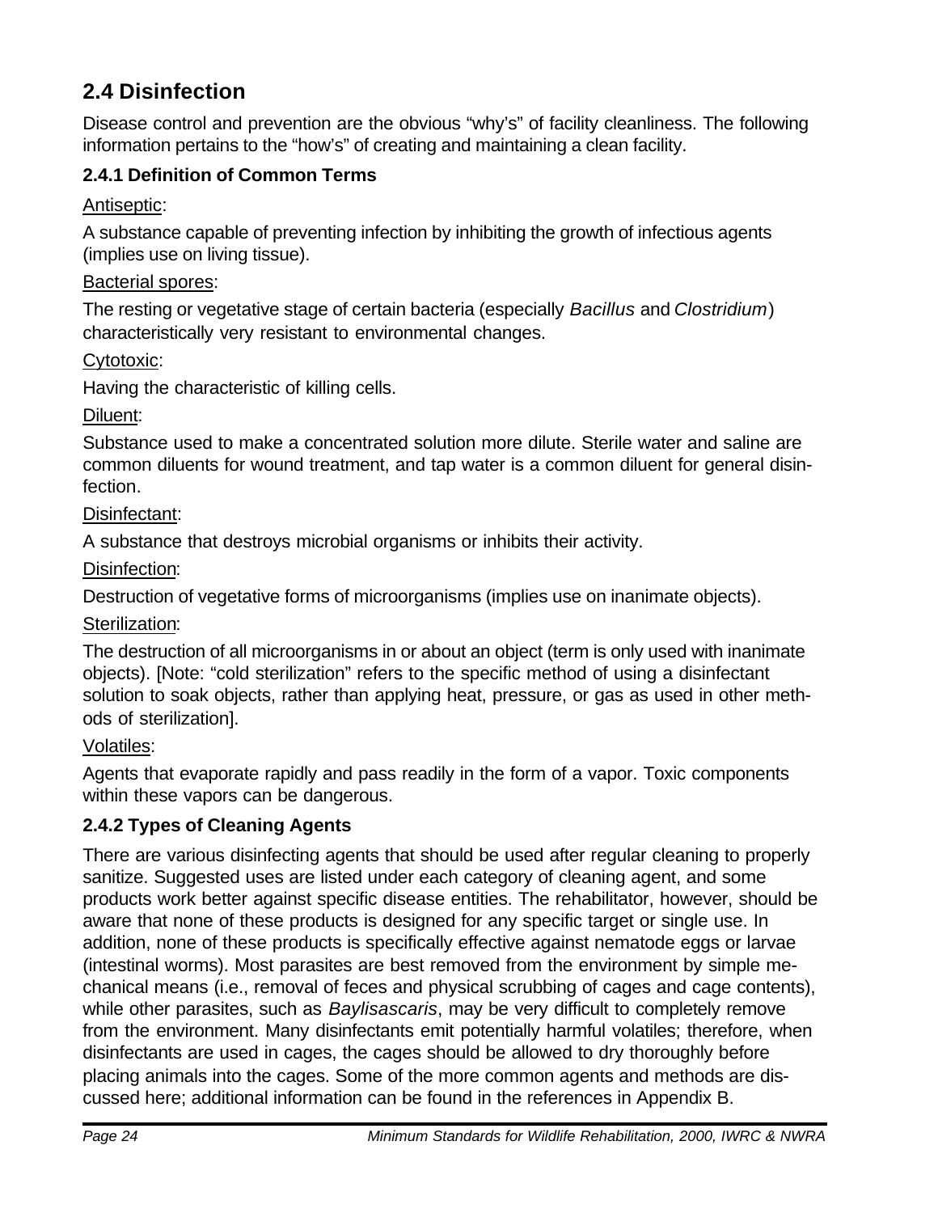## 2.4 Disinfection

Disease control and prevention are the obvious "why's" of facility cleanliness. The following information pertains to the "how's" of creating and maintaining a clean facility.

### 2.4.1 Definition of Common Terms

Antiseptic:

A substance capable of preventing infection by inhibiting the growth of infectious agents (implies use on living tissue).

Bacterial spores:

The resting or vegetative stage of certain bacteria (especially *Bacillus* and *Clostridium*) characteristically very resistant to environmental changes.

Cytotoxic:

Having the characteristic of killing cells.

Diluent:

Substance used to make a concentrated solution more dilute. Sterile water and saline are common diluents for wound treatment, and tap water is a common diluent for general disinfection.

Disinfectant:

A substance that destroys microbial organisms or inhibits their activity.

Disinfection:

Destruction of vegetative forms of microorganisms (implies use on inanimate objects).

Sterilization:

The destruction of all microorganisms in or about an object (term is only used with inanimate objects). [Note: "cold sterilization" refers to the specific method of using a disinfectant solution to soak objects, rather than applying heat, pressure, or gas as used in other methods of sterilization].

Volatiles:

Agents that evaporate rapidly and pass readily in the form of a vapor. Toxic components within these vapors can be dangerous.

### 2.4.2 Types of Cleaning Agents

There are various disinfecting agents that should be used after regular cleaning to properly sanitize. Suggested uses are listed under each category of cleaning agent, and some products work better against specific disease entities. The rehabilitator, however, should be aware that none of these products is designed for any specific target or single use. In addition, none of these products is specifically effective against nematode eggs or larvae (intestinal worms). Most parasites are best removed from the environment by simple mechanical means (i.e., removal of feces and physical scrubbing of cages and cage contents), while other parasites, such as *Baylisascaris*, may be very difficult to completely remove from the environment. Many disinfectants emit potentially harmful volatiles; therefore, when disinfectants are used in cages, the cages should be allowed to dry thoroughly before placing animals into the cages. Some of the more common agents and methods are discussed here; additional information can be found in the references in Appendix B.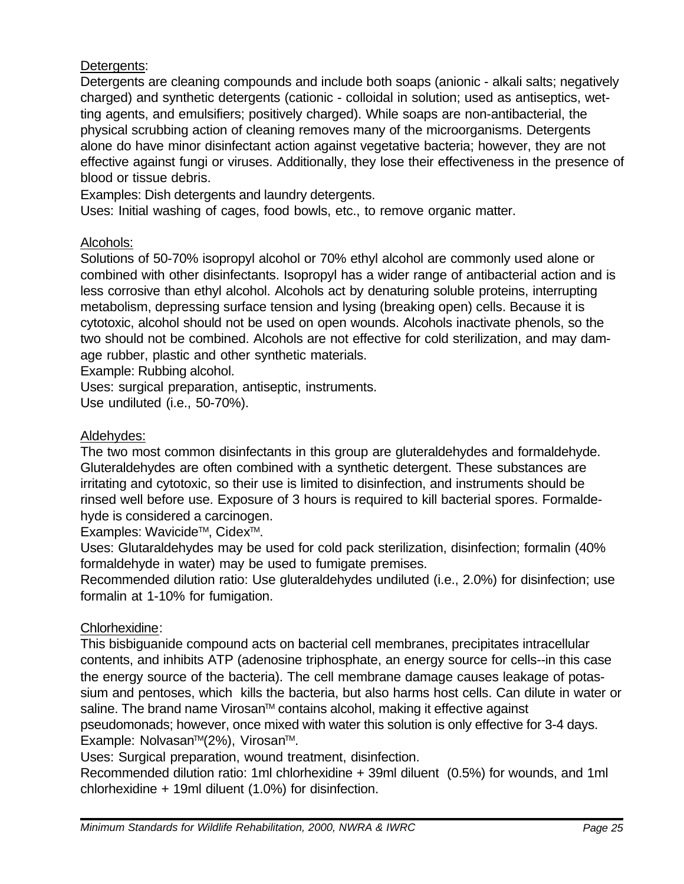Detergents:

Detergents are cleaning compounds and include both soaps (anionic - alkali salts; negatively charged) and synthetic detergents (cationic - colloidal in solution; used as antiseptics, wetting agents, and emulsifiers; positively charged). While soaps are non-antibacterial, the physical scrubbing action of cleaning removes many of the microorganisms. Detergents alone do have minor disinfectant action against vegetative bacteria; however, they are not effective against fungi or viruses. Additionally, they lose their effectiveness in the presence of blood or tissue debris.

Examples: Dish detergents and laundry detergents.

Uses: Initial washing of cages, food bowls, etc., to remove organic matter.

Alcohols:

Solutions of 50-70% isopropyl alcohol or 70% ethyl alcohol are commonly used alone or combined with other disinfectants. Isopropyl has a wider range of antibacterial action and is less corrosive than ethyl alcohol. Alcohols act by denaturing soluble proteins, interrupting metabolism, depressing surface tension and lysing (breaking open) cells. Because it is cytotoxic, alcohol should not be used on open wounds. Alcohols inactivate phenols, so the two should not be combined. Alcohols are not effective for cold sterilization, and may damage rubber, plastic and other synthetic materials.

Example: Rubbing alcohol.

Uses: surgical preparation, antiseptic, instruments.

Use undiluted (i.e., 50-70%).

Aldehydes:

The two most common disinfectants in this group are gluteraldehydes and formaldehyde. Gluteraldehydes are often combined with a synthetic detergent. These substances are irritating and cytotoxic, so their use is limited to disinfection, and instruments should be rinsed well before use. Exposure of 3 hours is required to kill bacterial spores. Formaldehyde is considered a carcinogen.

Examples: Wavicide™, Cidex™.

Uses: Glutaraldehydes may be used for cold pack sterilization, disinfection; formalin (40% formaldehyde in water) may be used to fumigate premises.

Recommended dilution ratio: Use gluteraldehydes undiluted (i.e., 2.0%) for disinfection; use formalin at 1-10% for fumigation.

Chlorhexidine:

This bisbiguanide compound acts on bacterial cell membranes, precipitates intracellular contents, and inhibits ATP (adenosine triphosphate, an energy source for cells--in this case the energy source of the bacteria). The cell membrane damage causes leakage of potassium and pentoses, which kills the bacteria, but also harms host cells. Can dilute in water or saline. The brand name Virosan™ contains alcohol, making it effective against pseudomonads; however, once mixed with water this solution is only effective for 3-4 days.

Example: Nolvasan™(2%), Virosan™.

Uses: Surgical preparation, wound treatment, disinfection.

Recommended dilution ratio: 1ml chlorhexidine + 39ml diluent (0.5%) for wounds, and 1ml chlorhexidine + 19ml diluent (1.0%) for disinfection.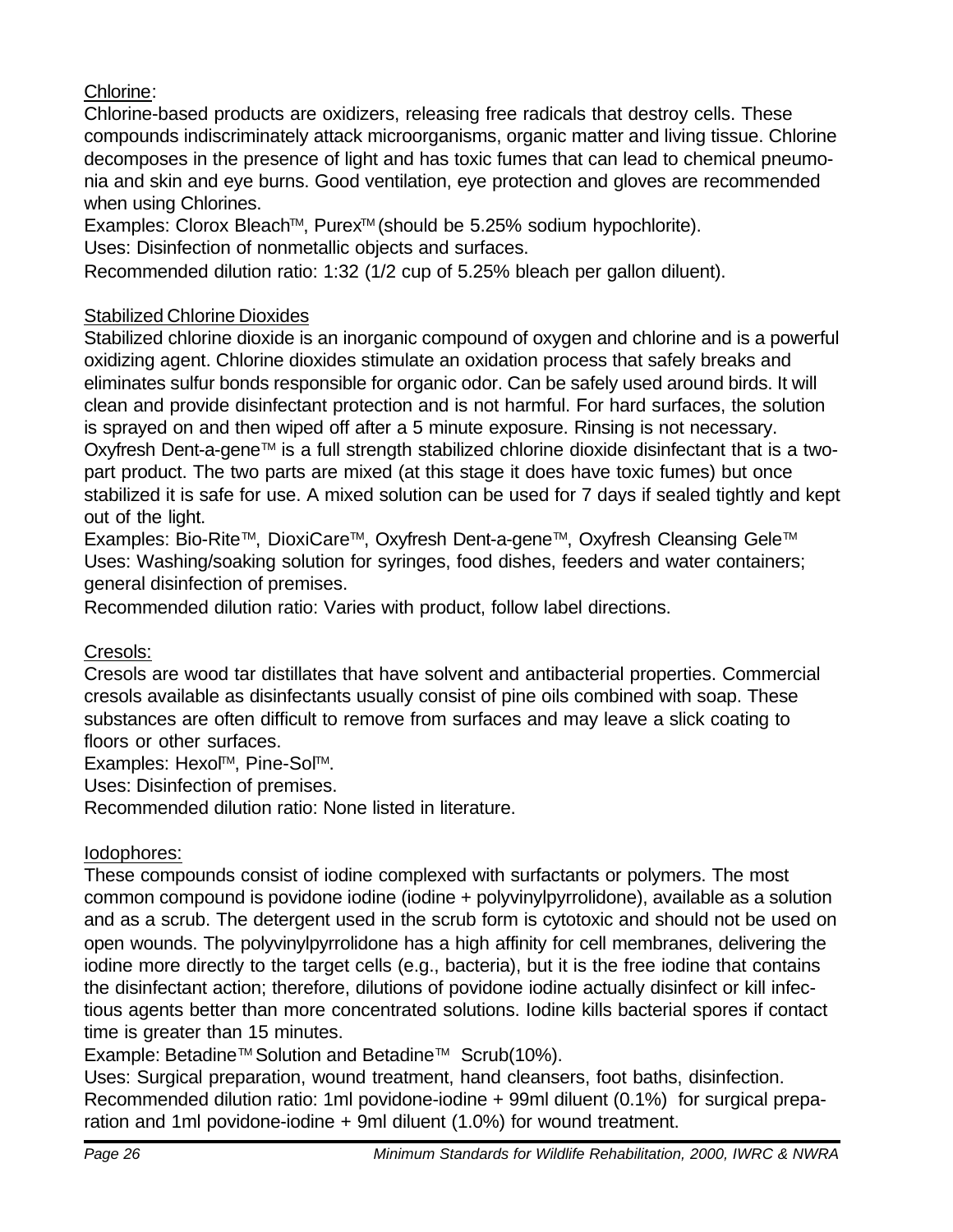Chlorine:

Chlorine-based products are oxidizers, releasing free radicals that destroy cells. These compounds indiscriminately attack microorganisms, organic matter and living tissue. Chlorine decomposes in the presence of light and has toxic fumes that can lead to chemical pneumonia and skin and eye burns. Good ventilation, eye protection and gloves are recommended when using Chlorines.

Examples: Clorox Bleach™, Purex™ (should be 5.25% sodium hypochlorite).

Uses: Disinfection of nonmetallic objects and surfaces.

Recommended dilution ratio: 1:32 (1/2 cup of 5.25% bleach per gallon diluent).

Stabilized Chlorine Dioxides

Stabilized chlorine dioxide is an inorganic compound of oxygen and chlorine and is a powerful oxidizing agent. Chlorine dioxides stimulate an oxidation process that safely breaks and eliminates sulfur bonds responsible for organic odor. Can be safely used around birds. It will clean and provide disinfectant protection and is not harmful. For hard surfaces, the solution is sprayed on and then wiped off after a 5 minute exposure. Rinsing is not necessary. Oxyfresh Dent-a-gene™ is a full strength stabilized chlorine dioxide disinfectant that is a two-part product. The two parts are mixed (at this stage it does have toxic fumes) but once stabilized it is safe for use. A mixed solution can be used for 7 days if sealed tightly and kept out of the light.

Examples: Bio-Rite™, DioxiCare™, Oxyfresh Dent-a-gene™, Oxyfresh Cleansing Gele™

Uses: Washing/soaking solution for syringes, food dishes, feeders and water containers; general disinfection of premises.

Recommended dilution ratio: Varies with product, follow label directions.

Cresols:

Cresols are wood tar distillates that have solvent and antibacterial properties. Commercial cresols available as disinfectants usually consist of pine oils combined with soap. These substances are often difficult to remove from surfaces and may leave a slick coating to floors or other surfaces.

Examples: Hexol™, Pine-Sol™.

Uses: Disinfection of premises.

Recommended dilution ratio: None listed in literature.

Iodophores:

These compounds consist of iodine complexed with surfactants or polymers. The most common compound is povidone iodine (iodine + polyvinylpyrrolidone), available as a solution and as a scrub. The detergent used in the scrub form is cytotoxic and should not be used on open wounds. The polyvinylpyrrolidone has a high affinity for cell membranes, delivering the iodine more directly to the target cells (e.g., bacteria), but it is the free iodine that contains the disinfectant action; therefore, dilutions of povidone iodine actually disinfect or kill infectious agents better than more concentrated solutions. Iodine kills bacterial spores if contact time is greater than 15 minutes.

Example: Betadine™ Solution and Betadine™ Scrub(10%).

Uses: Surgical preparation, wound treatment, hand cleansers, foot baths, disinfection.

Recommended dilution ratio: 1ml povidone-iodine + 99ml diluent (0.1%) for surgical preparation and 1ml povidone-iodine + 9ml diluent (1.0%) for wound treatment.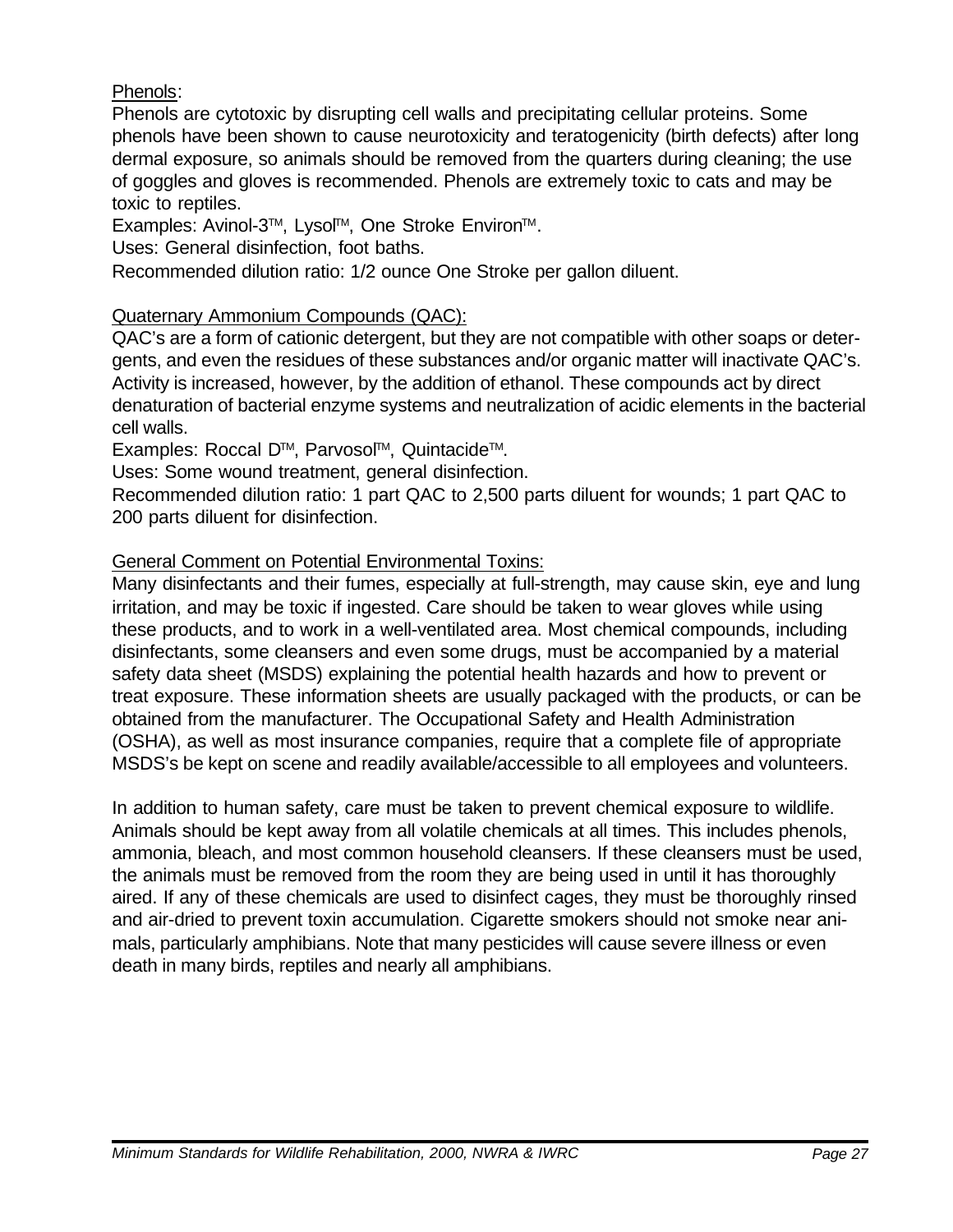Phenols:

Phenols are cytotoxic by disrupting cell walls and precipitating cellular proteins. Some phenols have been shown to cause neurotoxicity and teratogenicity (birth defects) after long dermal exposure, so animals should be removed from the quarters during cleaning; the use of goggles and gloves is recommended. Phenols are extremely toxic to cats and may be toxic to reptiles.

Examples: Avinol-3™, Lysol™, One Stroke Environ™.

Uses: General disinfection, foot baths.

Recommended dilution ratio: 1/2 ounce One Stroke per gallon diluent.

Quaternary Ammonium Compounds (QAC):

QAC's are a form of cationic detergent, but they are not compatible with other soaps or detergents, and even the residues of these substances and/or organic matter will inactivate QAC's. Activity is increased, however, by the addition of ethanol. These compounds act by direct denaturation of bacterial enzyme systems and neutralization of acidic elements in the bacterial cell walls.

Examples: Roccal D™, Parvosol™, Quintacide™.

Uses: Some wound treatment, general disinfection.

Recommended dilution ratio: 1 part QAC to 2,500 parts diluent for wounds; 1 part QAC to 200 parts diluent for disinfection.

General Comment on Potential Environmental Toxins:

Many disinfectants and their fumes, especially at full-strength, may cause skin, eye and lung irritation, and may be toxic if ingested. Care should be taken to wear gloves while using these products, and to work in a well-ventilated area. Most chemical compounds, including disinfectants, some cleansers and even some drugs, must be accompanied by a material safety data sheet (MSDS) explaining the potential health hazards and how to prevent or treat exposure. These information sheets are usually packaged with the products, or can be obtained from the manufacturer. The Occupational Safety and Health Administration (OSHA), as well as most insurance companies, require that a complete file of appropriate MSDS's be kept on scene and readily available/accessible to all employees and volunteers.

In addition to human safety, care must be taken to prevent chemical exposure to wildlife. Animals should be kept away from all volatile chemicals at all times. This includes phenols, ammonia, bleach, and most common household cleansers. If these cleansers must be used, the animals must be removed from the room they are being used in until it has thoroughly aired. If any of these chemicals are used to disinfect cages, they must be thoroughly rinsed and air-dried to prevent toxin accumulation. Cigarette smokers should not smoke near animals, particularly amphibians. Note that many pesticides will cause severe illness or even death in many birds, reptiles and nearly all amphibians.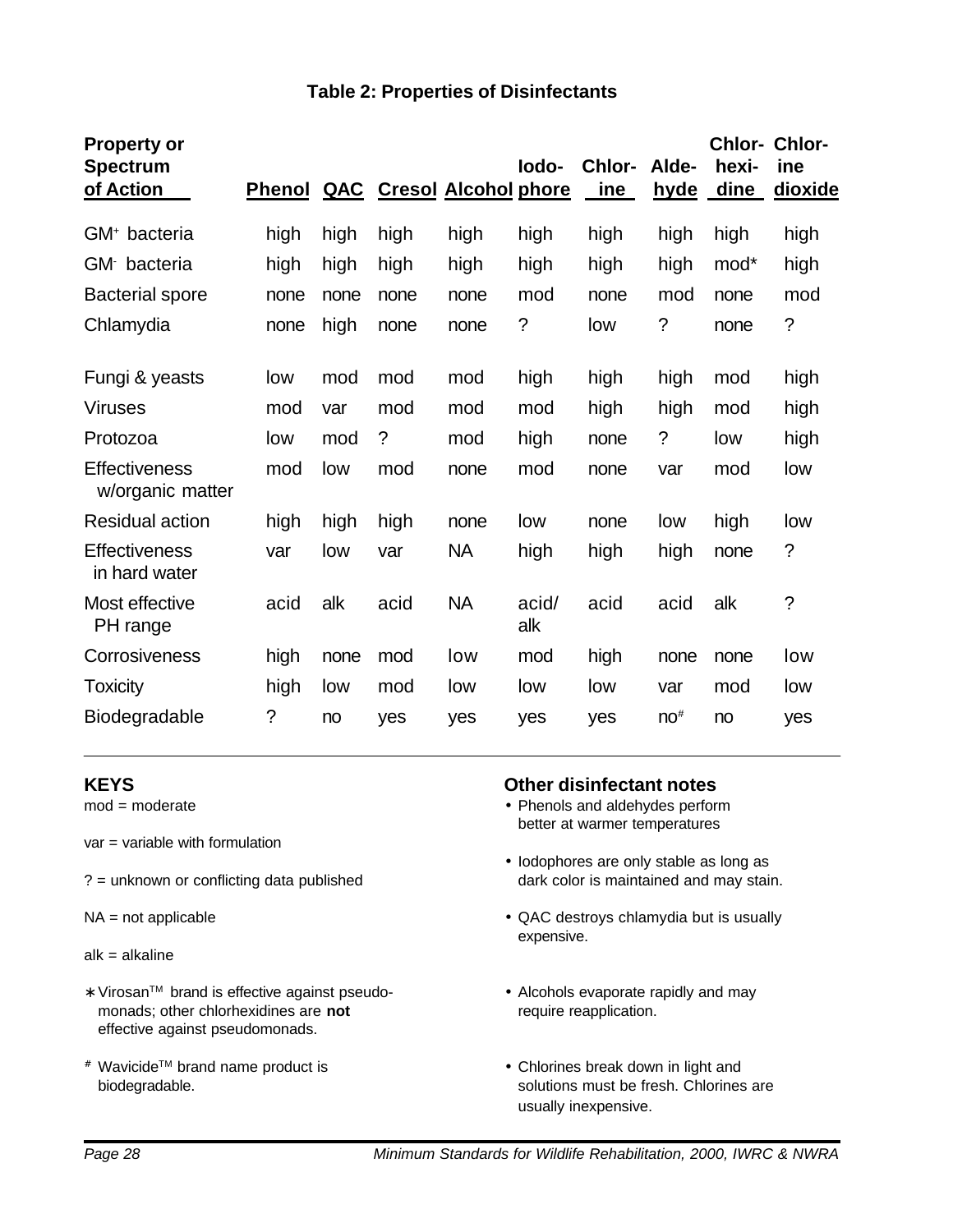## Table 2: Properties of Disinfectants

| Property or Spectrum of Action | Phenol | QAC | Cresol | Alcohol | Iodo-phore | Chlor-ine | Alde-hyde | Chlor-hexi-dine | Chlor-ine dioxide |
|---|---|---|---|---|---|---|---|---|---|
| $GM^+$ bacteria | high | high | high | high | high | high | high | high | high |
| $GM^-$ bacteria | high | high | high | high | high | high | high | mod* | high |
| Bacterial spore | none | none | none | none | mod | none | mod | none | mod |
| Chlamydia | none | high | none | none | ? | low | ? | none | ? |
| Fungi & yeasts | low | mod | mod | mod | high | high | high | mod | high |
| Viruses | mod | var | mod | mod | mod | high | high | mod | high |
| Protozoa | low | mod | ? | mod | high | none | ? | low | high |
| Effectiveness w/organic matter | mod | low | mod | none | mod | none | var | mod | low |
| Residual action | high | high | high | none | low | none | low | high | low |
| Effectiveness in hard water | var | low | var | NA | high | high | high | none | ? |
| Most effective PH range | acid | alk | acid | NA | acid/alk | acid | acid | alk | ? |
| Corrosiveness | high | none | mod | low | mod | high | none | none | low |
| Toxicity | high | low | mod | low | low | low | var | mod | low |
| Biodegradable | ? | no | yes | yes | yes | yes | no# | no | yes |

**KEYS**

mod = moderate

var = variable with formulation

? = unknown or conflicting data published

NA = not applicable

alk = alkaline

∗ Virosan™ brand is effective against pseudomonads; other chlorhexidines are **not** effective against pseudomonads.

# Wavicide™ brand name product is biodegradable.

**Other disinfectant notes**

- Phenols and aldehydes perform better at warmer temperatures
- Iodophores are only stable as long as dark color is maintained and may stain.
- QAC destroys chlamydia but is usually expensive.
- Alcohols evaporate rapidly and may require reapplication.
- Chlorines break down in light and solutions must be fresh. Chlorines are usually inexpensive.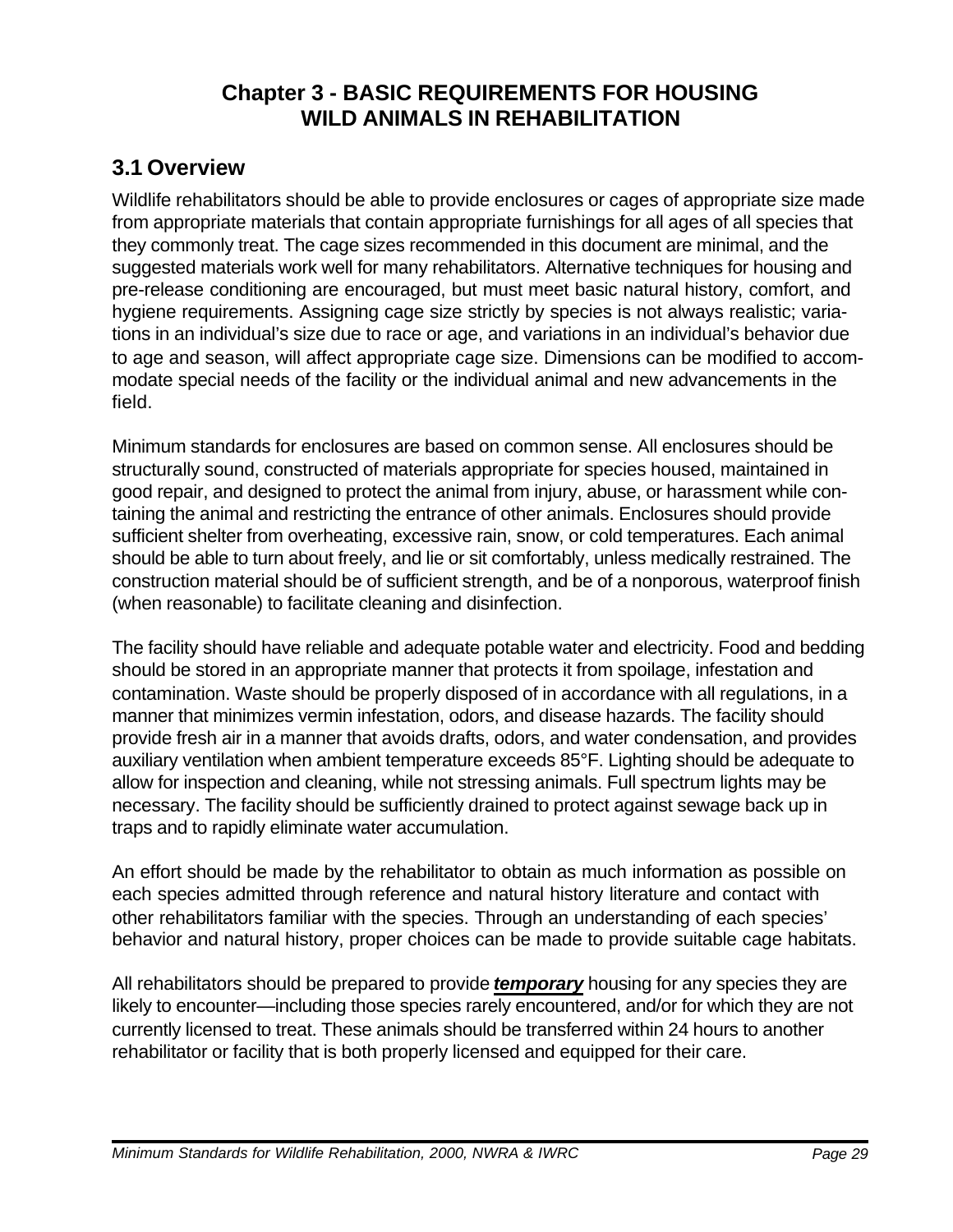# Chapter 3 - BASIC REQUIREMENTS FOR HOUSING WILD ANIMALS IN REHABILITATION

## 3.1 Overview

Wildlife rehabilitators should be able to provide enclosures or cages of appropriate size made from appropriate materials that contain appropriate furnishings for all ages of all species that they commonly treat. The cage sizes recommended in this document are minimal, and the suggested materials work well for many rehabilitators. Alternative techniques for housing and pre-release conditioning are encouraged, but must meet basic natural history, comfort, and hygiene requirements. Assigning cage size strictly by species is not always realistic; variations in an individual's size due to race or age, and variations in an individual's behavior due to age and season, will affect appropriate cage size. Dimensions can be modified to accommodate special needs of the facility or the individual animal and new advancements in the field.

Minimum standards for enclosures are based on common sense. All enclosures should be structurally sound, constructed of materials appropriate for species housed, maintained in good repair, and designed to protect the animal from injury, abuse, or harassment while containing the animal and restricting the entrance of other animals. Enclosures should provide sufficient shelter from overheating, excessive rain, snow, or cold temperatures. Each animal should be able to turn about freely, and lie or sit comfortably, unless medically restrained. The construction material should be of sufficient strength, and be of a nonporous, waterproof finish (when reasonable) to facilitate cleaning and disinfection.

The facility should have reliable and adequate potable water and electricity. Food and bedding should be stored in an appropriate manner that protects it from spoilage, infestation and contamination. Waste should be properly disposed of in accordance with all regulations, in a manner that minimizes vermin infestation, odors, and disease hazards. The facility should provide fresh air in a manner that avoids drafts, odors, and water condensation, and provides auxiliary ventilation when ambient temperature exceeds 85°F. Lighting should be adequate to allow for inspection and cleaning, while not stressing animals. Full spectrum lights may be necessary. The facility should be sufficiently drained to protect against sewage back up in traps and to rapidly eliminate water accumulation.

An effort should be made by the rehabilitator to obtain as much information as possible on each species admitted through reference and natural history literature and contact with other rehabilitators familiar with the species. Through an understanding of each species' behavior and natural history, proper choices can be made to provide suitable cage habitats.

All rehabilitators should be prepared to provide ***temporary*** housing for any species they are likely to encounter—including those species rarely encountered, and/or for which they are not currently licensed to treat. These animals should be transferred within 24 hours to another rehabilitator or facility that is both properly licensed and equipped for their care.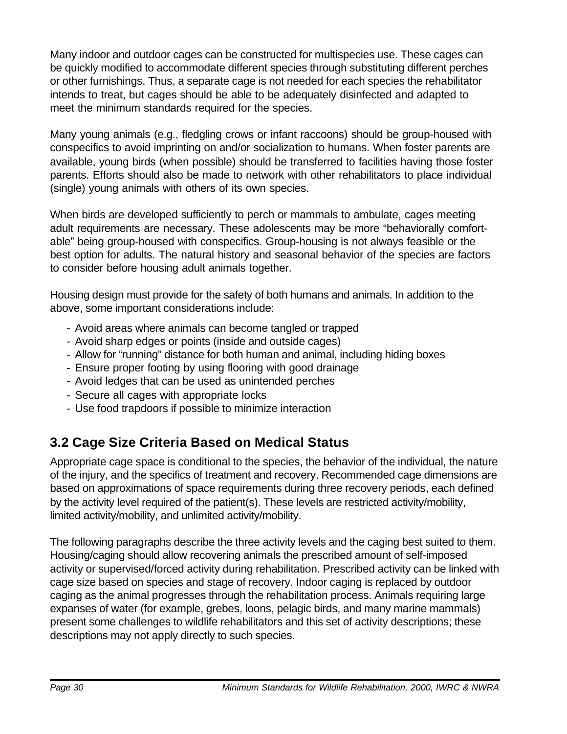Many indoor and outdoor cages can be constructed for multispecies use. These cages can be quickly modified to accommodate different species through substituting different perches or other furnishings. Thus, a separate cage is not needed for each species the rehabilitator intends to treat, but cages should be able to be adequately disinfected and adapted to meet the minimum standards required for the species.

Many young animals (e.g., fledgling crows or infant raccoons) should be group-housed with conspecifics to avoid imprinting on and/or socialization to humans. When foster parents are available, young birds (when possible) should be transferred to facilities having those foster parents. Efforts should also be made to network with other rehabilitators to place individual (single) young animals with others of its own species.

When birds are developed sufficiently to perch or mammals to ambulate, cages meeting adult requirements are necessary. These adolescents may be more "behaviorally comfortable" being group-housed with conspecifics. Group-housing is not always feasible or the best option for adults. The natural history and seasonal behavior of the species are factors to consider before housing adult animals together.

Housing design must provide for the safety of both humans and animals. In addition to the above, some important considerations include:

- Avoid areas where animals can become tangled or trapped
- Avoid sharp edges or points (inside and outside cages)
- Allow for "running" distance for both human and animal, including hiding boxes
- Ensure proper footing by using flooring with good drainage
- Avoid ledges that can be used as unintended perches
- Secure all cages with appropriate locks
- Use food trapdoors if possible to minimize interaction

## 3.2 Cage Size Criteria Based on Medical Status

Appropriate cage space is conditional to the species, the behavior of the individual, the nature of the injury, and the specifics of treatment and recovery. Recommended cage dimensions are based on approximations of space requirements during three recovery periods, each defined by the activity level required of the patient(s). These levels are restricted activity/mobility, limited activity/mobility, and unlimited activity/mobility.

The following paragraphs describe the three activity levels and the caging best suited to them. Housing/caging should allow recovering animals the prescribed amount of self-imposed activity or supervised/forced activity during rehabilitation. Prescribed activity can be linked with cage size based on species and stage of recovery. Indoor caging is replaced by outdoor caging as the animal progresses through the rehabilitation process. Animals requiring large expanses of water (for example, grebes, loons, pelagic birds, and many marine mammals) present some challenges to wildlife rehabilitators and this set of activity descriptions; these descriptions may not apply directly to such species.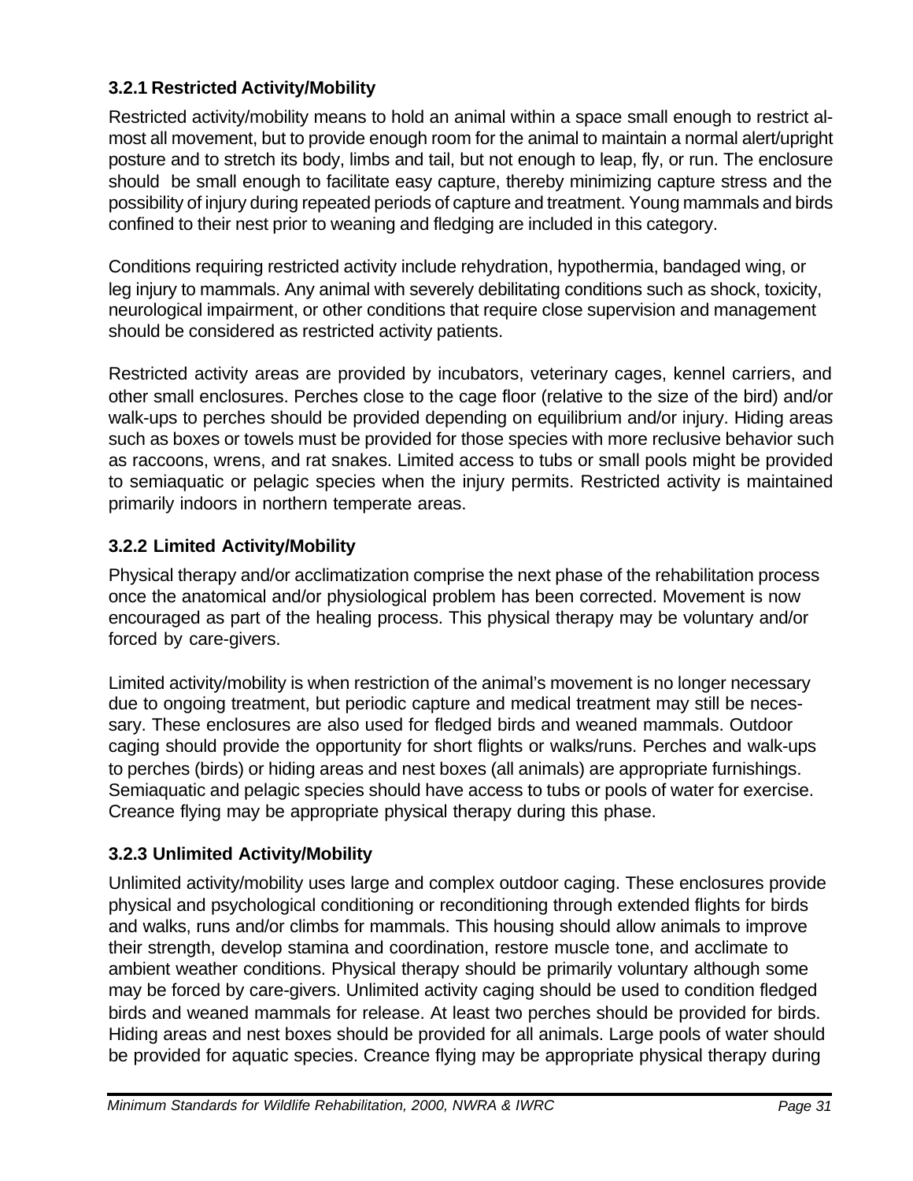### 3.2.1 Restricted Activity/Mobility

Restricted activity/mobility means to hold an animal within a space small enough to restrict almost all movement, but to provide enough room for the animal to maintain a normal alert/upright posture and to stretch its body, limbs and tail, but not enough to leap, fly, or run. The enclosure should be small enough to facilitate easy capture, thereby minimizing capture stress and the possibility of injury during repeated periods of capture and treatment. Young mammals and birds confined to their nest prior to weaning and fledging are included in this category.

Conditions requiring restricted activity include rehydration, hypothermia, bandaged wing, or leg injury to mammals. Any animal with severely debilitating conditions such as shock, toxicity, neurological impairment, or other conditions that require close supervision and management should be considered as restricted activity patients.

Restricted activity areas are provided by incubators, veterinary cages, kennel carriers, and other small enclosures. Perches close to the cage floor (relative to the size of the bird) and/or walk-ups to perches should be provided depending on equilibrium and/or injury. Hiding areas such as boxes or towels must be provided for those species with more reclusive behavior such as raccoons, wrens, and rat snakes. Limited access to tubs or small pools might be provided to semiaquatic or pelagic species when the injury permits. Restricted activity is maintained primarily indoors in northern temperate areas.

### 3.2.2 Limited Activity/Mobility

Physical therapy and/or acclimatization comprise the next phase of the rehabilitation process once the anatomical and/or physiological problem has been corrected. Movement is now encouraged as part of the healing process. This physical therapy may be voluntary and/or forced by care-givers.

Limited activity/mobility is when restriction of the animal's movement is no longer necessary due to ongoing treatment, but periodic capture and medical treatment may still be necessary. These enclosures are also used for fledged birds and weaned mammals. Outdoor caging should provide the opportunity for short flights or walks/runs. Perches and walk-ups to perches (birds) or hiding areas and nest boxes (all animals) are appropriate furnishings. Semiaquatic and pelagic species should have access to tubs or pools of water for exercise. Creance flying may be appropriate physical therapy during this phase.

### 3.2.3 Unlimited Activity/Mobility

Unlimited activity/mobility uses large and complex outdoor caging. These enclosures provide physical and psychological conditioning or reconditioning through extended flights for birds and walks, runs and/or climbs for mammals. This housing should allow animals to improve their strength, develop stamina and coordination, restore muscle tone, and acclimate to ambient weather conditions. Physical therapy should be primarily voluntary although some may be forced by care-givers. Unlimited activity caging should be used to condition fledged birds and weaned mammals for release. At least two perches should be provided for birds. Hiding areas and nest boxes should be provided for all animals. Large pools of water should be provided for aquatic species. Creance flying may be appropriate physical therapy during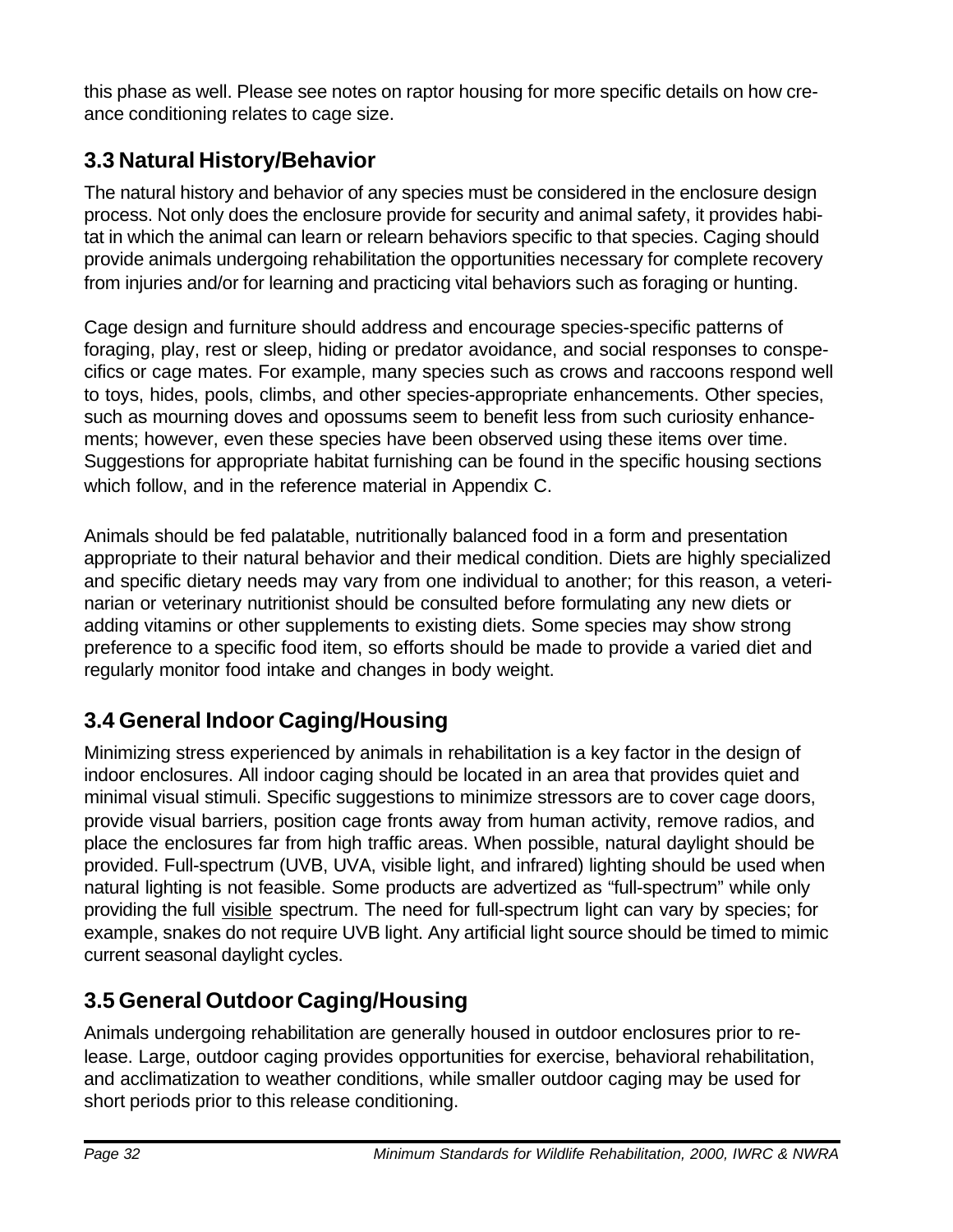this phase as well. Please see notes on raptor housing for more specific details on how creance conditioning relates to cage size.

## 3.3 Natural History/Behavior

The natural history and behavior of any species must be considered in the enclosure design process. Not only does the enclosure provide for security and animal safety, it provides habitat in which the animal can learn or relearn behaviors specific to that species. Caging should provide animals undergoing rehabilitation the opportunities necessary for complete recovery from injuries and/or for learning and practicing vital behaviors such as foraging or hunting.

Cage design and furniture should address and encourage species-specific patterns of foraging, play, rest or sleep, hiding or predator avoidance, and social responses to conspecifics or cage mates. For example, many species such as crows and raccoons respond well to toys, hides, pools, climbs, and other species-appropriate enhancements. Other species, such as mourning doves and opossums seem to benefit less from such curiosity enhancements; however, even these species have been observed using these items over time. Suggestions for appropriate habitat furnishing can be found in the specific housing sections which follow, and in the reference material in Appendix C.

Animals should be fed palatable, nutritionally balanced food in a form and presentation appropriate to their natural behavior and their medical condition. Diets are highly specialized and specific dietary needs may vary from one individual to another; for this reason, a veterinarian or veterinary nutritionist should be consulted before formulating any new diets or adding vitamins or other supplements to existing diets. Some species may show strong preference to a specific food item, so efforts should be made to provide a varied diet and regularly monitor food intake and changes in body weight.

## 3.4 General Indoor Caging/Housing

Minimizing stress experienced by animals in rehabilitation is a key factor in the design of indoor enclosures. All indoor caging should be located in an area that provides quiet and minimal visual stimuli. Specific suggestions to minimize stressors are to cover cage doors, provide visual barriers, position cage fronts away from human activity, remove radios, and place the enclosures far from high traffic areas. When possible, natural daylight should be provided. Full-spectrum (UVB, UVA, visible light, and infrared) lighting should be used when natural lighting is not feasible. Some products are advertized as "full-spectrum" while only providing the full visible spectrum. The need for full-spectrum light can vary by species; for example, snakes do not require UVB light. Any artificial light source should be timed to mimic current seasonal daylight cycles.

## 3.5 General Outdoor Caging/Housing

Animals undergoing rehabilitation are generally housed in outdoor enclosures prior to release. Large, outdoor caging provides opportunities for exercise, behavioral rehabilitation, and acclimatization to weather conditions, while smaller outdoor caging may be used for short periods prior to this release conditioning.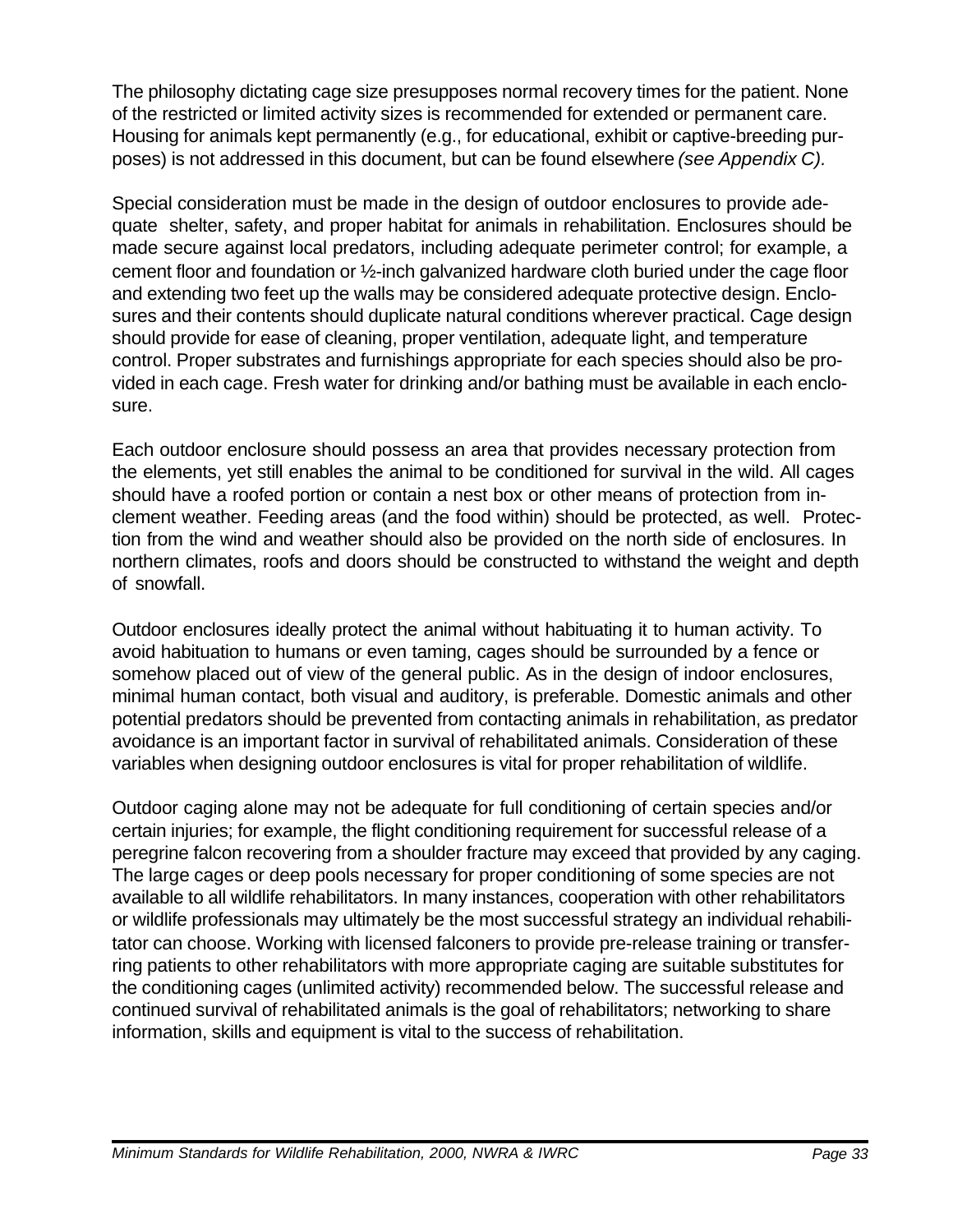The philosophy dictating cage size presupposes normal recovery times for the patient. None of the restricted or limited activity sizes is recommended for extended or permanent care. Housing for animals kept permanently (e.g., for educational, exhibit or captive-breeding purposes) is not addressed in this document, but can be found elsewhere *(see Appendix C).*

Special consideration must be made in the design of outdoor enclosures to provide adequate shelter, safety, and proper habitat for animals in rehabilitation. Enclosures should be made secure against local predators, including adequate perimeter control; for example, a cement floor and foundation or ½-inch galvanized hardware cloth buried under the cage floor and extending two feet up the walls may be considered adequate protective design. Enclosures and their contents should duplicate natural conditions wherever practical. Cage design should provide for ease of cleaning, proper ventilation, adequate light, and temperature control. Proper substrates and furnishings appropriate for each species should also be provided in each cage. Fresh water for drinking and/or bathing must be available in each enclosure.

Each outdoor enclosure should possess an area that provides necessary protection from the elements, yet still enables the animal to be conditioned for survival in the wild. All cages should have a roofed portion or contain a nest box or other means of protection from inclement weather. Feeding areas (and the food within) should be protected, as well. Protection from the wind and weather should also be provided on the north side of enclosures. In northern climates, roofs and doors should be constructed to withstand the weight and depth of snowfall.

Outdoor enclosures ideally protect the animal without habituating it to human activity. To avoid habituation to humans or even taming, cages should be surrounded by a fence or somehow placed out of view of the general public. As in the design of indoor enclosures, minimal human contact, both visual and auditory, is preferable. Domestic animals and other potential predators should be prevented from contacting animals in rehabilitation, as predator avoidance is an important factor in survival of rehabilitated animals. Consideration of these variables when designing outdoor enclosures is vital for proper rehabilitation of wildlife.

Outdoor caging alone may not be adequate for full conditioning of certain species and/or certain injuries; for example, the flight conditioning requirement for successful release of a peregrine falcon recovering from a shoulder fracture may exceed that provided by any caging. The large cages or deep pools necessary for proper conditioning of some species are not available to all wildlife rehabilitators. In many instances, cooperation with other rehabilitators or wildlife professionals may ultimately be the most successful strategy an individual rehabilitator can choose. Working with licensed falconers to provide pre-release training or transferring patients to other rehabilitators with more appropriate caging are suitable substitutes for the conditioning cages (unlimited activity) recommended below. The successful release and continued survival of rehabilitated animals is the goal of rehabilitators; networking to share information, skills and equipment is vital to the success of rehabilitation.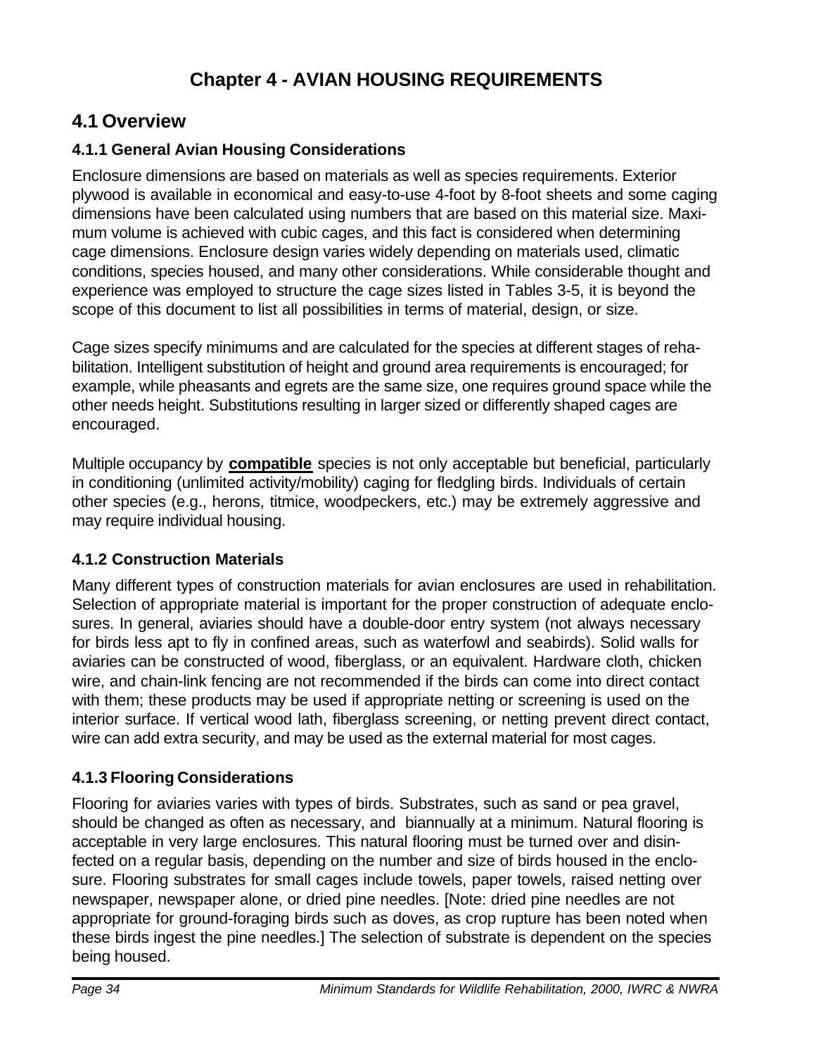# Chapter 4 - AVIAN HOUSING REQUIREMENTS

## 4.1 Overview

### 4.1.1 General Avian Housing Considerations

Enclosure dimensions are based on materials as well as species requirements. Exterior plywood is available in economical and easy-to-use 4-foot by 8-foot sheets and some caging dimensions have been calculated using numbers that are based on this material size. Maximum volume is achieved with cubic cages, and this fact is considered when determining cage dimensions. Enclosure design varies widely depending on materials used, climatic conditions, species housed, and many other considerations. While considerable thought and experience was employed to structure the cage sizes listed in Tables 3-5, it is beyond the scope of this document to list all possibilities in terms of material, design, or size.

Cage sizes specify minimums and are calculated for the species at different stages of rehabilitation. Intelligent substitution of height and ground area requirements is encouraged; for example, while pheasants and egrets are the same size, one requires ground space while the other needs height. Substitutions resulting in larger sized or differently shaped cages are encouraged.

Multiple occupancy by **compatible** species is not only acceptable but beneficial, particularly in conditioning (unlimited activity/mobility) caging for fledgling birds. Individuals of certain other species (e.g., herons, titmice, woodpeckers, etc.) may be extremely aggressive and may require individual housing.

### 4.1.2 Construction Materials

Many different types of construction materials for avian enclosures are used in rehabilitation. Selection of appropriate material is important for the proper construction of adequate enclosures. In general, aviaries should have a double-door entry system (not always necessary for birds less apt to fly in confined areas, such as waterfowl and seabirds). Solid walls for aviaries can be constructed of wood, fiberglass, or an equivalent. Hardware cloth, chicken wire, and chain-link fencing are not recommended if the birds can come into direct contact with them; these products may be used if appropriate netting or screening is used on the interior surface. If vertical wood lath, fiberglass screening, or netting prevent direct contact, wire can add extra security, and may be used as the external material for most cages.

### 4.1.3 Flooring Considerations

Flooring for aviaries varies with types of birds. Substrates, such as sand or pea gravel, should be changed as often as necessary, and biannually at a minimum. Natural flooring is acceptable in very large enclosures. This natural flooring must be turned over and disinfected on a regular basis, depending on the number and size of birds housed in the enclosure. Flooring substrates for small cages include towels, paper towels, raised netting over newspaper, newspaper alone, or dried pine needles. [Note: dried pine needles are not appropriate for ground-foraging birds such as doves, as crop rupture has been noted when these birds ingest the pine needles.] The selection of substrate is dependent on the species being housed.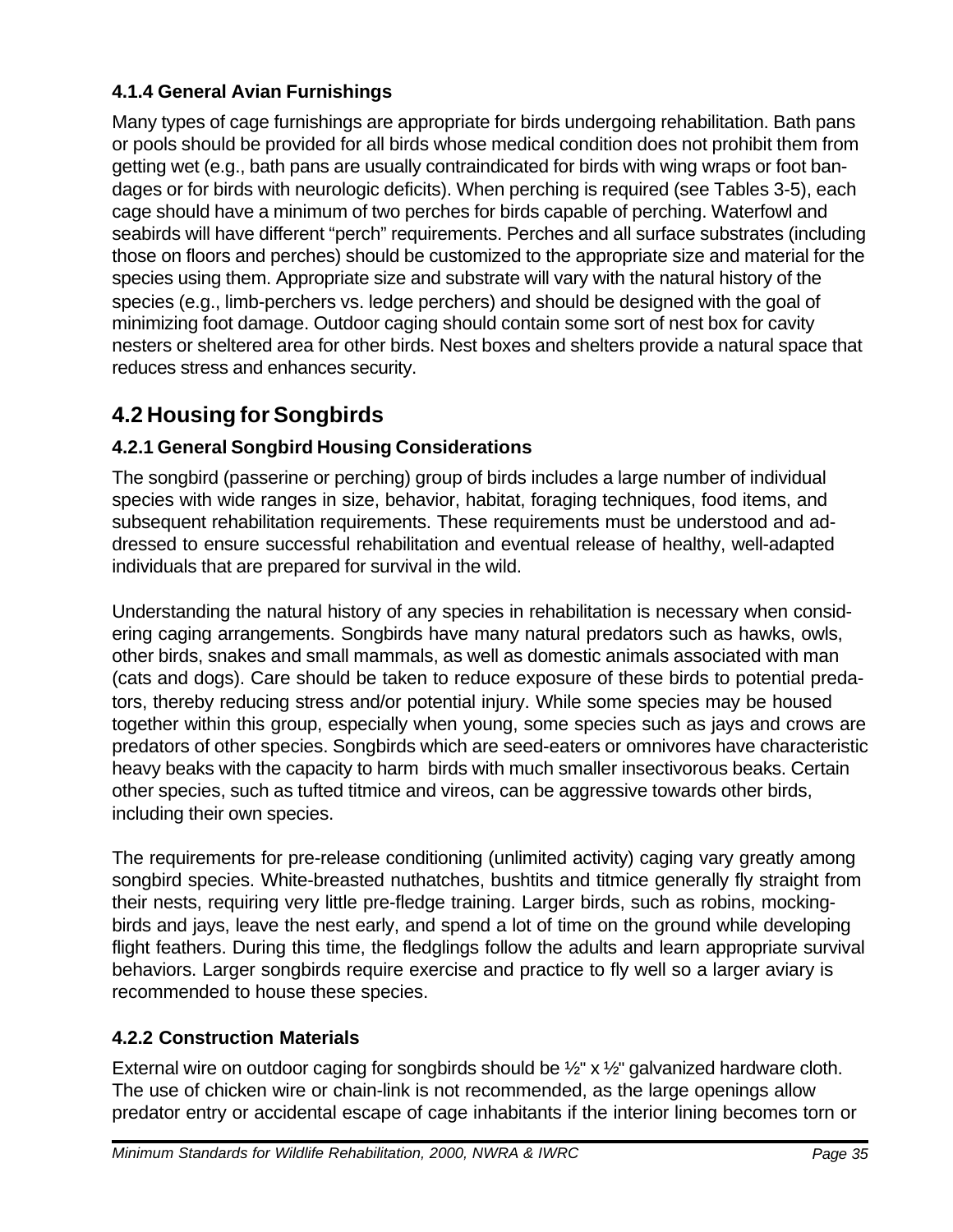### 4.1.4 General Avian Furnishings

Many types of cage furnishings are appropriate for birds undergoing rehabilitation. Bath pans or pools should be provided for all birds whose medical condition does not prohibit them from getting wet (e.g., bath pans are usually contraindicated for birds with wing wraps or foot bandages or for birds with neurologic deficits). When perching is required (see Tables 3-5), each cage should have a minimum of two perches for birds capable of perching. Waterfowl and seabirds will have different "perch" requirements. Perches and all surface substrates (including those on floors and perches) should be customized to the appropriate size and material for the species using them. Appropriate size and substrate will vary with the natural history of the species (e.g., limb-perchers vs. ledge perchers) and should be designed with the goal of minimizing foot damage. Outdoor caging should contain some sort of nest box for cavity nesters or sheltered area for other birds. Nest boxes and shelters provide a natural space that reduces stress and enhances security.

## 4.2 Housing for Songbirds

### 4.2.1 General Songbird Housing Considerations

The songbird (passerine or perching) group of birds includes a large number of individual species with wide ranges in size, behavior, habitat, foraging techniques, food items, and subsequent rehabilitation requirements. These requirements must be understood and addressed to ensure successful rehabilitation and eventual release of healthy, well-adapted individuals that are prepared for survival in the wild.

Understanding the natural history of any species in rehabilitation is necessary when considering caging arrangements. Songbirds have many natural predators such as hawks, owls, other birds, snakes and small mammals, as well as domestic animals associated with man (cats and dogs). Care should be taken to reduce exposure of these birds to potential predators, thereby reducing stress and/or potential injury. While some species may be housed together within this group, especially when young, some species such as jays and crows are predators of other species. Songbirds which are seed-eaters or omnivores have characteristic heavy beaks with the capacity to harm birds with much smaller insectivorous beaks. Certain other species, such as tufted titmice and vireos, can be aggressive towards other birds, including their own species.

The requirements for pre-release conditioning (unlimited activity) caging vary greatly among songbird species. White-breasted nuthatches, bushtits and titmice generally fly straight from their nests, requiring very little pre-fledge training. Larger birds, such as robins, mockingbirds and jays, leave the nest early, and spend a lot of time on the ground while developing flight feathers. During this time, the fledglings follow the adults and learn appropriate survival behaviors. Larger songbirds require exercise and practice to fly well so a larger aviary is recommended to house these species.

### 4.2.2 Construction Materials

External wire on outdoor caging for songbirds should be ½" x ½" galvanized hardware cloth. The use of chicken wire or chain-link is not recommended, as the large openings allow predator entry or accidental escape of cage inhabitants if the interior lining becomes torn or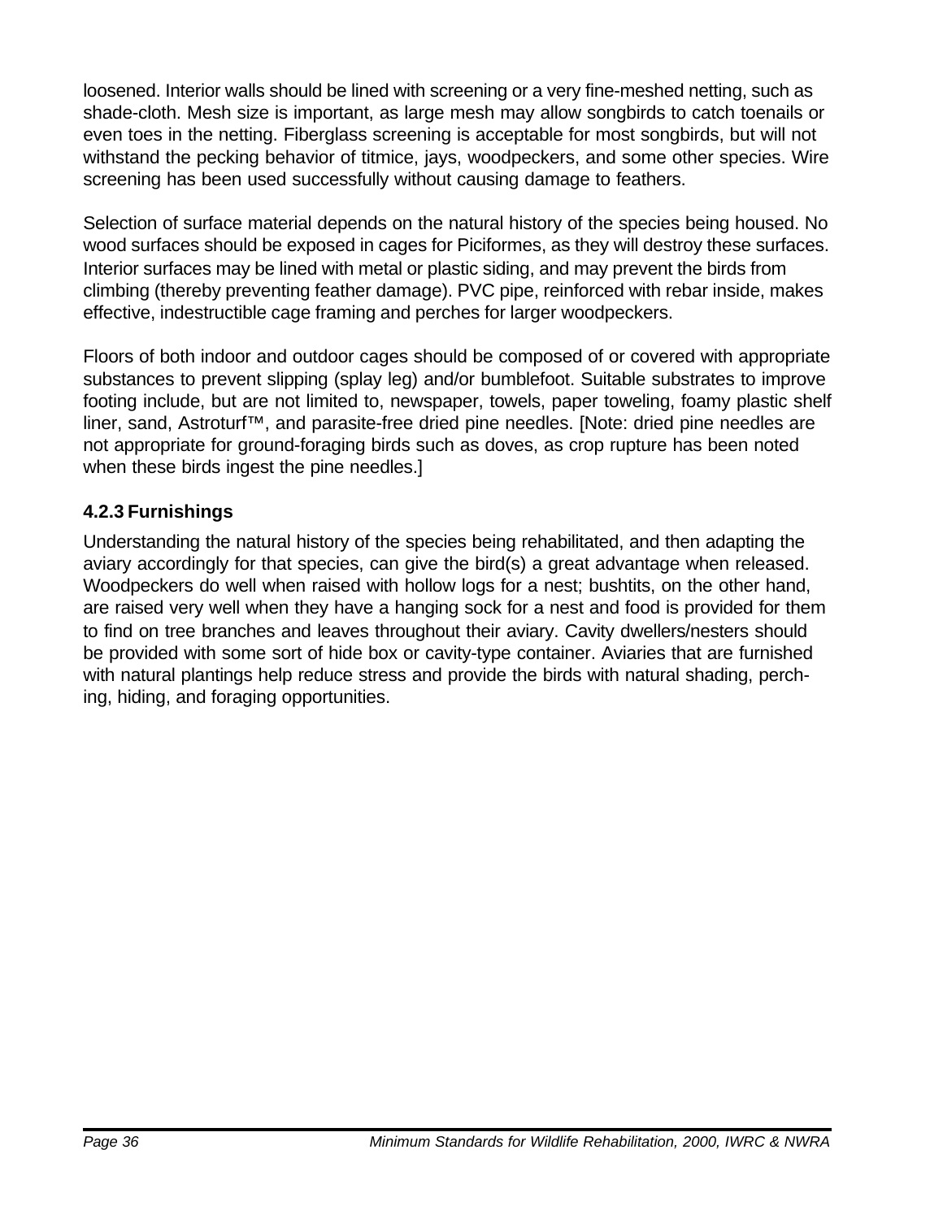loosened. Interior walls should be lined with screening or a very fine-meshed netting, such as shade-cloth. Mesh size is important, as large mesh may allow songbirds to catch toenails or even toes in the netting. Fiberglass screening is acceptable for most songbirds, but will not withstand the pecking behavior of titmice, jays, woodpeckers, and some other species. Wire screening has been used successfully without causing damage to feathers.

Selection of surface material depends on the natural history of the species being housed. No wood surfaces should be exposed in cages for Piciformes, as they will destroy these surfaces. Interior surfaces may be lined with metal or plastic siding, and may prevent the birds from climbing (thereby preventing feather damage). PVC pipe, reinforced with rebar inside, makes effective, indestructible cage framing and perches for larger woodpeckers.

Floors of both indoor and outdoor cages should be composed of or covered with appropriate substances to prevent slipping (splay leg) and/or bumblefoot. Suitable substrates to improve footing include, but are not limited to, newspaper, towels, paper toweling, foamy plastic shelf liner, sand, Astroturf™, and parasite-free dried pine needles. [Note: dried pine needles are not appropriate for ground-foraging birds such as doves, as crop rupture has been noted when these birds ingest the pine needles.]

### 4.2.3 Furnishings

Understanding the natural history of the species being rehabilitated, and then adapting the aviary accordingly for that species, can give the bird(s) a great advantage when released. Woodpeckers do well when raised with hollow logs for a nest; bushtits, on the other hand, are raised very well when they have a hanging sock for a nest and food is provided for them to find on tree branches and leaves throughout their aviary. Cavity dwellers/nesters should be provided with some sort of hide box or cavity-type container. Aviaries that are furnished with natural plantings help reduce stress and provide the birds with natural shading, perching, hiding, and foraging opportunities.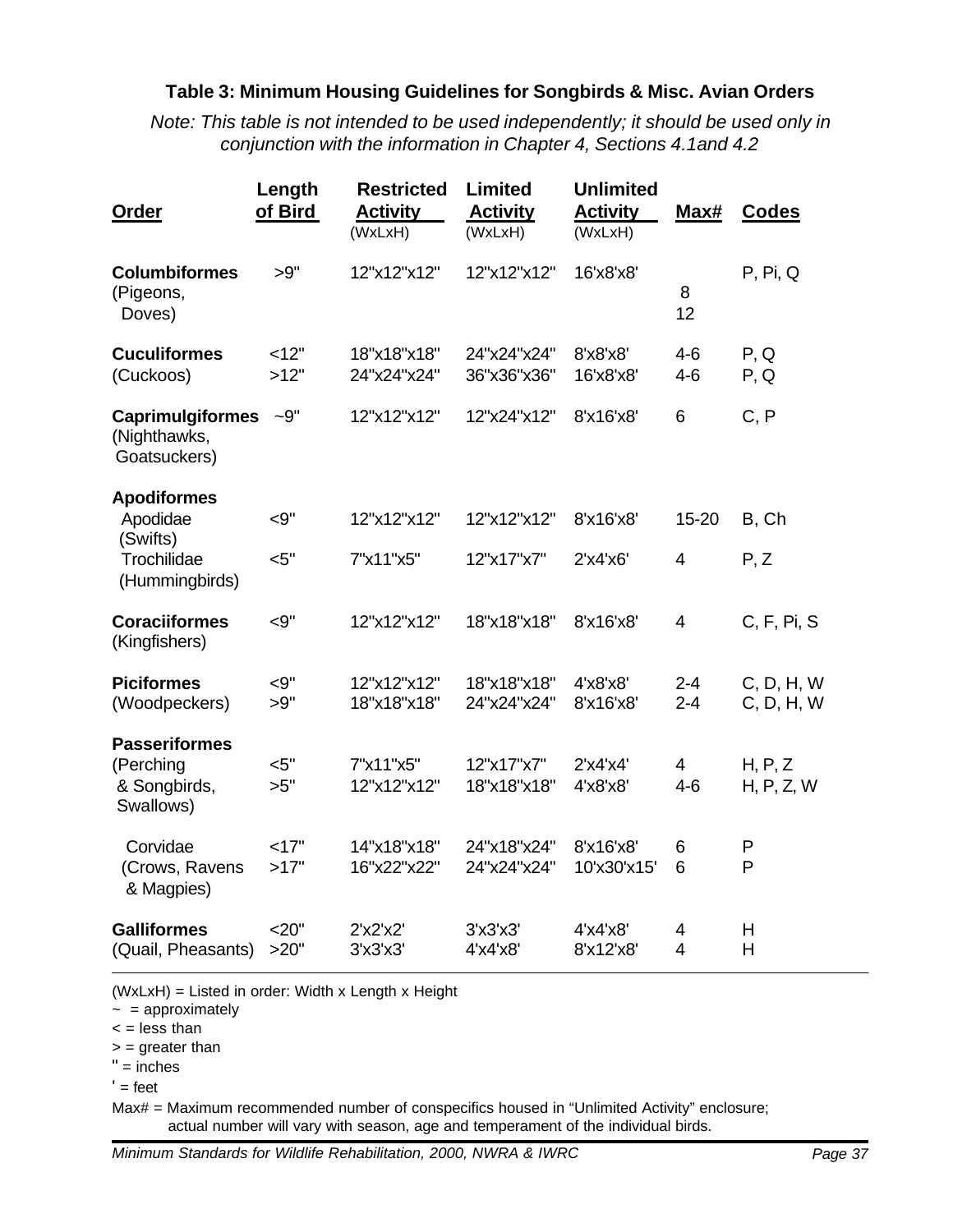### Table 3: Minimum Housing Guidelines for Songbirds & Misc. Avian Orders

*Note: This table is not intended to be used independently; it should be used only in conjunction with the information in Chapter 4, Sections 4.1and 4.2*

| Order | Length of Bird | Restricted Activity (WxLxH) | Limited Activity (WxLxH) | Unlimited Activity (WxLxH) | Max# | Codes |
|---|---|---|---|---|---|---|
| **Columbiformes** (Pigeons, Doves) | >9" | 12"x12"x12" | 12"x12"x12" | 16'x8'x8' | 8<br>12 | P, Pi, Q |
| **Cuculiformes** (Cuckoos) | <12" | 18"x18"x18" | 24"x24"x24" | 8'x8'x8' | 4-6 | P, Q |
| | >12" | 24"x24"x24" | 36"x36"x36" | 16'x8'x8' | 4-6 | P, Q |
| **Caprimulgiformes** (Nighthawks, Goatsuckers) | ~9" | 12"x12"x12" | 12"x24"x12" | 8'x16'x8' | 6 | C, P |
| **Apodiformes** | | | | | | |
| Apodidae (Swifts) | <9" | 12"x12"x12" | 12"x12"x12" | 8'x16'x8' | 15-20 | B, Ch |
| Trochilidae (Hummingbirds) | <5" | 7"x11"x5" | 12"x17"x7" | 2'x4'x6' | 4 | P, Z |
| **Coraciiformes** (Kingfishers) | <9" | 12"x12"x12" | 18"x18"x18" | 8'x16'x8' | 4 | C, F, Pi, S |
| **Piciformes** (Woodpeckers) | <9" | 12"x12"x12" | 18"x18"x18" | 4'x8'x8' | 2-4 | C, D, H, W |
| | >9" | 18"x18"x18" | 24"x24"x24" | 8'x16'x8' | 2-4 | C, D, H, W |
| **Passeriformes** (Perching & Songbirds, Swallows) | <5" | 7"x11"x5" | 12"x17"x7" | 2'x4'x4' | 4 | H, P, Z |
| | >5" | 12"x12"x12" | 18"x18"x18" | 4'x8'x8' | 4-6 | H, P, Z, W |
| Corvidae (Crows, Ravens & Magpies) | <17" | 14"x18"x18" | 24"x18"x24" | 8'x16'x8' | 6 | P |
| | >17" | 16"x22"x22" | 24"x24"x24" | 10'x30'x15' | 6 | P |
| **Galliformes** (Quail, Pheasants) | <20" | 2'x2'x2' | 3'x3'x3' | 4'x4'x8' | 4 | H |
| | >20" | 3'x3'x3' | 4'x4'x8' | 8'x12'x8' | 4 | H |

(WxLxH) = Listed in order: Width x Length x Height
~ = approximately
< = less than
> = greater than
" = inches
' = feet
Max# = Maximum recommended number of conspecifics housed in "Unlimited Activity" enclosure; actual number will vary with season, age and temperament of the individual birds.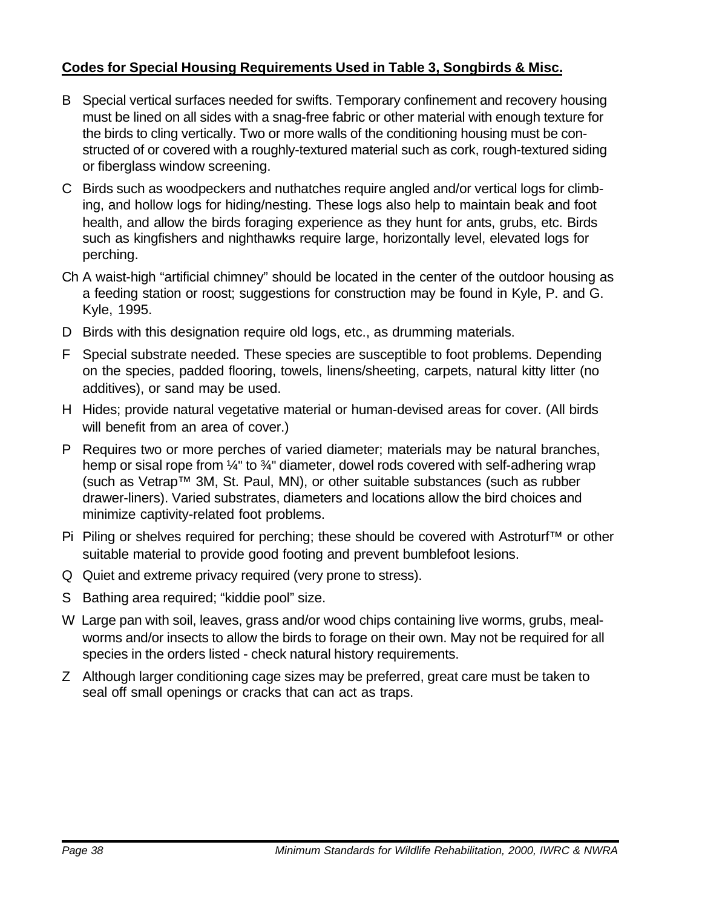**<u>Codes for Special Housing Requirements Used in Table 3, Songbirds & Misc.</u>**

B Special vertical surfaces needed for swifts. Temporary confinement and recovery housing must be lined on all sides with a snag-free fabric or other material with enough texture for the birds to cling vertically. Two or more walls of the conditioning housing must be constructed of or covered with a roughly-textured material such as cork, rough-textured siding or fiberglass window screening.

C Birds such as woodpeckers and nuthatches require angled and/or vertical logs for climbing, and hollow logs for hiding/nesting. These logs also help to maintain beak and foot health, and allow the birds foraging experience as they hunt for ants, grubs, etc. Birds such as kingfishers and nighthawks require large, horizontally level, elevated logs for perching.

Ch A waist-high "artificial chimney" should be located in the center of the outdoor housing as a feeding station or roost; suggestions for construction may be found in Kyle, P. and G. Kyle, 1995.

D Birds with this designation require old logs, etc., as drumming materials.

F Special substrate needed. These species are susceptible to foot problems. Depending on the species, padded flooring, towels, linens/sheeting, carpets, natural kitty litter (no additives), or sand may be used.

H Hides; provide natural vegetative material or human-devised areas for cover. (All birds will benefit from an area of cover.)

P Requires two or more perches of varied diameter; materials may be natural branches, hemp or sisal rope from ¼" to ¾" diameter, dowel rods covered with self-adhering wrap (such as Vetrap™ 3M, St. Paul, MN), or other suitable substances (such as rubber drawer-liners). Varied substrates, diameters and locations allow the bird choices and minimize captivity-related foot problems.

Pi Piling or shelves required for perching; these should be covered with Astroturf™ or other suitable material to provide good footing and prevent bumblefoot lesions.

Q Quiet and extreme privacy required (very prone to stress).

S Bathing area required; "kiddie pool" size.

W Large pan with soil, leaves, grass and/or wood chips containing live worms, grubs, mealworms and/or insects to allow the birds to forage on their own. May not be required for all species in the orders listed - check natural history requirements.

Z Although larger conditioning cage sizes may be preferred, great care must be taken to seal off small openings or cracks that can act as traps.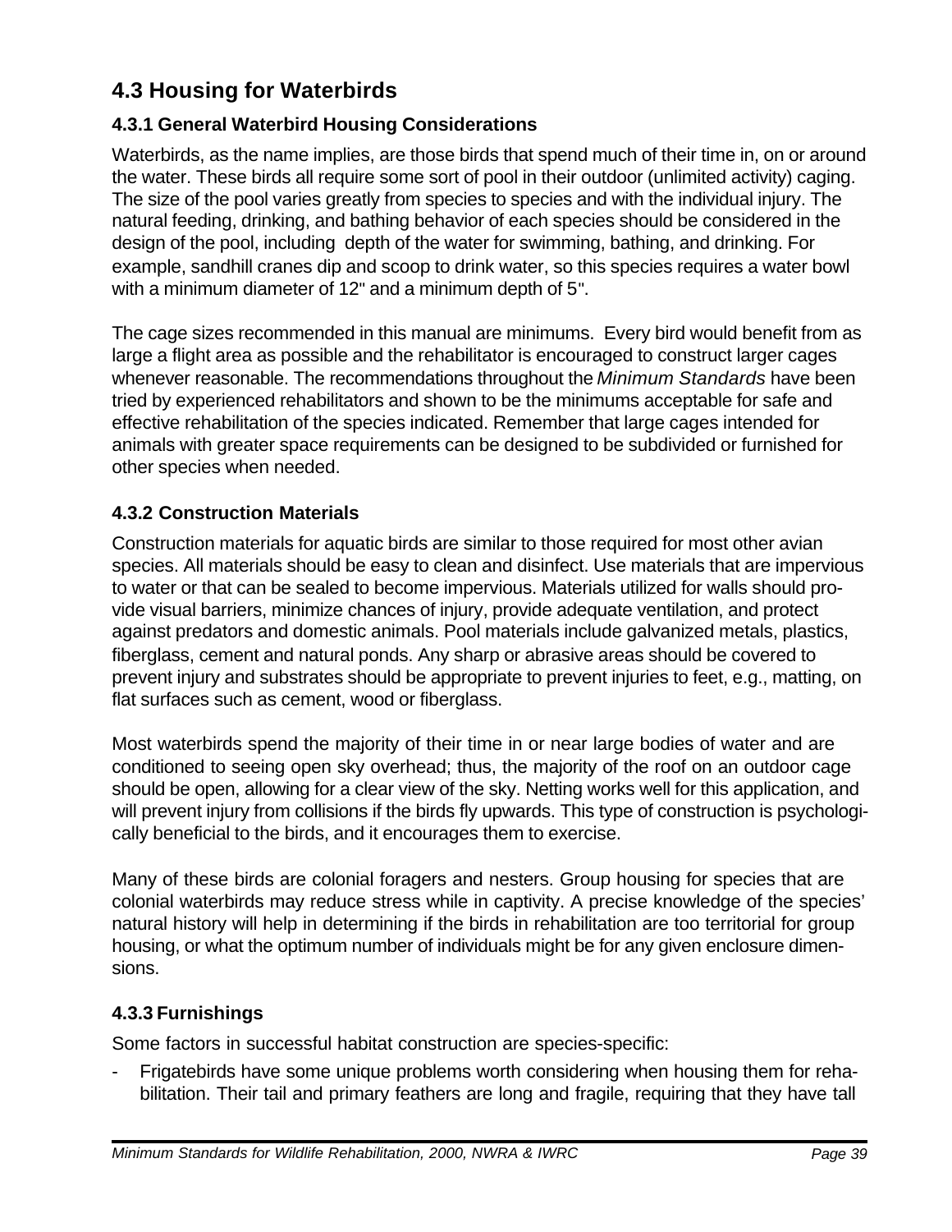## 4.3 Housing for Waterbirds

### 4.3.1 General Waterbird Housing Considerations

Waterbirds, as the name implies, are those birds that spend much of their time in, on or around the water. These birds all require some sort of pool in their outdoor (unlimited activity) caging. The size of the pool varies greatly from species to species and with the individual injury. The natural feeding, drinking, and bathing behavior of each species should be considered in the design of the pool, including depth of the water for swimming, bathing, and drinking. For example, sandhill cranes dip and scoop to drink water, so this species requires a water bowl with a minimum diameter of 12" and a minimum depth of 5".

The cage sizes recommended in this manual are minimums. Every bird would benefit from as large a flight area as possible and the rehabilitator is encouraged to construct larger cages whenever reasonable. The recommendations throughout the *Minimum Standards* have been tried by experienced rehabilitators and shown to be the minimums acceptable for safe and effective rehabilitation of the species indicated. Remember that large cages intended for animals with greater space requirements can be designed to be subdivided or furnished for other species when needed.

### 4.3.2 Construction Materials

Construction materials for aquatic birds are similar to those required for most other avian species. All materials should be easy to clean and disinfect. Use materials that are impervious to water or that can be sealed to become impervious. Materials utilized for walls should provide visual barriers, minimize chances of injury, provide adequate ventilation, and protect against predators and domestic animals. Pool materials include galvanized metals, plastics, fiberglass, cement and natural ponds. Any sharp or abrasive areas should be covered to prevent injury and substrates should be appropriate to prevent injuries to feet, e.g., matting, on flat surfaces such as cement, wood or fiberglass.

Most waterbirds spend the majority of their time in or near large bodies of water and are conditioned to seeing open sky overhead; thus, the majority of the roof on an outdoor cage should be open, allowing for a clear view of the sky. Netting works well for this application, and will prevent injury from collisions if the birds fly upwards. This type of construction is psychologically beneficial to the birds, and it encourages them to exercise.

Many of these birds are colonial foragers and nesters. Group housing for species that are colonial waterbirds may reduce stress while in captivity. A precise knowledge of the species' natural history will help in determining if the birds in rehabilitation are too territorial for group housing, or what the optimum number of individuals might be for any given enclosure dimensions.

### 4.3.3 Furnishings

Some factors in successful habitat construction are species-specific:

- Frigatebirds have some unique problems worth considering when housing them for rehabilitation. Their tail and primary feathers are long and fragile, requiring that they have tall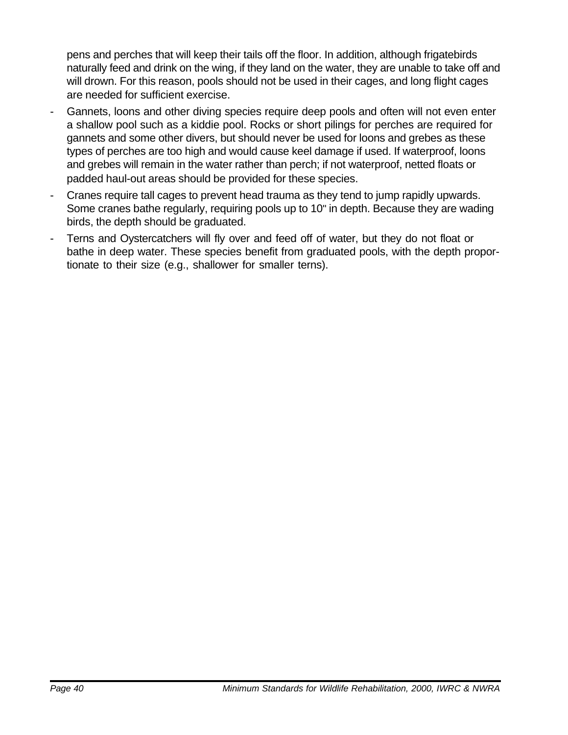pens and perches that will keep their tails off the floor. In addition, although frigatebirds naturally feed and drink on the wing, if they land on the water, they are unable to take off and will drown. For this reason, pools should not be used in their cages, and long flight cages are needed for sufficient exercise.

- Gannets, loons and other diving species require deep pools and often will not even enter a shallow pool such as a kiddie pool. Rocks or short pilings for perches are required for gannets and some other divers, but should never be used for loons and grebes as these types of perches are too high and would cause keel damage if used. If waterproof, loons and grebes will remain in the water rather than perch; if not waterproof, netted floats or padded haul-out areas should be provided for these species.
- Cranes require tall cages to prevent head trauma as they tend to jump rapidly upwards. Some cranes bathe regularly, requiring pools up to 10" in depth. Because they are wading birds, the depth should be graduated.
- Terns and Oystercatchers will fly over and feed off of water, but they do not float or bathe in deep water. These species benefit from graduated pools, with the depth proportionate to their size (e.g., shallower for smaller terns).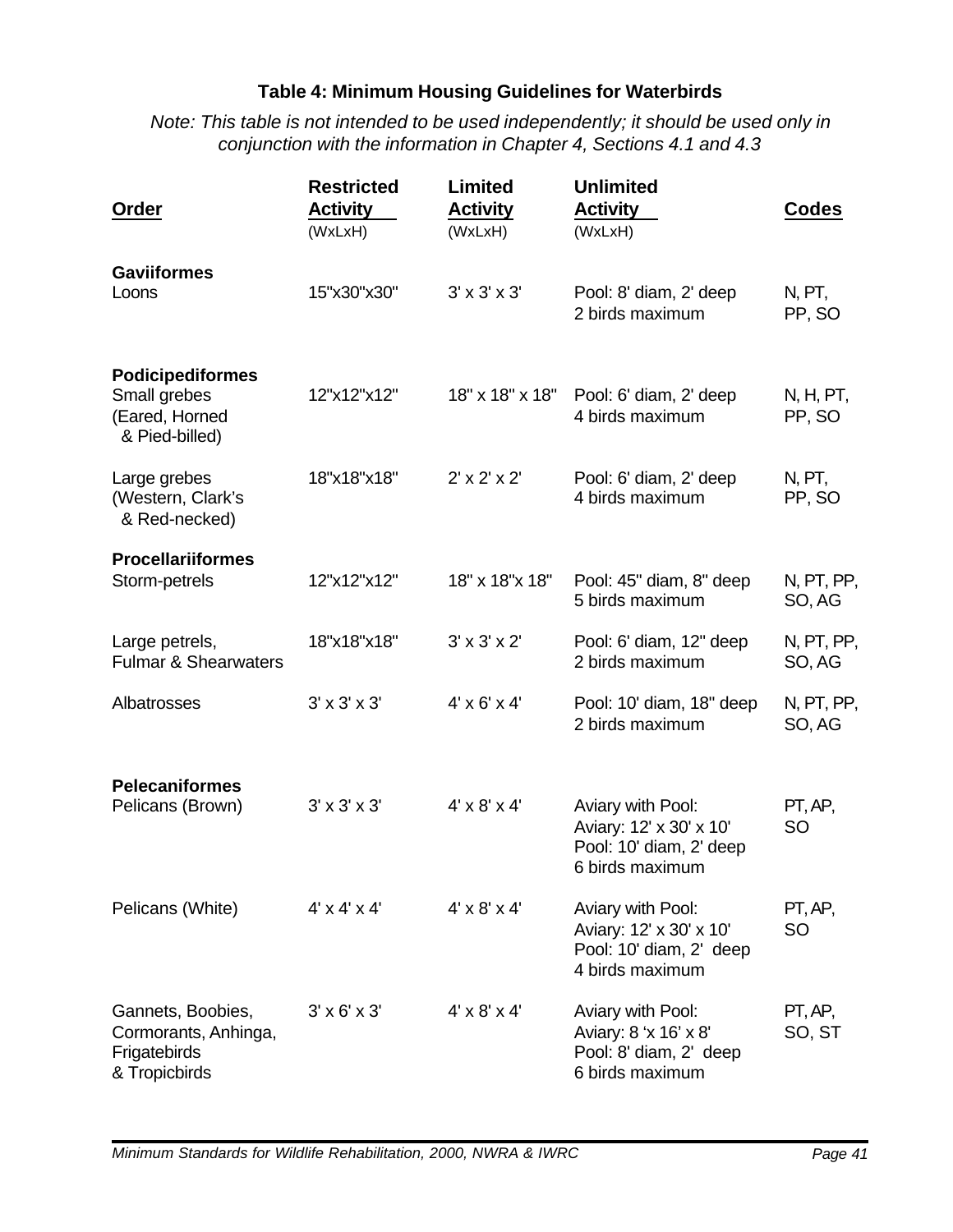### Table 4: Minimum Housing Guidelines for Waterbirds

*Note: This table is not intended to be used independently; it should be used only in conjunction with the information in Chapter 4, Sections 4.1 and 4.3*

| Order | Restricted Activity (WxLxH) | Limited Activity (WxLxH) | Unlimited Activity (WxLxH) | Codes |
|---|---|---|---|---|
| **Gaviiformes** | | | | |
| Loons | 15"x30"x30" | 3' x 3' x 3' | Pool: 8' diam, 2' deep<br>2 birds maximum | N, PT, PP, SO |
| **Podicipediformes** | | | | |
| Small grebes (Eared, Horned & Pied-billed) | 12"x12"x12" | 18" x 18" x 18" | Pool: 6' diam, 2' deep<br>4 birds maximum | N, H, PT, PP, SO |
| Large grebes (Western, Clark's & Red-necked) | 18"x18"x18" | 2' x 2' x 2' | Pool: 6' diam, 2' deep<br>4 birds maximum | N, PT, PP, SO |
| **Procellariiformes** | | | | |
| Storm-petrels | 12"x12"x12" | 18" x 18"x 18" | Pool: 45" diam, 8" deep<br>5 birds maximum | N, PT, PP, SO, AG |
| Large petrels, Fulmar & Shearwaters | 18"x18"x18" | 3' x 3' x 2' | Pool: 6' diam, 12" deep<br>2 birds maximum | N, PT, PP, SO, AG |
| Albatrosses | 3' x 3' x 3' | 4' x 6' x 4' | Pool: 10' diam, 18" deep<br>2 birds maximum | N, PT, PP, SO, AG |
| **Pelecaniformes** | | | | |
| Pelicans (Brown) | 3' x 3' x 3' | 4' x 8' x 4' | Aviary with Pool:<br>Aviary: 12' x 30' x 10'<br>Pool: 10' diam, 2' deep<br>6 birds maximum | PT, AP, SO |
| Pelicans (White) | 4' x 4' x 4' | 4' x 8' x 4' | Aviary with Pool:<br>Aviary: 12' x 30' x 10'<br>Pool: 10' diam, 2' deep<br>4 birds maximum | PT, AP, SO |
| Gannets, Boobies, Cormorants, Anhinga, Frigatebirds & Tropicbirds | 3' x 6' x 3' | 4' x 8' x 4' | Aviary with Pool:<br>Aviary: 8 'x 16' x 8'<br>Pool: 8' diam, 2' deep<br>6 birds maximum | PT, AP, SO, ST |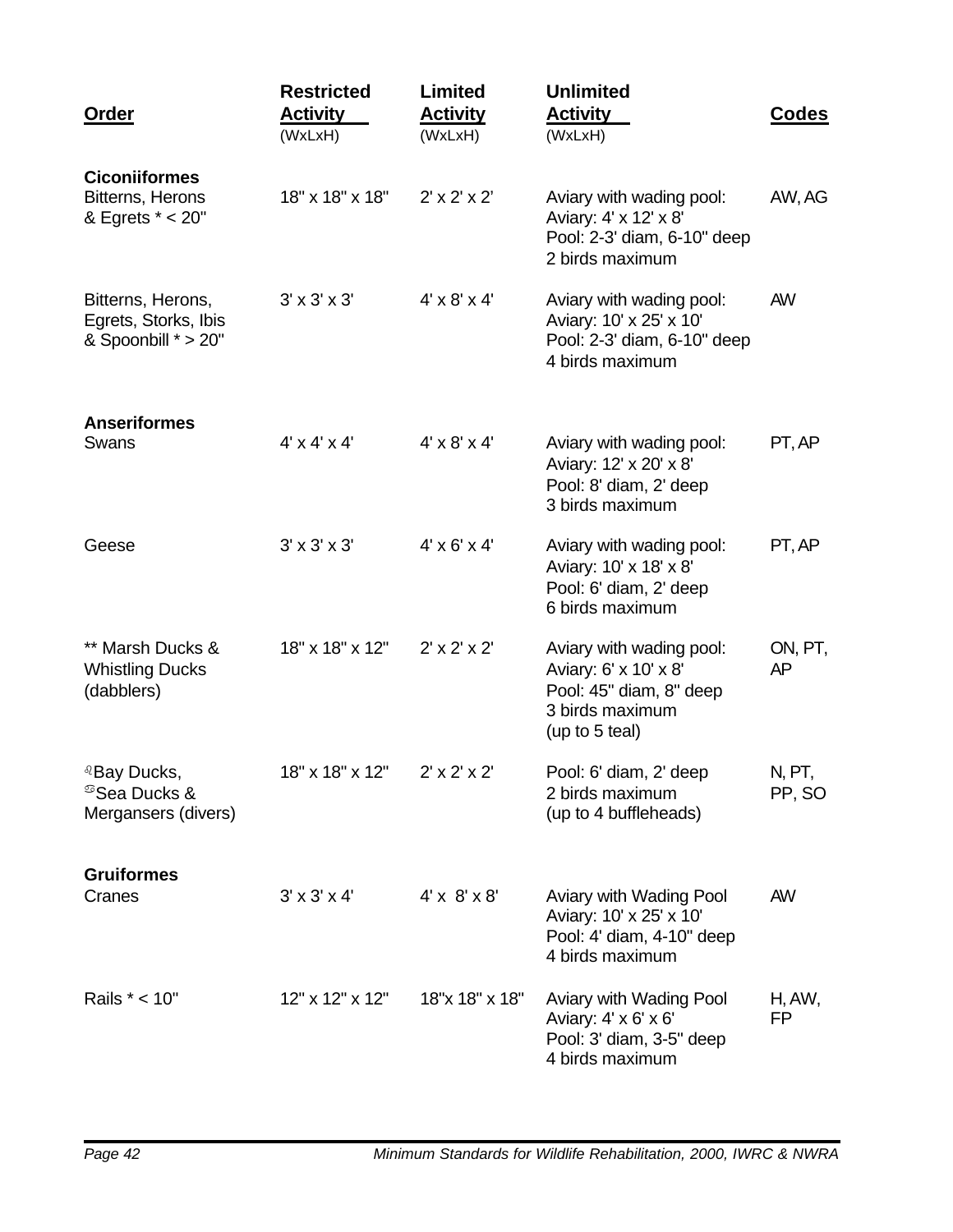| **Order** | **Restricted Activity** (WxLxH) | **Limited Activity** (WxLxH) | **Unlimited Activity** (WxLxH) | **Codes** |
|---|---|---|---|---|
| **Ciconiiformes** | | | | |
| Bitterns, Herons & Egrets * < 20" | 18" x 18" x 18" | 2' x 2' x 2' | Aviary with wading pool:<br>Aviary: 4' x 12' x 8'<br>Pool: 2-3' diam, 6-10" deep<br>2 birds maximum | AW, AG |
| Bitterns, Herons, Egrets, Storks, Ibis & Spoonbill * > 20" | 3' x 3' x 3' | 4' x 8' x 4' | Aviary with wading pool:<br>Aviary: 10' x 25' x 10'<br>Pool: 2-3' diam, 6-10" deep<br>4 birds maximum | AW |
| **Anseriformes** | | | | |
| Swans | 4' x 4' x 4' | 4' x 8' x 4' | Aviary with wading pool:<br>Aviary: 12' x 20' x 8'<br>Pool: 8' diam, 2' deep<br>3 birds maximum | PT, AP |
| Geese | 3' x 3' x 3' | 4' x 6' x 4' | Aviary with wading pool:<br>Aviary: 10' x 18' x 8'<br>Pool: 6' diam, 2' deep<br>6 birds maximum | PT, AP |
| ** Marsh Ducks & Whistling Ducks (dabblers) | 18" x 18" x 12" | 2' x 2' x 2' | Aviary with wading pool:<br>Aviary: 6' x 10' x 8'<br>Pool: 45" diam, 8" deep<br>3 birds maximum<br>(up to 5 teal) | ON, PT, AP |
| ♌Bay Ducks, ♋Sea Ducks & Mergansers (divers) | 18" x 18" x 12" | 2' x 2' x 2' | Pool: 6' diam, 2' deep<br>2 birds maximum<br>(up to 4 buffleheads) | N, PT, PP, SO |
| **Gruiformes** | | | | |
| Cranes | 3' x 3' x 4' | 4' x 8' x 8' | Aviary with Wading Pool<br>Aviary: 10' x 25' x 10'<br>Pool: 4' diam, 4-10" deep<br>4 birds maximum | AW |
| Rails * < 10" | 12" x 12" x 12" | 18"x 18" x 18" | Aviary with Wading Pool<br>Aviary: 4' x 6' x 6'<br>Pool: 3' diam, 3-5" deep<br>4 birds maximum | H, AW, FP |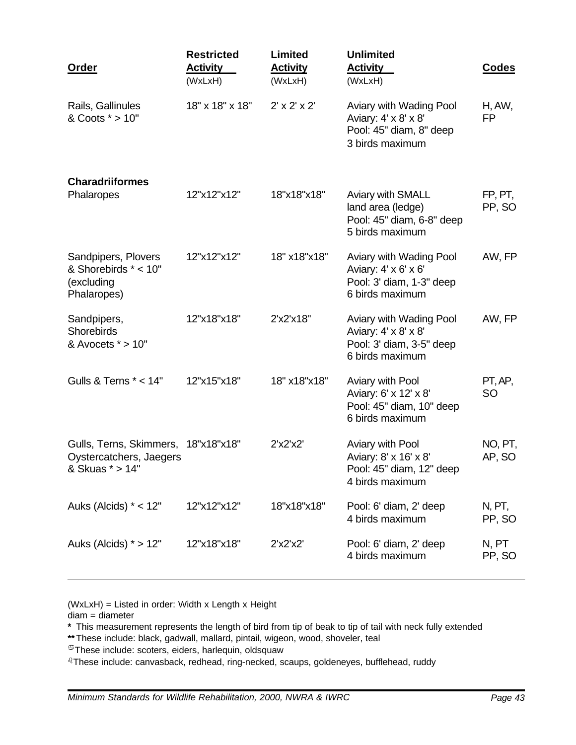| Order | Restricted Activity (WxLxH) | Limited Activity (WxLxH) | Unlimited Activity (WxLxH) | Codes |
|---|---|---|---|---|
| Rails, Gallinules & Coots * > 10" | 18" x 18" x 18" | 2' x 2' x 2' | Aviary with Wading Pool<br>Aviary: 4' x 8' x 8'<br>Pool: 45" diam, 8" deep<br>3 birds maximum | H, AW, FP |
| **Charadriiformes** | | | | |
| Phalaropes | 12"x12"x12" | 18"x18"x18" | Aviary with SMALL land area (ledge)<br>Pool: 45" diam, 6-8" deep<br>5 birds maximum | FP, PT, PP, SO |
| Sandpipers, Plovers & Shorebirds * < 10" (excluding Phalaropes) | 12"x12"x12" | 18" x18"x18" | Aviary with Wading Pool<br>Aviary: 4' x 6' x 6'<br>Pool: 3' diam, 1-3" deep<br>6 birds maximum | AW, FP |
| Sandpipers, Shorebirds & Avocets * > 10" | 12"x18"x18" | 2'x2'x18" | Aviary with Wading Pool<br>Aviary: 4' x 8' x 8'<br>Pool: 3' diam, 3-5" deep<br>6 birds maximum | AW, FP |
| Gulls & Terns * < 14" | 12"x15"x18" | 18" x18"x18" | Aviary with Pool<br>Aviary: 6' x 12' x 8'<br>Pool: 45" diam, 10" deep<br>6 birds maximum | PT, AP, SO |
| Gulls, Terns, Skimmers, Oystercatchers, Jaegers & Skuas * > 14" | 18"x18"x18" | 2'x2'x2' | Aviary with Pool<br>Aviary: 8' x 16' x 8'<br>Pool: 45" diam, 12" deep<br>4 birds maximum | NO, PT, AP, SO |
| Auks (Alcids) * < 12" | 12"x12"x12" | 18"x18"x18" | Pool: 6' diam, 2' deep<br>4 birds maximum | N, PT, PP, SO |
| Auks (Alcids) * > 12" | 12"x18"x18" | 2'x2'x2' | Pool: 6' diam, 2' deep<br>4 birds maximum | N, PT PP, SO |

(WxLxH) = Listed in order: Width x Length x Height
diam = diameter
* This measurement represents the length of bird from tip of beak to tip of tail with neck fully extended
** These include: black, gadwall, mallard, pintail, wigeon, wood, shoveler, teal
These include: scoters, eiders, harlequin, oldsquaw
These include: canvasback, redhead, ring-necked, scaups, goldeneyes, bufflehead, ruddy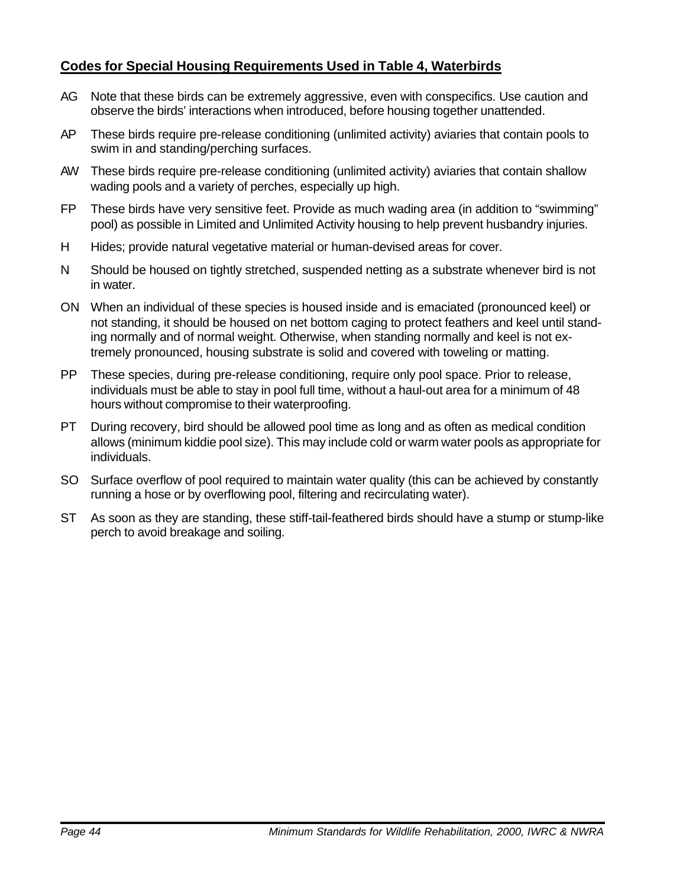## Codes for Special Housing Requirements Used in Table 4, Waterbirds

AG Note that these birds can be extremely aggressive, even with conspecifics. Use caution and observe the birds' interactions when introduced, before housing together unattended.

AP These birds require pre-release conditioning (unlimited activity) aviaries that contain pools to swim in and standing/perching surfaces.

AW These birds require pre-release conditioning (unlimited activity) aviaries that contain shallow wading pools and a variety of perches, especially up high.

FP These birds have very sensitive feet. Provide as much wading area (in addition to "swimming" pool) as possible in Limited and Unlimited Activity housing to help prevent husbandry injuries.

H Hides; provide natural vegetative material or human-devised areas for cover.

N Should be housed on tightly stretched, suspended netting as a substrate whenever bird is not in water.

ON When an individual of these species is housed inside and is emaciated (pronounced keel) or not standing, it should be housed on net bottom caging to protect feathers and keel until standing normally and of normal weight. Otherwise, when standing normally and keel is not extremely pronounced, housing substrate is solid and covered with toweling or matting.

PP These species, during pre-release conditioning, require only pool space. Prior to release, individuals must be able to stay in pool full time, without a haul-out area for a minimum of 48 hours without compromise to their waterproofing.

PT During recovery, bird should be allowed pool time as long and as often as medical condition allows (minimum kiddie pool size). This may include cold or warm water pools as appropriate for individuals.

SO Surface overflow of pool required to maintain water quality (this can be achieved by constantly running a hose or by overflowing pool, filtering and recirculating water).

ST As soon as they are standing, these stiff-tail-feathered birds should have a stump or stump-like perch to avoid breakage and soiling.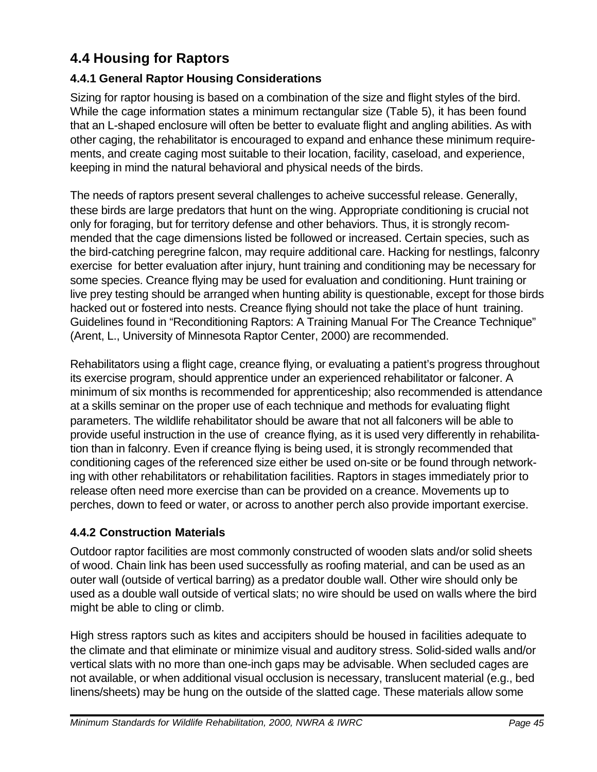## 4.4 Housing for Raptors

### 4.4.1 General Raptor Housing Considerations

Sizing for raptor housing is based on a combination of the size and flight styles of the bird. While the cage information states a minimum rectangular size (Table 5), it has been found that an L-shaped enclosure will often be better to evaluate flight and angling abilities. As with other caging, the rehabilitator is encouraged to expand and enhance these minimum requirements, and create caging most suitable to their location, facility, caseload, and experience, keeping in mind the natural behavioral and physical needs of the birds.

The needs of raptors present several challenges to acheive successful release. Generally, these birds are large predators that hunt on the wing. Appropriate conditioning is crucial not only for foraging, but for territory defense and other behaviors. Thus, it is strongly recommended that the cage dimensions listed be followed or increased. Certain species, such as the bird-catching peregrine falcon, may require additional care. Hacking for nestlings, falconry exercise for better evaluation after injury, hunt training and conditioning may be necessary for some species. Creance flying may be used for evaluation and conditioning. Hunt training or live prey testing should be arranged when hunting ability is questionable, except for those birds hacked out or fostered into nests. Creance flying should not take the place of hunt training. Guidelines found in "Reconditioning Raptors: A Training Manual For The Creance Technique" (Arent, L., University of Minnesota Raptor Center, 2000) are recommended.

Rehabilitators using a flight cage, creance flying, or evaluating a patient's progress throughout its exercise program, should apprentice under an experienced rehabilitator or falconer. A minimum of six months is recommended for apprenticeship; also recommended is attendance at a skills seminar on the proper use of each technique and methods for evaluating flight parameters. The wildlife rehabilitator should be aware that not all falconers will be able to provide useful instruction in the use of creance flying, as it is used very differently in rehabilitation than in falconry. Even if creance flying is being used, it is strongly recommended that conditioning cages of the referenced size either be used on-site or be found through networking with other rehabilitators or rehabilitation facilities. Raptors in stages immediately prior to release often need more exercise than can be provided on a creance. Movements up to perches, down to feed or water, or across to another perch also provide important exercise.

### 4.4.2 Construction Materials

Outdoor raptor facilities are most commonly constructed of wooden slats and/or solid sheets of wood. Chain link has been used successfully as roofing material, and can be used as an outer wall (outside of vertical barring) as a predator double wall. Other wire should only be used as a double wall outside of vertical slats; no wire should be used on walls where the bird might be able to cling or climb.

High stress raptors such as kites and accipiters should be housed in facilities adequate to the climate and that eliminate or minimize visual and auditory stress. Solid-sided walls and/or vertical slats with no more than one-inch gaps may be advisable. When secluded cages are not available, or when additional visual occlusion is necessary, translucent material (e.g., bed linens/sheets) may be hung on the outside of the slatted cage. These materials allow some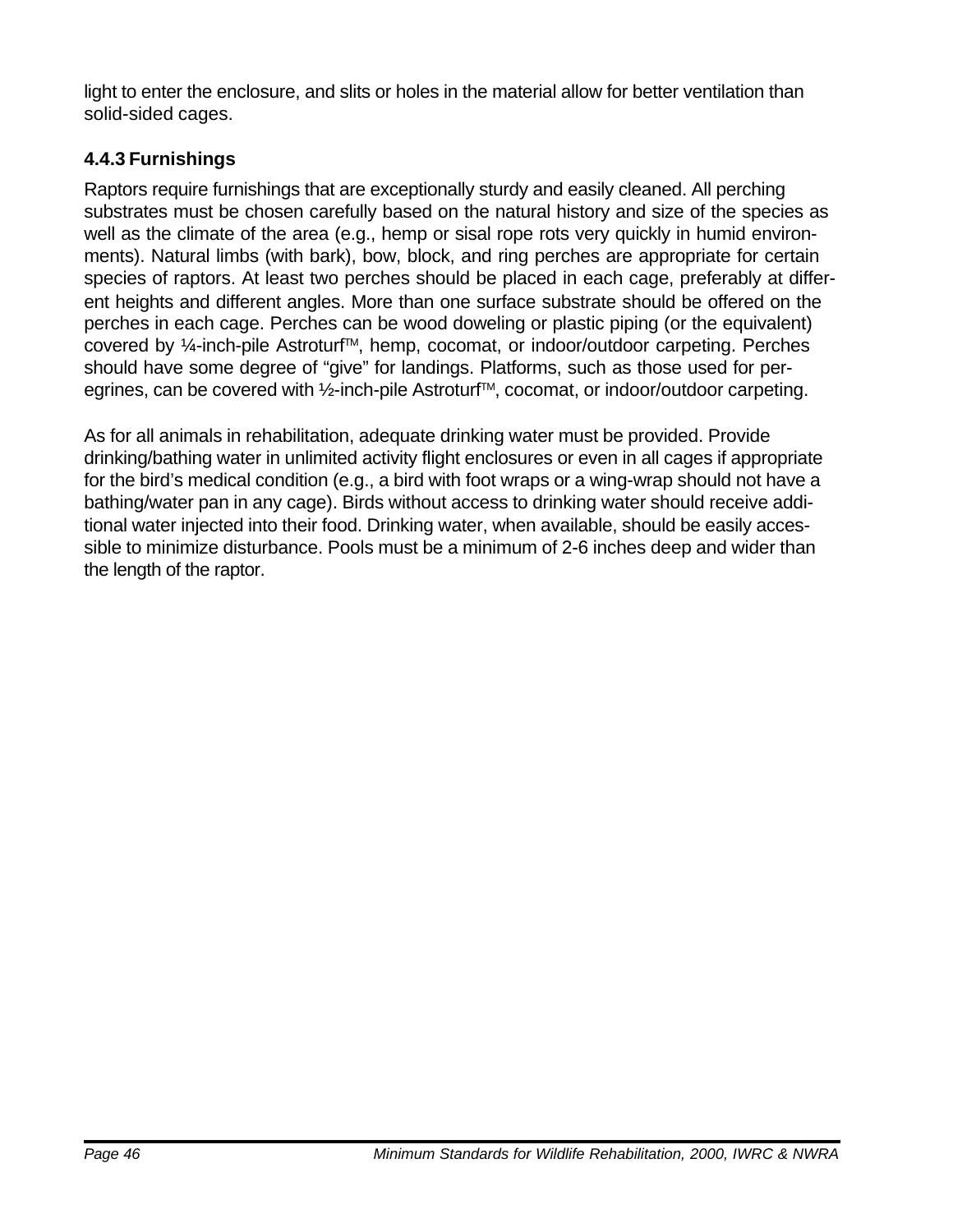light to enter the enclosure, and slits or holes in the material allow for better ventilation than solid-sided cages.

### 4.4.3 Furnishings

Raptors require furnishings that are exceptionally sturdy and easily cleaned. All perching substrates must be chosen carefully based on the natural history and size of the species as well as the climate of the area (e.g., hemp or sisal rope rots very quickly in humid environments). Natural limbs (with bark), bow, block, and ring perches are appropriate for certain species of raptors. At least two perches should be placed in each cage, preferably at different heights and different angles. More than one surface substrate should be offered on the perches in each cage. Perches can be wood doweling or plastic piping (or the equivalent) covered by ¼-inch-pile Astroturf™, hemp, cocomat, or indoor/outdoor carpeting. Perches should have some degree of “give” for landings. Platforms, such as those used for peregrines, can be covered with ½-inch-pile Astroturf™, cocomat, or indoor/outdoor carpeting.

As for all animals in rehabilitation, adequate drinking water must be provided. Provide drinking/bathing water in unlimited activity flight enclosures or even in all cages if appropriate for the bird’s medical condition (e.g., a bird with foot wraps or a wing-wrap should not have a bathing/water pan in any cage). Birds without access to drinking water should receive additional water injected into their food. Drinking water, when available, should be easily accessible to minimize disturbance. Pools must be a minimum of 2-6 inches deep and wider than the length of the raptor.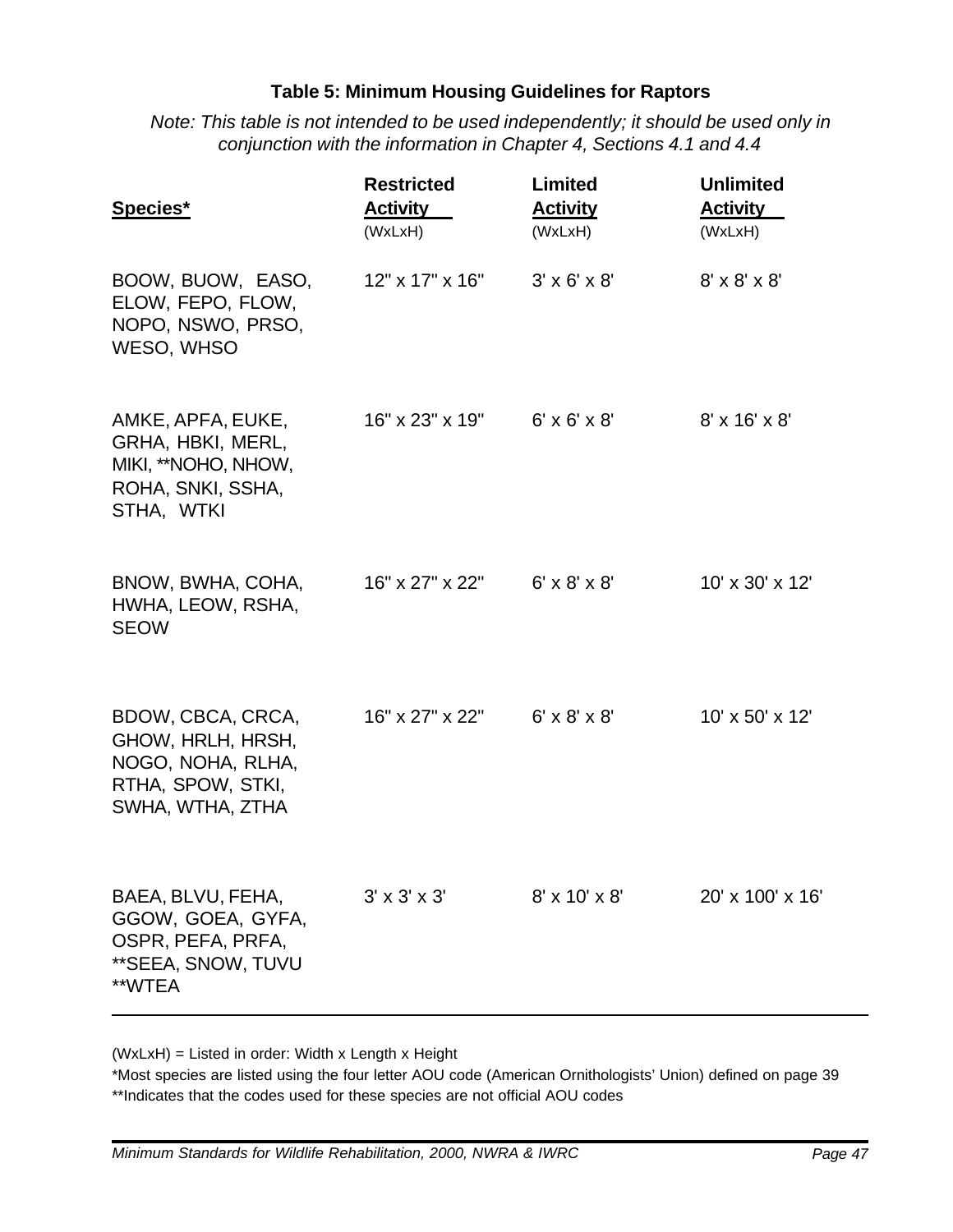**Table 5: Minimum Housing Guidelines for Raptors**

*Note: This table is not intended to be used independently; it should be used only in conjunction with the information in Chapter 4, Sections 4.1 and 4.4*

| Species* | Restricted Activity (WxLxH) | Limited Activity (WxLxH) | Unlimited Activity (WxLxH) |
|---|---|---|---|
| BOOW, BUOW, EASO, ELOW, FEPO, FLOW, NOPO, NSWO, PRSO, WESO, WHSO | 12" x 17" x 16" | 3' x 6' x 8' | 8' x 8' x 8' |
| AMKE, APFA, EUKE, GRHA, HBKI, MERL, MIKI, **NOHO, NHOW, ROHA, SNKI, SSHA, STHA, WTKI | 16" x 23" x 19" | 6' x 6' x 8' | 8' x 16' x 8' |
| BNOW, BWHA, COHA, HWHA, LEOW, RSHA, SEOW | 16" x 27" x 22" | 6' x 8' x 8' | 10' x 30' x 12' |
| BDOW, CBCA, CRCA, GHOW, HRLH, HRSH, NOGO, NOHA, RLHA, RTHA, SPOW, STKI, SWHA, WTHA, ZTHA | 16" x 27" x 22" | 6' x 8' x 8' | 10' x 50' x 12' |
| BAEA, BLVU, FEHA, GGOW, GOEA, GYFA, OSPR, PEFA, PRFA, **SEEA, SNOW, TUVU **WTEA | 3' x 3' x 3' | 8' x 10' x 8' | 20' x 100' x 16' |

(WxLxH) = Listed in order: Width x Length x Height

*Most species are listed using the four letter AOU code (American Ornithologists' Union) defined on page 39

**Indicates that the codes used for these species are not official AOU codes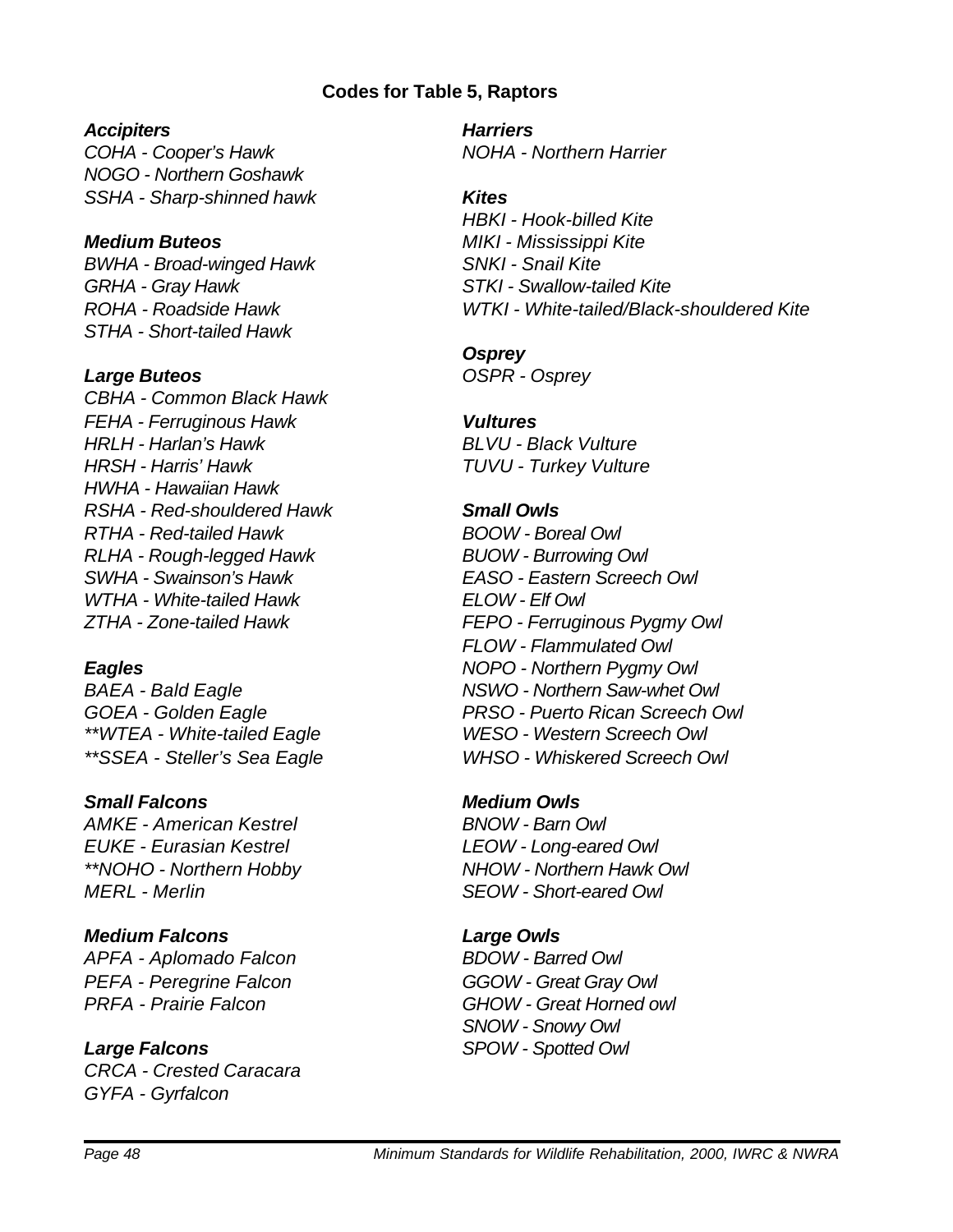## Codes for Table 5, Raptors

***Accipiters***

*COHA - Cooper's Hawk*
*NOGO - Northern Goshawk*
*SSHA - Sharp-shinned hawk*

***Medium Buteos***

*BWHA - Broad-winged Hawk*
*GRHA - Gray Hawk*
*ROHA - Roadside Hawk*
*STHA - Short-tailed Hawk*

***Large Buteos***

*CBHA - Common Black Hawk*
*FEHA - Ferruginous Hawk*
*HRLH - Harlan's Hawk*
*HRSH - Harris' Hawk*
*HWHA - Hawaiian Hawk*
*RSHA - Red-shouldered Hawk*
*RTHA - Red-tailed Hawk*
*RLHA - Rough-legged Hawk*
*SWHA - Swainson's Hawk*
*WTHA - White-tailed Hawk*
*ZTHA - Zone-tailed Hawk*

***Eagles***

*BAEA - Bald Eagle*
*GOEA - Golden Eagle*
*\*\*WTEA - White-tailed Eagle*
*\*\*SSEA - Steller's Sea Eagle*

***Small Falcons***

*AMKE - American Kestrel*
*EUKE - Eurasian Kestrel*
*\*\*NOHO - Northern Hobby*
*MERL - Merlin*

***Medium Falcons***

*APFA - Aplomado Falcon*
*PEFA - Peregrine Falcon*
*PRFA - Prairie Falcon*

***Large Falcons***

*CRCA - Crested Caracara*
*GYFA - Gyrfalcon*

***Harriers***

*NOHA - Northern Harrier*

***Kites***

*HBKI - Hook-billed Kite*
*MIKI - Mississippi Kite*
*SNKI - Snail Kite*
*STKI - Swallow-tailed Kite*
*WTKI - White-tailed/Black-shouldered Kite*

***Osprey***

*OSPR - Osprey*

***Vultures***

*BLVU - Black Vulture*
*TUVU - Turkey Vulture*

***Small Owls***

*BOOW - Boreal Owl*
*BUOW - Burrowing Owl*
*EASO - Eastern Screech Owl*
*ELOW - Elf Owl*
*FEPO - Ferruginous Pygmy Owl*
*FLOW - Flammulated Owl*
*NOPO - Northern Pygmy Owl*
*NSWO - Northern Saw-whet Owl*
*PRSO - Puerto Rican Screech Owl*
*WESO - Western Screech Owl*
*WHSO - Whiskered Screech Owl*

***Medium Owls***

*BNOW - Barn Owl*
*LEOW - Long-eared Owl*
*NHOW - Northern Hawk Owl*
*SEOW - Short-eared Owl*

***Large Owls***

*BDOW - Barred Owl*
*GGOW - Great Gray Owl*
*GHOW - Great Horned owl*
*SNOW - Snowy Owl*
*SPOW - Spotted Owl*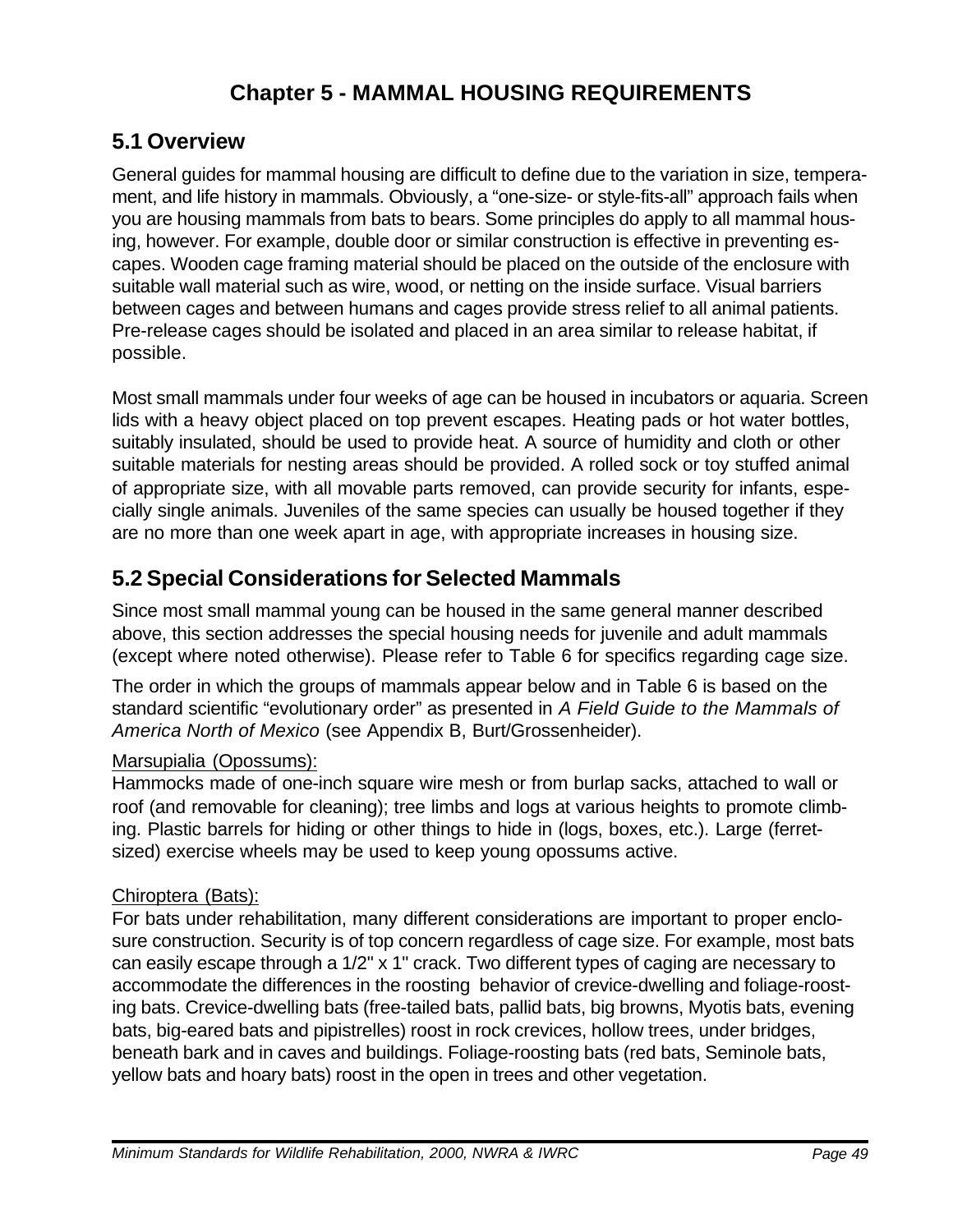# Chapter 5 - MAMMAL HOUSING REQUIREMENTS

## 5.1 Overview

General guides for mammal housing are difficult to define due to the variation in size, temperament, and life history in mammals. Obviously, a "one-size- or style-fits-all" approach fails when you are housing mammals from bats to bears. Some principles do apply to all mammal housing, however. For example, double door or similar construction is effective in preventing escapes. Wooden cage framing material should be placed on the outside of the enclosure with suitable wall material such as wire, wood, or netting on the inside surface. Visual barriers between cages and between humans and cages provide stress relief to all animal patients. Pre-release cages should be isolated and placed in an area similar to release habitat, if possible.

Most small mammals under four weeks of age can be housed in incubators or aquaria. Screen lids with a heavy object placed on top prevent escapes. Heating pads or hot water bottles, suitably insulated, should be used to provide heat. A source of humidity and cloth or other suitable materials for nesting areas should be provided. A rolled sock or toy stuffed animal of appropriate size, with all movable parts removed, can provide security for infants, especially single animals. Juveniles of the same species can usually be housed together if they are no more than one week apart in age, with appropriate increases in housing size.

## 5.2 Special Considerations for Selected Mammals

Since most small mammal young can be housed in the same general manner described above, this section addresses the special housing needs for juvenile and adult mammals (except where noted otherwise). Please refer to Table 6 for specifics regarding cage size.

The order in which the groups of mammals appear below and in Table 6 is based on the standard scientific "evolutionary order" as presented in *A Field Guide to the Mammals of America North of Mexico* (see Appendix B, Burt/Grossenheider).

Marsupialia (Opossums):
Hammocks made of one-inch square wire mesh or from burlap sacks, attached to wall or roof (and removable for cleaning); tree limbs and logs at various heights to promote climbing. Plastic barrels for hiding or other things to hide in (logs, boxes, etc.). Large (ferret-sized) exercise wheels may be used to keep young opossums active.

Chiroptera (Bats):
For bats under rehabilitation, many different considerations are important to proper enclosure construction. Security is of top concern regardless of cage size. For example, most bats can easily escape through a 1/2" x 1" crack. Two different types of caging are necessary to accommodate the differences in the roosting behavior of crevice-dwelling and foliage-roosting bats. Crevice-dwelling bats (free-tailed bats, pallid bats, big browns, Myotis bats, evening bats, big-eared bats and pipistrelles) roost in rock crevices, hollow trees, under bridges, beneath bark and in caves and buildings. Foliage-roosting bats (red bats, Seminole bats, yellow bats and hoary bats) roost in the open in trees and other vegetation.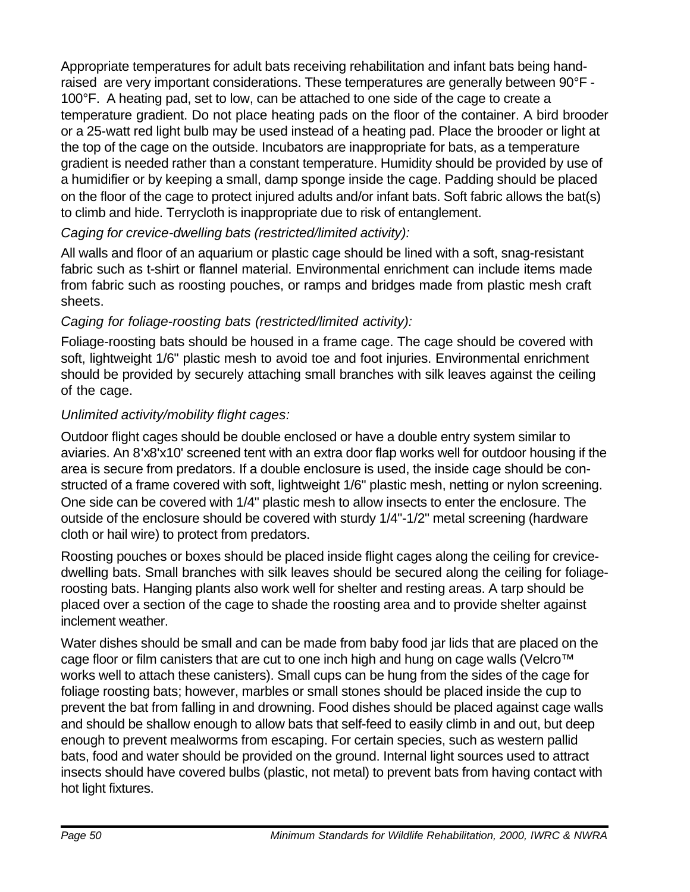Appropriate temperatures for adult bats receiving rehabilitation and infant bats being hand-raised are very important considerations. These temperatures are generally between 90°F - 100°F. A heating pad, set to low, can be attached to one side of the cage to create a temperature gradient. Do not place heating pads on the floor of the container. A bird brooder or a 25-watt red light bulb may be used instead of a heating pad. Place the brooder or light at the top of the cage on the outside. Incubators are inappropriate for bats, as a temperature gradient is needed rather than a constant temperature. Humidity should be provided by use of a humidifier or by keeping a small, damp sponge inside the cage. Padding should be placed on the floor of the cage to protect injured adults and/or infant bats. Soft fabric allows the bat(s) to climb and hide. Terrycloth is inappropriate due to risk of entanglement.

*Caging for crevice-dwelling bats (restricted/limited activity):*

All walls and floor of an aquarium or plastic cage should be lined with a soft, snag-resistant fabric such as t-shirt or flannel material. Environmental enrichment can include items made from fabric such as roosting pouches, or ramps and bridges made from plastic mesh craft sheets.

*Caging for foliage-roosting bats (restricted/limited activity):*

Foliage-roosting bats should be housed in a frame cage. The cage should be covered with soft, lightweight 1/6" plastic mesh to avoid toe and foot injuries. Environmental enrichment should be provided by securely attaching small branches with silk leaves against the ceiling of the cage.

*Unlimited activity/mobility flight cages:*

Outdoor flight cages should be double enclosed or have a double entry system similar to aviaries. An 8'x8'x10' screened tent with an extra door flap works well for outdoor housing if the area is secure from predators. If a double enclosure is used, the inside cage should be constructed of a frame covered with soft, lightweight 1/6" plastic mesh, netting or nylon screening. One side can be covered with 1/4" plastic mesh to allow insects to enter the enclosure. The outside of the enclosure should be covered with sturdy 1/4"-1/2" metal screening (hardware cloth or hail wire) to protect from predators.

Roosting pouches or boxes should be placed inside flight cages along the ceiling for crevice-dwelling bats. Small branches with silk leaves should be secured along the ceiling for foliage-roosting bats. Hanging plants also work well for shelter and resting areas. A tarp should be placed over a section of the cage to shade the roosting area and to provide shelter against inclement weather.

Water dishes should be small and can be made from baby food jar lids that are placed on the cage floor or film canisters that are cut to one inch high and hung on cage walls (Velcro™ works well to attach these canisters). Small cups can be hung from the sides of the cage for foliage roosting bats; however, marbles or small stones should be placed inside the cup to prevent the bat from falling in and drowning. Food dishes should be placed against cage walls and should be shallow enough to allow bats that self-feed to easily climb in and out, but deep enough to prevent mealworms from escaping. For certain species, such as western pallid bats, food and water should be provided on the ground. Internal light sources used to attract insects should have covered bulbs (plastic, not metal) to prevent bats from having contact with hot light fixtures.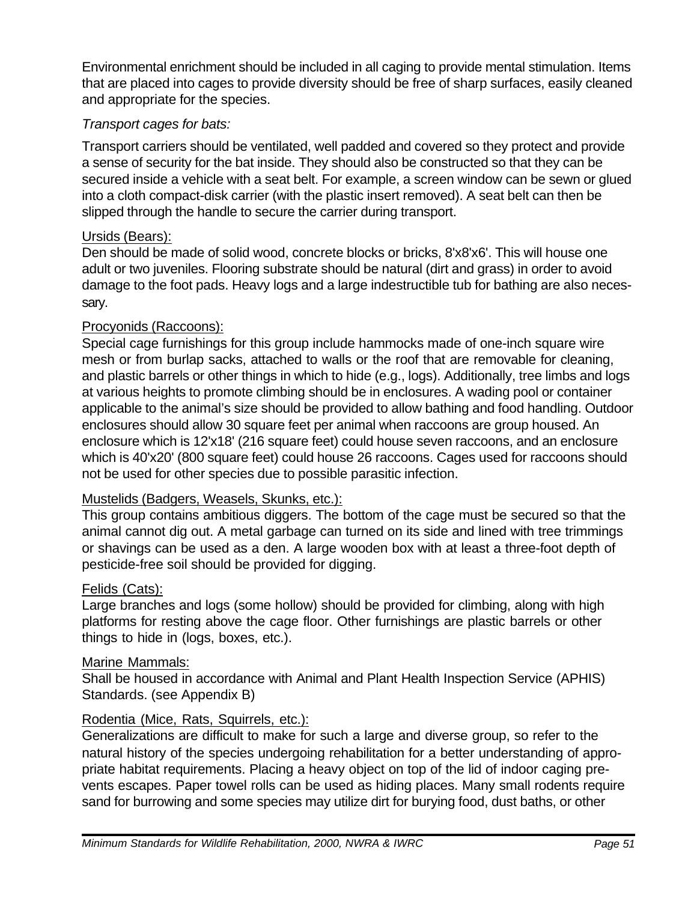Environmental enrichment should be included in all caging to provide mental stimulation. Items that are placed into cages to provide diversity should be free of sharp surfaces, easily cleaned and appropriate for the species.

*Transport cages for bats:*

Transport carriers should be ventilated, well padded and covered so they protect and provide a sense of security for the bat inside. They should also be constructed so that they can be secured inside a vehicle with a seat belt. For example, a screen window can be sewn or glued into a cloth compact-disk carrier (with the plastic insert removed). A seat belt can then be slipped through the handle to secure the carrier during transport.

<u>Ursids (Bears):</u>
Den should be made of solid wood, concrete blocks or bricks, 8'x8'x6'. This will house one adult or two juveniles. Flooring substrate should be natural (dirt and grass) in order to avoid damage to the foot pads. Heavy logs and a large indestructible tub for bathing are also necessary.

<u>Procyonids (Raccoons):</u>
Special cage furnishings for this group include hammocks made of one-inch square wire mesh or from burlap sacks, attached to walls or the roof that are removable for cleaning, and plastic barrels or other things in which to hide (e.g., logs). Additionally, tree limbs and logs at various heights to promote climbing should be in enclosures. A wading pool or container applicable to the animal's size should be provided to allow bathing and food handling. Outdoor enclosures should allow 30 square feet per animal when raccoons are group housed. An enclosure which is 12'x18' (216 square feet) could house seven raccoons, and an enclosure which is 40'x20' (800 square feet) could house 26 raccoons. Cages used for raccoons should not be used for other species due to possible parasitic infection.

<u>Mustelids (Badgers, Weasels, Skunks, etc.):</u>
This group contains ambitious diggers. The bottom of the cage must be secured so that the animal cannot dig out. A metal garbage can turned on its side and lined with tree trimmings or shavings can be used as a den. A large wooden box with at least a three-foot depth of pesticide-free soil should be provided for digging.

<u>Felids (Cats):</u>
Large branches and logs (some hollow) should be provided for climbing, along with high platforms for resting above the cage floor. Other furnishings are plastic barrels or other things to hide in (logs, boxes, etc.).

<u>Marine Mammals:</u>
Shall be housed in accordance with Animal and Plant Health Inspection Service (APHIS) Standards. (see Appendix B)

<u>Rodentia (Mice, Rats, Squirrels, etc.):</u>
Generalizations are difficult to make for such a large and diverse group, so refer to the natural history of the species undergoing rehabilitation for a better understanding of appropriate habitat requirements. Placing a heavy object on top of the lid of indoor caging prevents escapes. Paper towel rolls can be used as hiding places. Many small rodents require sand for burrowing and some species may utilize dirt for burying food, dust baths, or other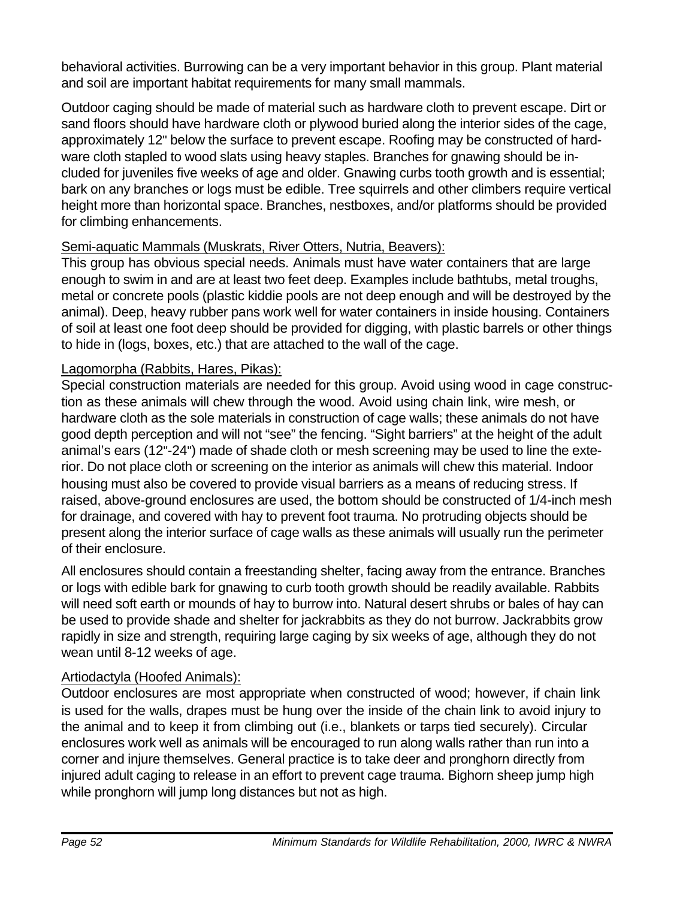behavioral activities. Burrowing can be a very important behavior in this group. Plant material and soil are important habitat requirements for many small mammals.

Outdoor caging should be made of material such as hardware cloth to prevent escape. Dirt or sand floors should have hardware cloth or plywood buried along the interior sides of the cage, approximately 12" below the surface to prevent escape. Roofing may be constructed of hardware cloth stapled to wood slats using heavy staples. Branches for gnawing should be included for juveniles five weeks of age and older. Gnawing curbs tooth growth and is essential; bark on any branches or logs must be edible. Tree squirrels and other climbers require vertical height more than horizontal space. Branches, nestboxes, and/or platforms should be provided for climbing enhancements.

Semi-aquatic Mammals (Muskrats, River Otters, Nutria, Beavers):

This group has obvious special needs. Animals must have water containers that are large enough to swim in and are at least two feet deep. Examples include bathtubs, metal troughs, metal or concrete pools (plastic kiddie pools are not deep enough and will be destroyed by the animal). Deep, heavy rubber pans work well for water containers in inside housing. Containers of soil at least one foot deep should be provided for digging, with plastic barrels or other things to hide in (logs, boxes, etc.) that are attached to the wall of the cage.

Lagomorpha (Rabbits, Hares, Pikas):

Special construction materials are needed for this group. Avoid using wood in cage construction as these animals will chew through the wood. Avoid using chain link, wire mesh, or hardware cloth as the sole materials in construction of cage walls; these animals do not have good depth perception and will not "see" the fencing. "Sight barriers" at the height of the adult animal's ears (12"-24") made of shade cloth or mesh screening may be used to line the exterior. Do not place cloth or screening on the interior as animals will chew this material. Indoor housing must also be covered to provide visual barriers as a means of reducing stress. If raised, above-ground enclosures are used, the bottom should be constructed of 1/4-inch mesh for drainage, and covered with hay to prevent foot trauma. No protruding objects should be present along the interior surface of cage walls as these animals will usually run the perimeter of their enclosure.

All enclosures should contain a freestanding shelter, facing away from the entrance. Branches or logs with edible bark for gnawing to curb tooth growth should be readily available. Rabbits will need soft earth or mounds of hay to burrow into. Natural desert shrubs or bales of hay can be used to provide shade and shelter for jackrabbits as they do not burrow. Jackrabbits grow rapidly in size and strength, requiring large caging by six weeks of age, although they do not wean until 8-12 weeks of age.

Artiodactyla (Hoofed Animals):

Outdoor enclosures are most appropriate when constructed of wood; however, if chain link is used for the walls, drapes must be hung over the inside of the chain link to avoid injury to the animal and to keep it from climbing out (i.e., blankets or tarps tied securely). Circular enclosures work well as animals will be encouraged to run along walls rather than run into a corner and injure themselves. General practice is to take deer and pronghorn directly from injured adult caging to release in an effort to prevent cage trauma. Bighorn sheep jump high while pronghorn will jump long distances but not as high.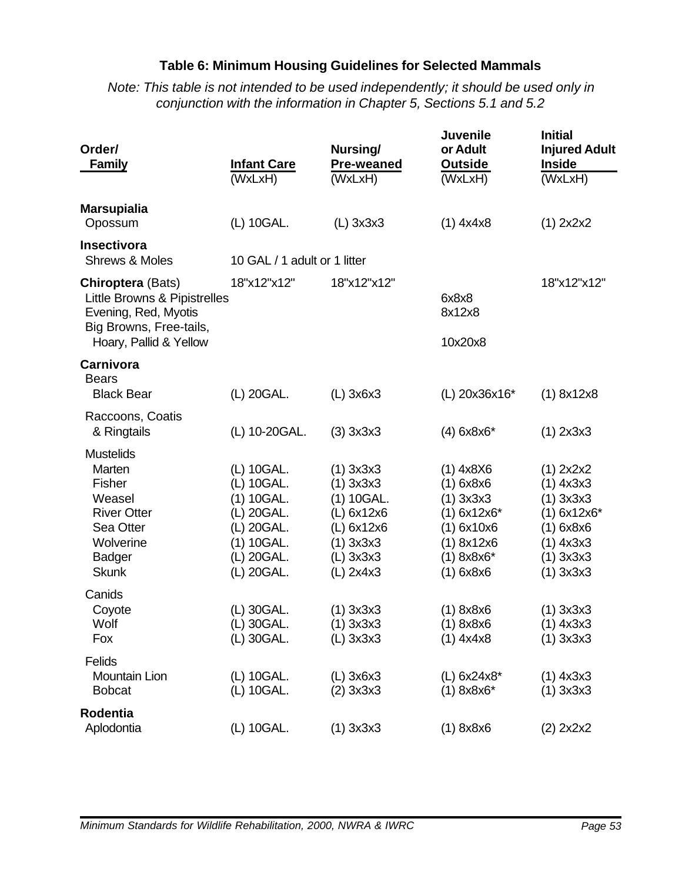### Table 6: Minimum Housing Guidelines for Selected Mammals

*Note: This table is not intended to be used independently; it should be used only in conjunction with the information in Chapter 5, Sections 5.1 and 5.2*

| Order/ Family | Infant Care (WxLxH) | Nursing/ Pre-weaned (WxLxH) | Juvenile or Adult Outside (WxLxH) | Initial Injured Adult Inside (WxLxH) |
|---|---|---|---|---|
| **Marsupialia** | | | | |
| Opossum | (L) 10GAL. | (L) 3x3x3 | (1) 4x4x8 | (1) 2x2x2 |
| **Insectivora** | | | | |
| Shrews & Moles | 10 GAL / 1 adult or 1 litter | | | |
| **Chiroptera** (Bats) | 18"x12"x12" | 18"x12"x12" | | 18"x12"x12" |
| Little Browns & Pipistrelles | | | 6x8x8 | |
| Evening, Red, Myotis | | | 8x12x8 | |
| Big Browns, Free-tails, Hoary, Pallid & Yellow | | | 10x20x8 | |
| **Carnivora** | | | | |
| Bears | | | | |
| Black Bear | (L) 20GAL. | (L) 3x6x3 | (L) 20x36x16* | (1) 8x12x8 |
| Raccoons, Coatis & Ringtails | (L) 10-20GAL. | (3) 3x3x3 | (4) 6x8x6* | (1) 2x3x3 |
| Mustelids | | | | |
| Marten | (L) 10GAL. | (1) 3x3x3 | (1) 4x8X6 | (1) 2x2x2 |
| Fisher | (L) 10GAL. | (1) 3x3x3 | (1) 6x8x6 | (1) 4x3x3 |
| Weasel | (1) 10GAL. | (1) 10GAL. | (1) 3x3x3 | (1) 3x3x3 |
| River Otter | (L) 20GAL. | (L) 6x12x6 | (1) 6x12x6* | (1) 6x12x6* |
| Sea Otter | (L) 20GAL. | (L) 6x12x6 | (1) 6x10x6 | (1) 6x8x6 |
| Wolverine | (1) 10GAL. | (1) 3x3x3 | (1) 8x12x6 | (1) 4x3x3 |
| Badger | (L) 20GAL. | (L) 3x3x3 | (1) 8x8x6* | (1) 3x3x3 |
| Skunk | (L) 20GAL. | (L) 2x4x3 | (1) 6x8x6 | (1) 3x3x3 |
| Canids | | | | |
| Coyote | (L) 30GAL. | (1) 3x3x3 | (1) 8x8x6 | (1) 3x3x3 |
| Wolf | (L) 30GAL. | (1) 3x3x3 | (1) 8x8x6 | (1) 4x3x3 |
| Fox | (L) 30GAL. | (L) 3x3x3 | (1) 4x4x8 | (1) 3x3x3 |
| Felids | | | | |
| Mountain Lion | (L) 10GAL. | (L) 3x6x3 | (L) 6x24x8* | (1) 4x3x3 |
| Bobcat | (L) 10GAL. | (2) 3x3x3 | (1) 8x8x6* | (1) 3x3x3 |
| **Rodentia** | | | | |
| Aplodontia | (L) 10GAL. | (1) 3x3x3 | (1) 8x8x6 | (2) 2x2x2 |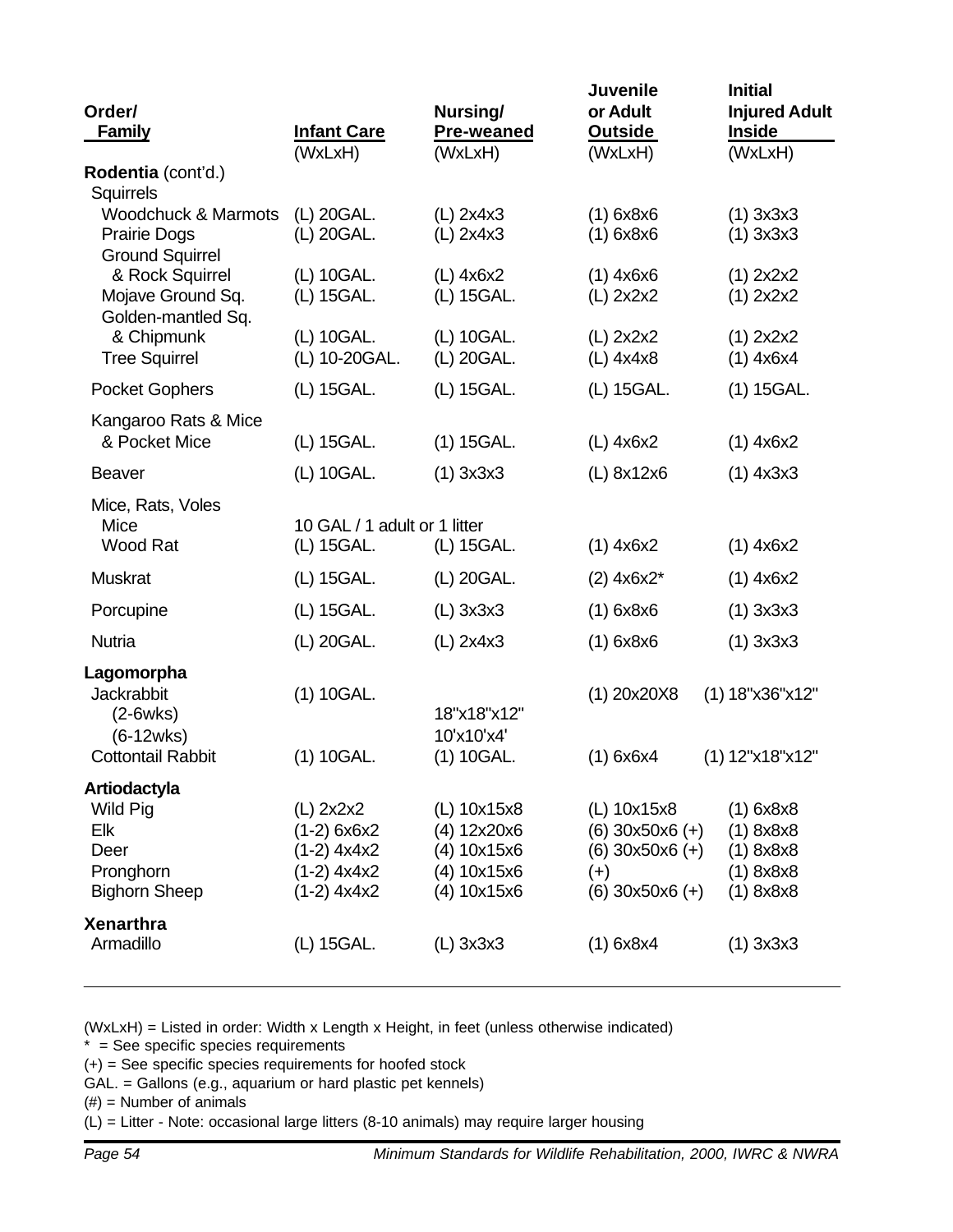| Order/ Family | Infant Care (WxLxH) | Nursing/ Pre-weaned (WxLxH) | Juvenile or Adult Outside (WxLxH) | Initial Injured Adult Inside (WxLxH) |
|---|---|---|---|---|
| **Rodentia** (cont'd.) | | | | |
| Squirrels | | | | |
| Woodchuck & Marmots | (L) 20GAL. | (L) 2x4x3 | (1) 6x8x6 | (1) 3x3x3 |
| Prairie Dogs | (L) 20GAL. | (L) 2x4x3 | (1) 6x8x6 | (1) 3x3x3 |
| Ground Squirrel & Rock Squirrel | (L) 10GAL. | (L) 4x6x2 | (1) 4x6x6 | (1) 2x2x2 |
| Mojave Ground Sq. | (L) 15GAL. | (L) 15GAL. | (L) 2x2x2 | (1) 2x2x2 |
| Golden-mantled Sq. & Chipmunk | (L) 10GAL. | (L) 10GAL. | (L) 2x2x2 | (1) 2x2x2 |
| Tree Squirrel | (L) 10-20GAL. | (L) 20GAL. | (L) 4x4x8 | (1) 4x6x4 |
| Pocket Gophers | (L) 15GAL. | (L) 15GAL. | (L) 15GAL. | (1) 15GAL. |
| Kangaroo Rats & Mice & Pocket Mice | (L) 15GAL. | (1) 15GAL. | (L) 4x6x2 | (1) 4x6x2 |
| Beaver | (L) 10GAL. | (1) 3x3x3 | (L) 8x12x6 | (1) 4x3x3 |
| Mice, Rats, Voles | | | | |
| Mice | 10 GAL / 1 adult or 1 litter | | | |
| Wood Rat | (L) 15GAL. | (L) 15GAL. | (1) 4x6x2 | (1) 4x6x2 |
| Muskrat | (L) 15GAL. | (L) 20GAL. | (2) 4x6x2* | (1) 4x6x2 |
| Porcupine | (L) 15GAL. | (L) 3x3x3 | (1) 6x8x6 | (1) 3x3x3 |
| Nutria | (L) 20GAL. | (L) 2x4x3 | (1) 6x8x6 | (1) 3x3x3 |
| **Lagomorpha** | | | | |
| Jackrabbit | (1) 10GAL. | | (1) 20x20X8 | (1) 18"x36"x12" |
| (2-6wks) | | 18"x18"x12" | | |
| (6-12wks) | | 10'x10'x4' | | |
| Cottontail Rabbit | (1) 10GAL. | (1) 10GAL. | (1) 6x6x4 | (1) 12"x18"x12" |
| **Artiodactyla** | | | | |
| Wild Pig | (L) 2x2x2 | (L) 10x15x8 | (L) 10x15x8 | (1) 6x8x8 |
| Elk | (1-2) 6x6x2 | (4) 12x20x6 | (6) 30x50x6 (+) | (1) 8x8x8 |
| Deer | (1-2) 4x4x2 | (4) 10x15x6 | (6) 30x50x6 (+) | (1) 8x8x8 |
| Pronghorn | (1-2) 4x4x2 | (4) 10x15x6 | (+) | (1) 8x8x8 |
| Bighorn Sheep | (1-2) 4x4x2 | (4) 10x15x6 | (6) 30x50x6 (+) | (1) 8x8x8 |
| **Xenarthra** | | | | |
| Armadillo | (L) 15GAL. | (L) 3x3x3 | (1) 6x8x4 | (1) 3x3x3 |

(WxLxH) = Listed in order: Width x Length x Height, in feet (unless otherwise indicated)
* = See specific species requirements
(+) = See specific species requirements for hoofed stock
GAL. = Gallons (e.g., aquarium or hard plastic pet kennels)
(#) = Number of animals
(L) = Litter - Note: occasional large litters (8-10 animals) may require larger housing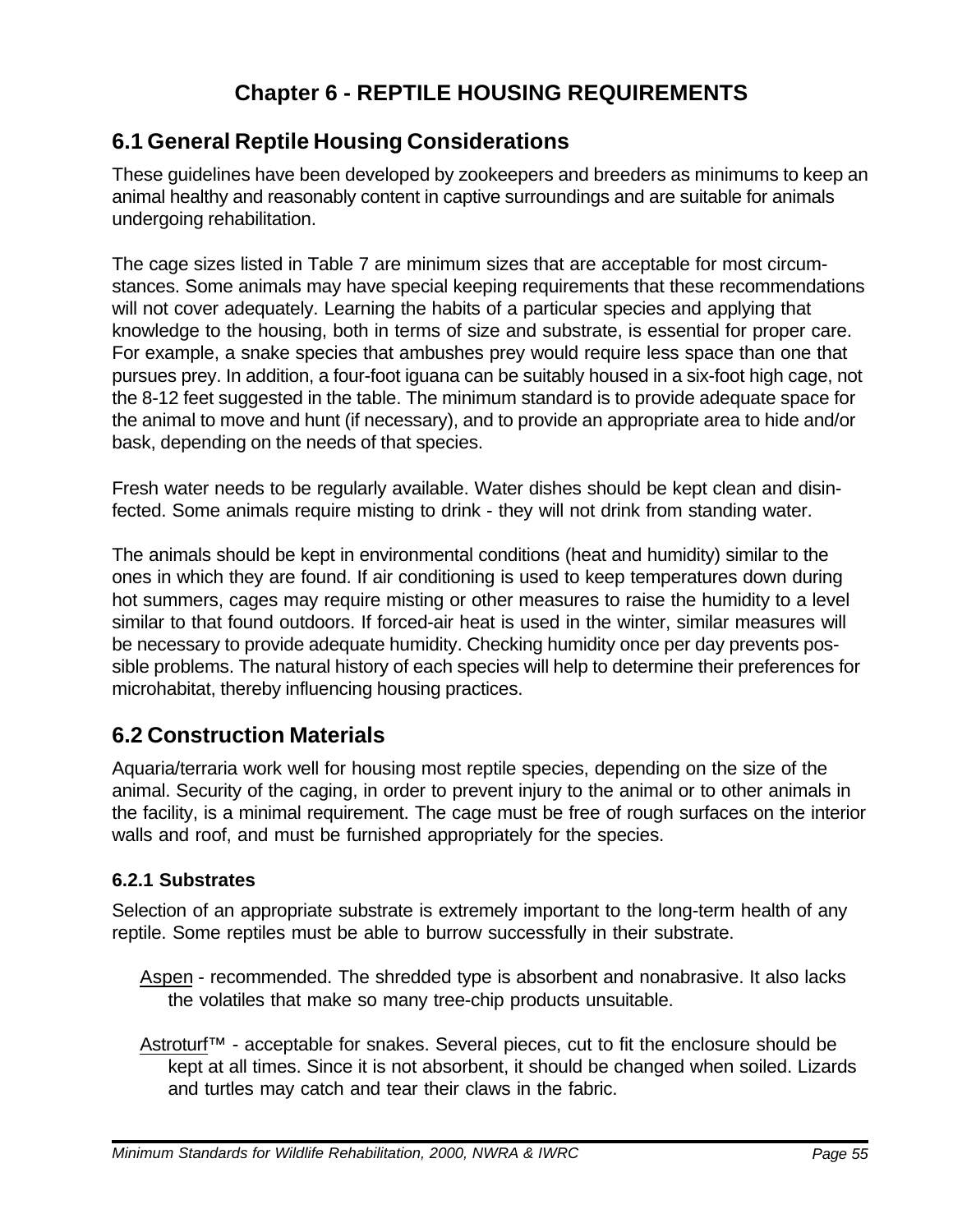# Chapter 6 - REPTILE HOUSING REQUIREMENTS

## 6.1 General Reptile Housing Considerations

These guidelines have been developed by zookeepers and breeders as minimums to keep an animal healthy and reasonably content in captive surroundings and are suitable for animals undergoing rehabilitation.

The cage sizes listed in Table 7 are minimum sizes that are acceptable for most circumstances. Some animals may have special keeping requirements that these recommendations will not cover adequately. Learning the habits of a particular species and applying that knowledge to the housing, both in terms of size and substrate, is essential for proper care. For example, a snake species that ambushes prey would require less space than one that pursues prey. In addition, a four-foot iguana can be suitably housed in a six-foot high cage, not the 8-12 feet suggested in the table. The minimum standard is to provide adequate space for the animal to move and hunt (if necessary), and to provide an appropriate area to hide and/or bask, depending on the needs of that species.

Fresh water needs to be regularly available. Water dishes should be kept clean and disinfected. Some animals require misting to drink - they will not drink from standing water.

The animals should be kept in environmental conditions (heat and humidity) similar to the ones in which they are found. If air conditioning is used to keep temperatures down during hot summers, cages may require misting or other measures to raise the humidity to a level similar to that found outdoors. If forced-air heat is used in the winter, similar measures will be necessary to provide adequate humidity. Checking humidity once per day prevents possible problems. The natural history of each species will help to determine their preferences for microhabitat, thereby influencing housing practices.

## 6.2 Construction Materials

Aquaria/terraria work well for housing most reptile species, depending on the size of the animal. Security of the caging, in order to prevent injury to the animal or to other animals in the facility, is a minimal requirement. The cage must be free of rough surfaces on the interior walls and roof, and must be furnished appropriately for the species.

### 6.2.1 Substrates

Selection of an appropriate substrate is extremely important to the long-term health of any reptile. Some reptiles must be able to burrow successfully in their substrate.

Aspen - recommended. The shredded type is absorbent and nonabrasive. It also lacks the volatiles that make so many tree-chip products unsuitable.

Astroturf™ - acceptable for snakes. Several pieces, cut to fit the enclosure should be kept at all times. Since it is not absorbent, it should be changed when soiled. Lizards and turtles may catch and tear their claws in the fabric.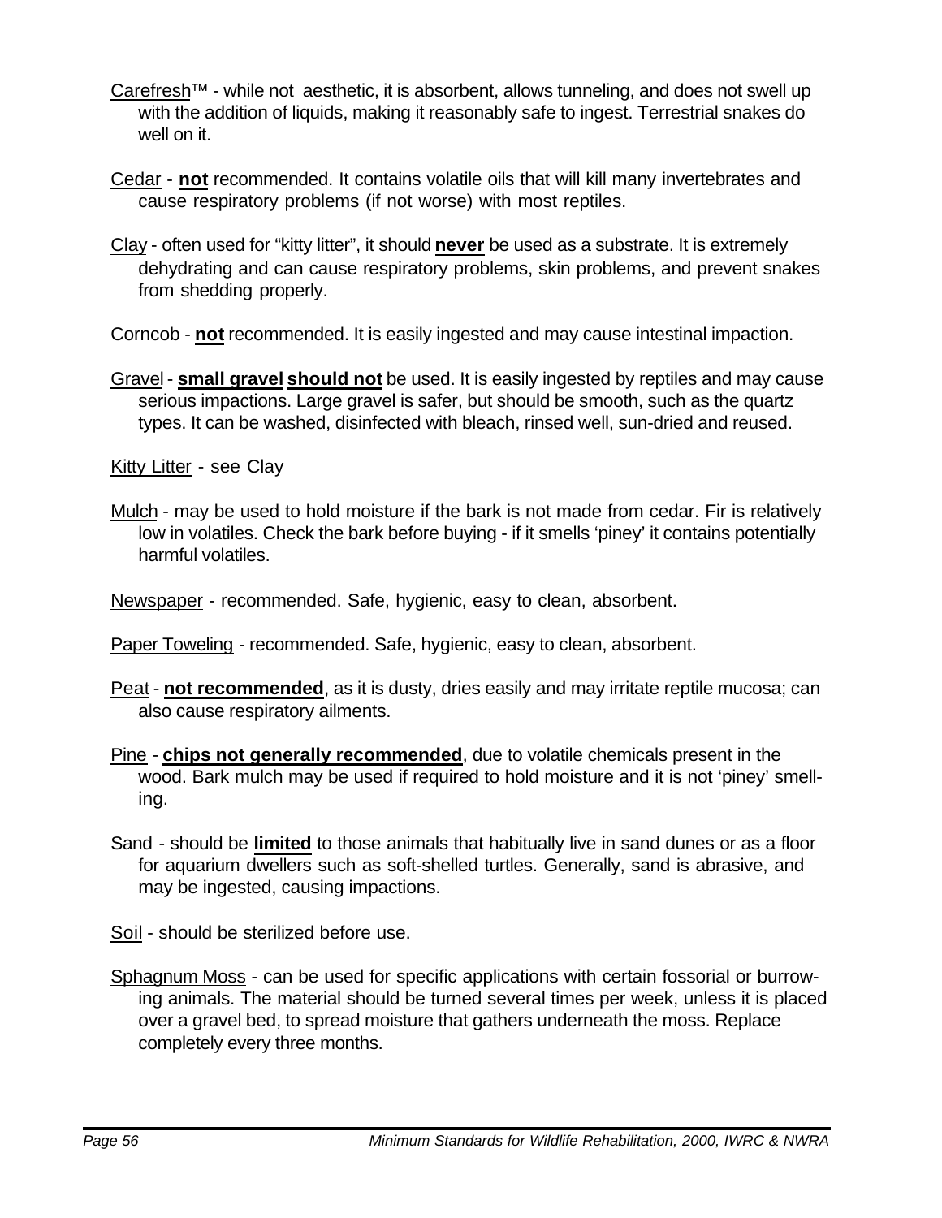Carefresh™ - while not aesthetic, it is absorbent, allows tunneling, and does not swell up with the addition of liquids, making it reasonably safe to ingest. Terrestrial snakes do well on it.

Cedar - **not** recommended. It contains volatile oils that will kill many invertebrates and cause respiratory problems (if not worse) with most reptiles.

Clay - often used for "kitty litter", it should **never** be used as a substrate. It is extremely dehydrating and can cause respiratory problems, skin problems, and prevent snakes from shedding properly.

Corncob - **not** recommended. It is easily ingested and may cause intestinal impaction.

Gravel - **small gravel should not** be used. It is easily ingested by reptiles and may cause serious impactions. Large gravel is safer, but should be smooth, such as the quartz types. It can be washed, disinfected with bleach, rinsed well, sun-dried and reused.

Kitty Litter - see Clay

Mulch - may be used to hold moisture if the bark is not made from cedar. Fir is relatively low in volatiles. Check the bark before buying - if it smells 'piney' it contains potentially harmful volatiles.

Newspaper - recommended. Safe, hygienic, easy to clean, absorbent.

Paper Toweling - recommended. Safe, hygienic, easy to clean, absorbent.

Peat - **not recommended**, as it is dusty, dries easily and may irritate reptile mucosa; can also cause respiratory ailments.

Pine - **chips not generally recommended**, due to volatile chemicals present in the wood. Bark mulch may be used if required to hold moisture and it is not 'piney' smelling.

Sand - should be **limited** to those animals that habitually live in sand dunes or as a floor for aquarium dwellers such as soft-shelled turtles. Generally, sand is abrasive, and may be ingested, causing impactions.

Soil - should be sterilized before use.

Sphagnum Moss - can be used for specific applications with certain fossorial or burrowing animals. The material should be turned several times per week, unless it is placed over a gravel bed, to spread moisture that gathers underneath the moss. Replace completely every three months.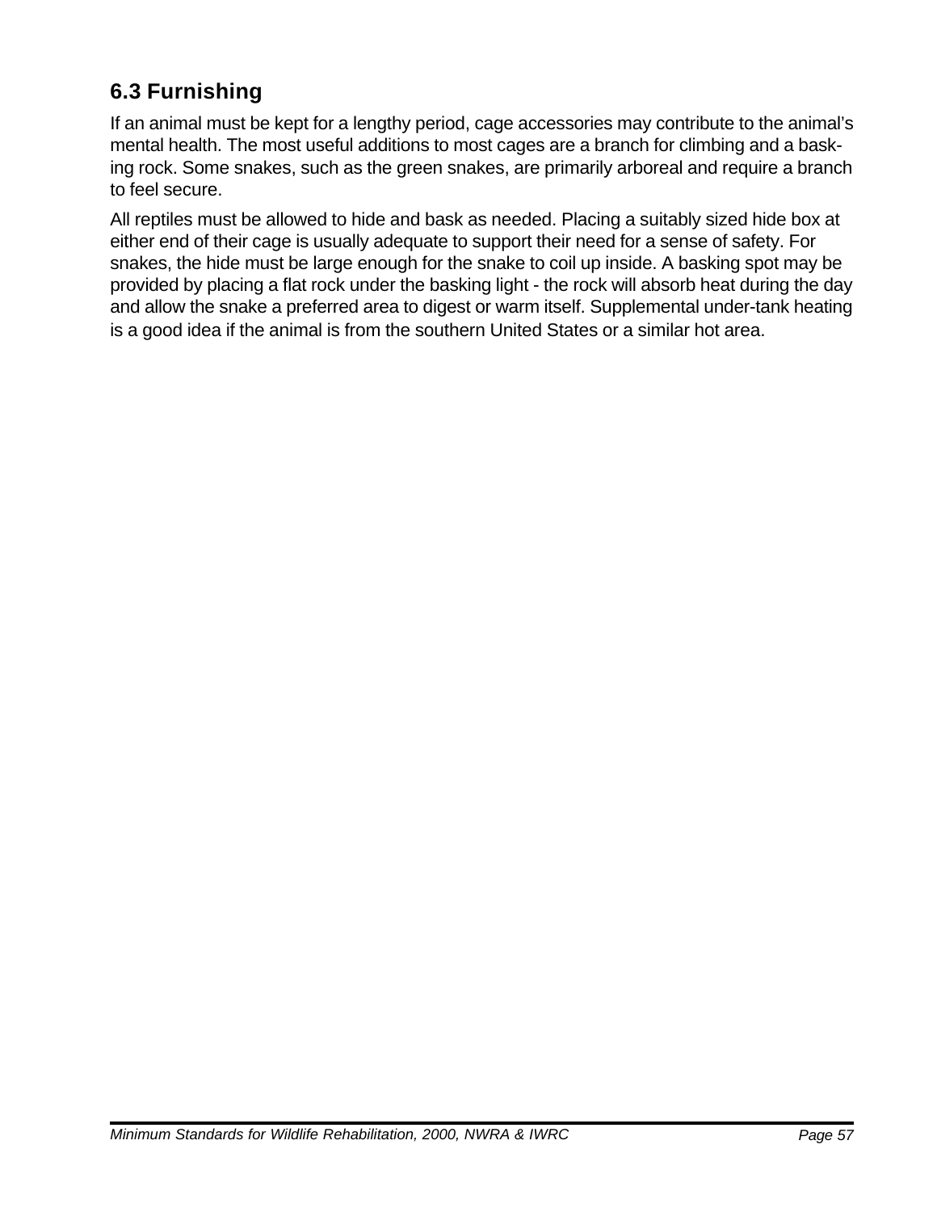## 6.3 Furnishing

If an animal must be kept for a lengthy period, cage accessories may contribute to the animal's mental health. The most useful additions to most cages are a branch for climbing and a basking rock. Some snakes, such as the green snakes, are primarily arboreal and require a branch to feel secure.

All reptiles must be allowed to hide and bask as needed. Placing a suitably sized hide box at either end of their cage is usually adequate to support their need for a sense of safety. For snakes, the hide must be large enough for the snake to coil up inside. A basking spot may be provided by placing a flat rock under the basking light - the rock will absorb heat during the day and allow the snake a preferred area to digest or warm itself. Supplemental under-tank heating is a good idea if the animal is from the southern United States or a similar hot area.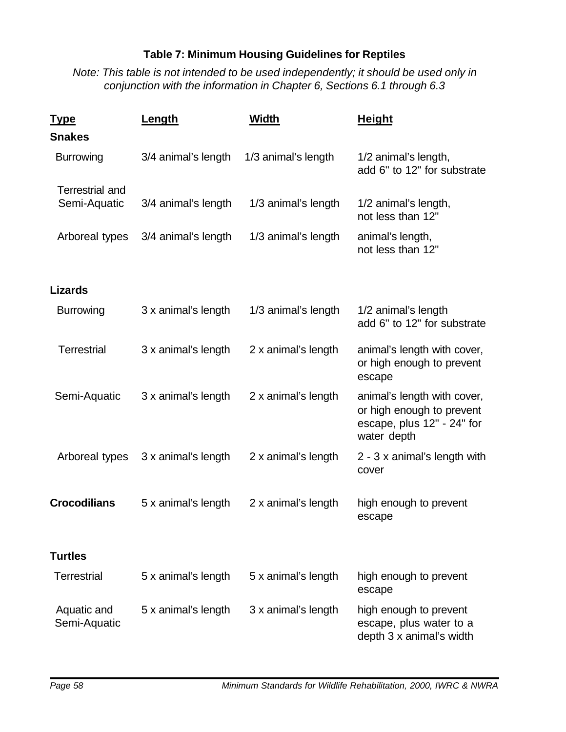**Table 7: Minimum Housing Guidelines for Reptiles**

*Note: This table is not intended to be used independently; it should be used only in conjunction with the information in Chapter 6, Sections 6.1 through 6.3*

| Type | Length | Width | Height |
|---|---|---|---|
| **Snakes** | | | |
| Burrowing | 3/4 animal's length | 1/3 animal's length | 1/2 animal's length, add 6" to 12" for substrate |
| Terrestrial and Semi-Aquatic | 3/4 animal's length | 1/3 animal's length | 1/2 animal's length, not less than 12" |
| Arboreal types | 3/4 animal's length | 1/3 animal's length | animal's length, not less than 12" |
| **Lizards** | | | |
| Burrowing | 3 x animal's length | 1/3 animal's length | 1/2 animal's length add 6" to 12" for substrate |
| Terrestrial | 3 x animal's length | 2 x animal's length | animal's length with cover, or high enough to prevent escape |
| Semi-Aquatic | 3 x animal's length | 2 x animal's length | animal's length with cover, or high enough to prevent escape, plus 12" - 24" for water depth |
| Arboreal types | 3 x animal's length | 2 x animal's length | 2 - 3 x animal's length with cover |
| **Crocodilians** | 5 x animal's length | 2 x animal's length | high enough to prevent escape |
| **Turtles** | | | |
| Terrestrial | 5 x animal's length | 5 x animal's length | high enough to prevent escape |
| Aquatic and Semi-Aquatic | 5 x animal's length | 3 x animal's length | high enough to prevent escape, plus water to a depth 3 x animal's width |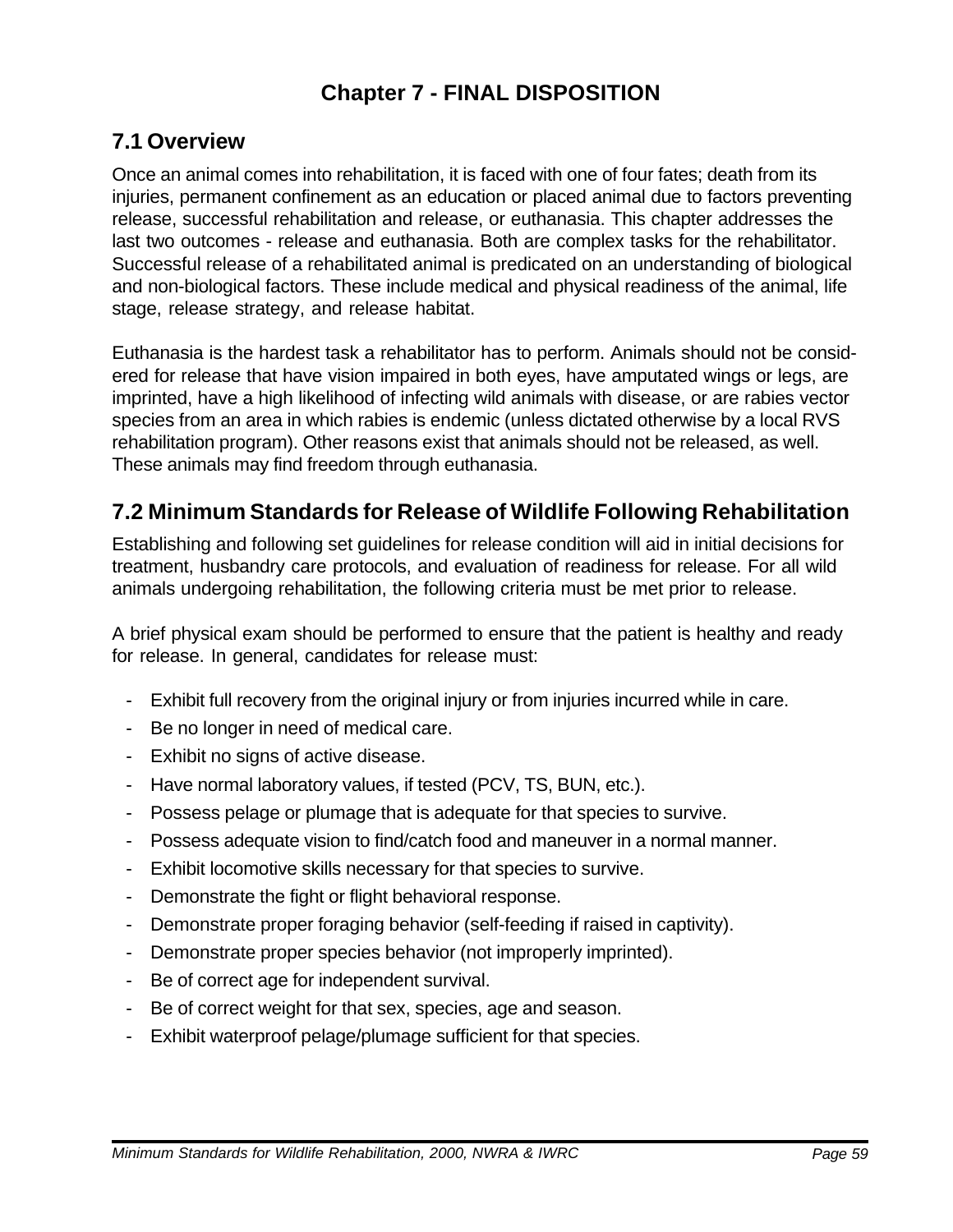# Chapter 7 - FINAL DISPOSITION

## 7.1 Overview

Once an animal comes into rehabilitation, it is faced with one of four fates; death from its injuries, permanent confinement as an education or placed animal due to factors preventing release, successful rehabilitation and release, or euthanasia. This chapter addresses the last two outcomes - release and euthanasia. Both are complex tasks for the rehabilitator. Successful release of a rehabilitated animal is predicated on an understanding of biological and non-biological factors. These include medical and physical readiness of the animal, life stage, release strategy, and release habitat.

Euthanasia is the hardest task a rehabilitator has to perform. Animals should not be considered for release that have vision impaired in both eyes, have amputated wings or legs, are imprinted, have a high likelihood of infecting wild animals with disease, or are rabies vector species from an area in which rabies is endemic (unless dictated otherwise by a local RVS rehabilitation program). Other reasons exist that animals should not be released, as well. These animals may find freedom through euthanasia.

## 7.2 Minimum Standards for Release of Wildlife Following Rehabilitation

Establishing and following set guidelines for release condition will aid in initial decisions for treatment, husbandry care protocols, and evaluation of readiness for release. For all wild animals undergoing rehabilitation, the following criteria must be met prior to release.

A brief physical exam should be performed to ensure that the patient is healthy and ready for release. In general, candidates for release must:

- Exhibit full recovery from the original injury or from injuries incurred while in care.
- Be no longer in need of medical care.
- Exhibit no signs of active disease.
- Have normal laboratory values, if tested (PCV, TS, BUN, etc.).
- Possess pelage or plumage that is adequate for that species to survive.
- Possess adequate vision to find/catch food and maneuver in a normal manner.
- Exhibit locomotive skills necessary for that species to survive.
- Demonstrate the fight or flight behavioral response.
- Demonstrate proper foraging behavior (self-feeding if raised in captivity).
- Demonstrate proper species behavior (not improperly imprinted).
- Be of correct age for independent survival.
- Be of correct weight for that sex, species, age and season.
- Exhibit waterproof pelage/plumage sufficient for that species.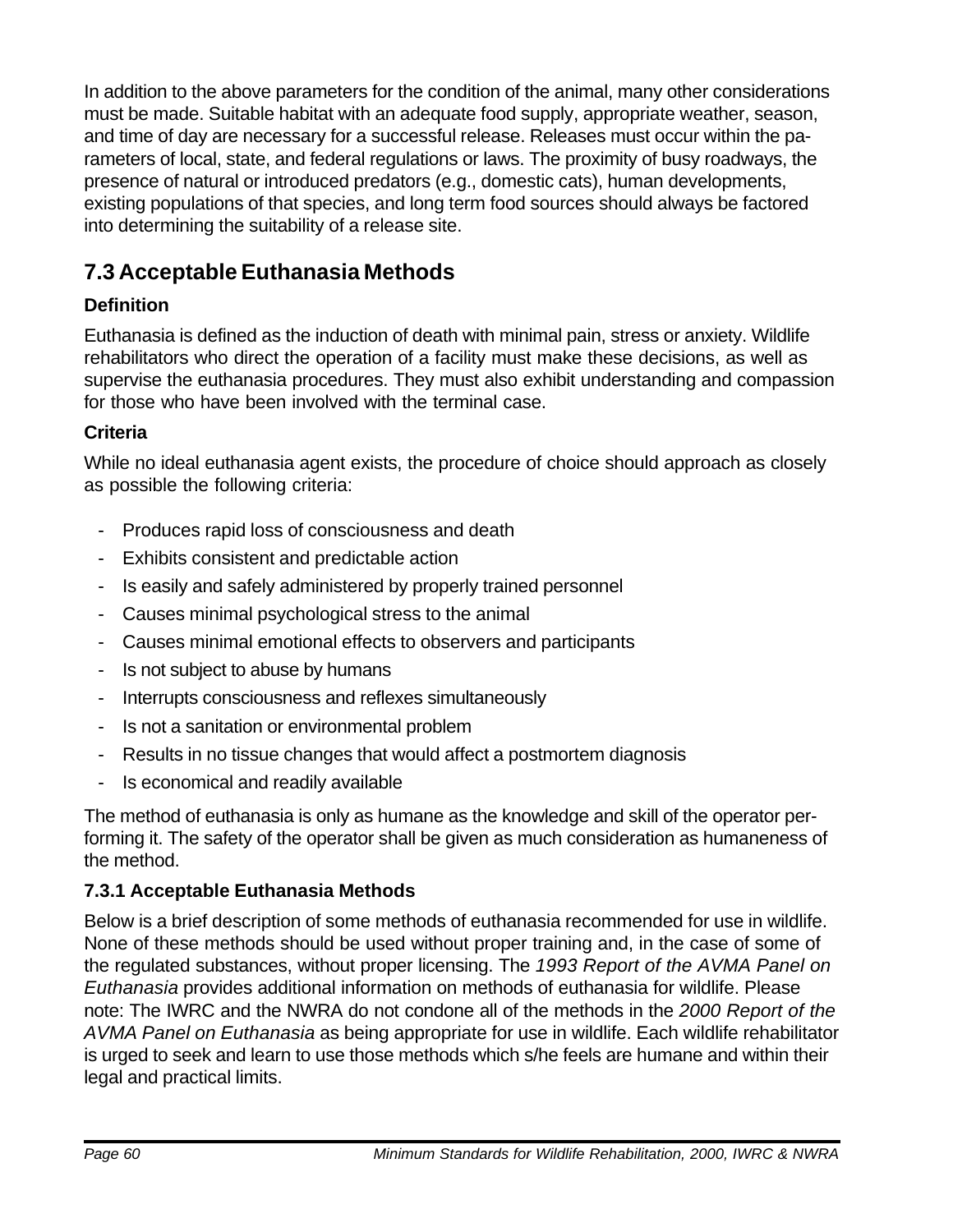In addition to the above parameters for the condition of the animal, many other considerations must be made. Suitable habitat with an adequate food supply, appropriate weather, season, and time of day are necessary for a successful release. Releases must occur within the parameters of local, state, and federal regulations or laws. The proximity of busy roadways, the presence of natural or introduced predators (e.g., domestic cats), human developments, existing populations of that species, and long term food sources should always be factored into determining the suitability of a release site.

## 7.3 Acceptable Euthanasia Methods

### Definition

Euthanasia is defined as the induction of death with minimal pain, stress or anxiety. Wildlife rehabilitators who direct the operation of a facility must make these decisions, as well as supervise the euthanasia procedures. They must also exhibit understanding and compassion for those who have been involved with the terminal case.

### Criteria

While no ideal euthanasia agent exists, the procedure of choice should approach as closely as possible the following criteria:

- Produces rapid loss of consciousness and death
- Exhibits consistent and predictable action
- Is easily and safely administered by properly trained personnel
- Causes minimal psychological stress to the animal
- Causes minimal emotional effects to observers and participants
- Is not subject to abuse by humans
- Interrupts consciousness and reflexes simultaneously
- Is not a sanitation or environmental problem
- Results in no tissue changes that would affect a postmortem diagnosis
- Is economical and readily available

The method of euthanasia is only as humane as the knowledge and skill of the operator performing it. The safety of the operator shall be given as much consideration as humaneness of the method.

### 7.3.1 Acceptable Euthanasia Methods

Below is a brief description of some methods of euthanasia recommended for use in wildlife. None of these methods should be used without proper training and, in the case of some of the regulated substances, without proper licensing. The *1993 Report of the AVMA Panel on Euthanasia* provides additional information on methods of euthanasia for wildlife. Please note: The IWRC and the NWRA do not condone all of the methods in the *2000 Report of the AVMA Panel on Euthanasia* as being appropriate for use in wildlife. Each wildlife rehabilitator is urged to seek and learn to use those methods which s/he feels are humane and within their legal and practical limits.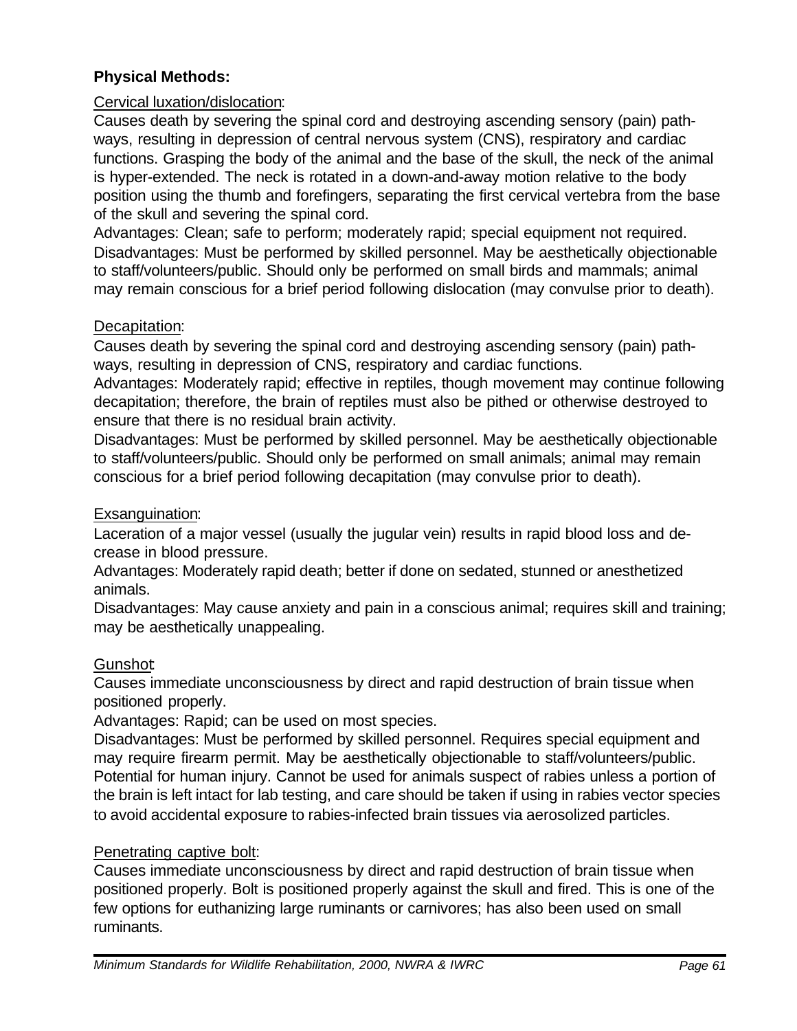**Physical Methods:**

Cervical luxation/dislocation:

Causes death by severing the spinal cord and destroying ascending sensory (pain) pathways, resulting in depression of central nervous system (CNS), respiratory and cardiac functions. Grasping the body of the animal and the base of the skull, the neck of the animal is hyper-extended. The neck is rotated in a down-and-away motion relative to the body position using the thumb and forefingers, separating the first cervical vertebra from the base of the skull and severing the spinal cord.

Advantages: Clean; safe to perform; moderately rapid; special equipment not required.

Disadvantages: Must be performed by skilled personnel. May be aesthetically objectionable to staff/volunteers/public. Should only be performed on small birds and mammals; animal may remain conscious for a brief period following dislocation (may convulse prior to death).

Decapitation:

Causes death by severing the spinal cord and destroying ascending sensory (pain) pathways, resulting in depression of CNS, respiratory and cardiac functions.

Advantages: Moderately rapid; effective in reptiles, though movement may continue following decapitation; therefore, the brain of reptiles must also be pithed or otherwise destroyed to ensure that there is no residual brain activity.

Disadvantages: Must be performed by skilled personnel. May be aesthetically objectionable to staff/volunteers/public. Should only be performed on small animals; animal may remain conscious for a brief period following decapitation (may convulse prior to death).

Exsanguination:

Laceration of a major vessel (usually the jugular vein) results in rapid blood loss and decrease in blood pressure.

Advantages: Moderately rapid death; better if done on sedated, stunned or anesthetized animals.

Disadvantages: May cause anxiety and pain in a conscious animal; requires skill and training; may be aesthetically unappealing.

Gunshot:

Causes immediate unconsciousness by direct and rapid destruction of brain tissue when positioned properly.

Advantages: Rapid; can be used on most species.

Disadvantages: Must be performed by skilled personnel. Requires special equipment and may require firearm permit. May be aesthetically objectionable to staff/volunteers/public. Potential for human injury. Cannot be used for animals suspect of rabies unless a portion of the brain is left intact for lab testing, and care should be taken if using in rabies vector species to avoid accidental exposure to rabies-infected brain tissues via aerosolized particles.

Penetrating captive bolt:

Causes immediate unconsciousness by direct and rapid destruction of brain tissue when positioned properly. Bolt is positioned properly against the skull and fired. This is one of the few options for euthanizing large ruminants or carnivores; has also been used on small ruminants.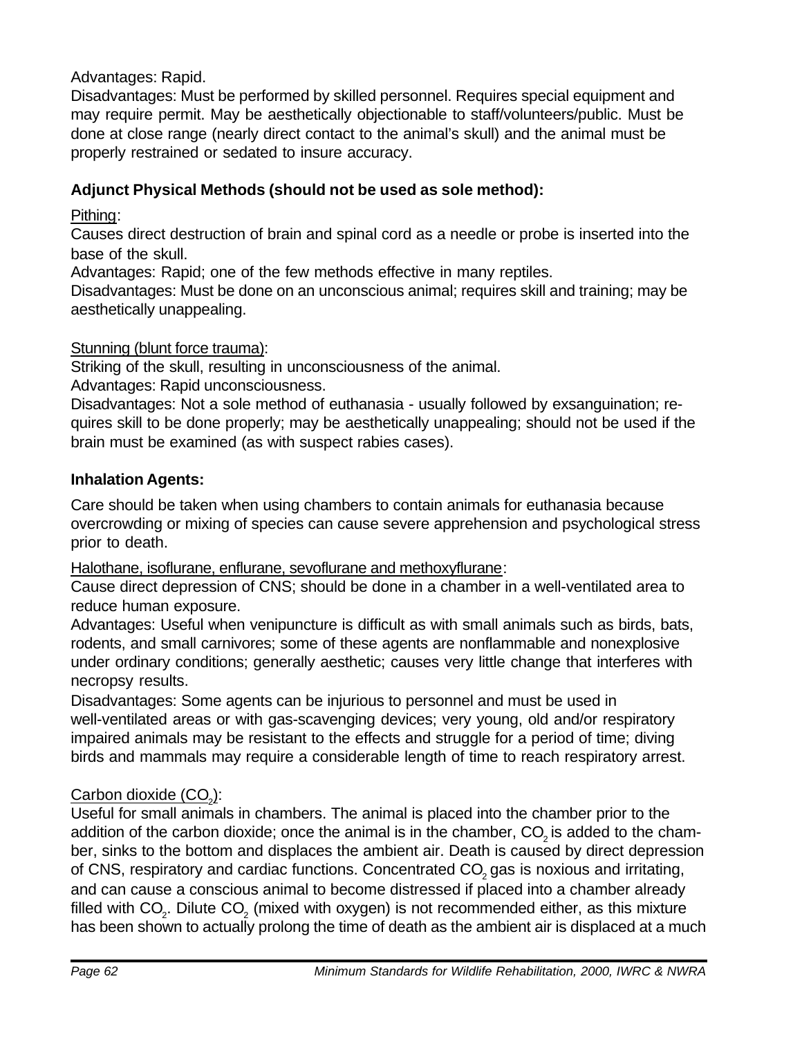Advantages: Rapid.
Disadvantages: Must be performed by skilled personnel. Requires special equipment and may require permit. May be aesthetically objectionable to staff/volunteers/public. Must be done at close range (nearly direct contact to the animal's skull) and the animal must be properly restrained or sedated to insure accuracy.

**Adjunct Physical Methods (should not be used as sole method):**

<u>Pithing</u>:
Causes direct destruction of brain and spinal cord as a needle or probe is inserted into the base of the skull.
Advantages: Rapid; one of the few methods effective in many reptiles.
Disadvantages: Must be done on an unconscious animal; requires skill and training; may be aesthetically unappealing.

<u>Stunning (blunt force trauma)</u>:
Striking of the skull, resulting in unconsciousness of the animal.
Advantages: Rapid unconsciousness.
Disadvantages: Not a sole method of euthanasia - usually followed by exsanguination; requires skill to be done properly; may be aesthetically unappealing; should not be used if the brain must be examined (as with suspect rabies cases).

**Inhalation Agents:**

Care should be taken when using chambers to contain animals for euthanasia because overcrowding or mixing of species can cause severe apprehension and psychological stress prior to death.

<u>Halothane, isoflurane, enflurane, sevoflurane and methoxyflurane</u>:
Cause direct depression of CNS; should be done in a chamber in a well-ventilated area to reduce human exposure.
Advantages: Useful when venipuncture is difficult as with small animals such as birds, bats, rodents, and small carnivores; some of these agents are nonflammable and nonexplosive under ordinary conditions; generally aesthetic; causes very little change that interferes with necropsy results.
Disadvantages: Some agents can be injurious to personnel and must be used in well-ventilated areas or with gas-scavenging devices; very young, old and/or respiratory impaired animals may be resistant to the effects and struggle for a period of time; diving birds and mammals may require a considerable length of time to reach respiratory arrest.

<u>Carbon dioxide ($CO_2$)</u>:
Useful for small animals in chambers. The animal is placed into the chamber prior to the addition of the carbon dioxide; once the animal is in the chamber, $CO_2$ is added to the chamber, sinks to the bottom and displaces the ambient air. Death is caused by direct depression of CNS, respiratory and cardiac functions. Concentrated $CO_2$ gas is noxious and irritating, and can cause a conscious animal to become distressed if placed into a chamber already filled with $CO_2$. Dilute $CO_2$ (mixed with oxygen) is not recommended either, as this mixture has been shown to actually prolong the time of death as the ambient air is displaced at a much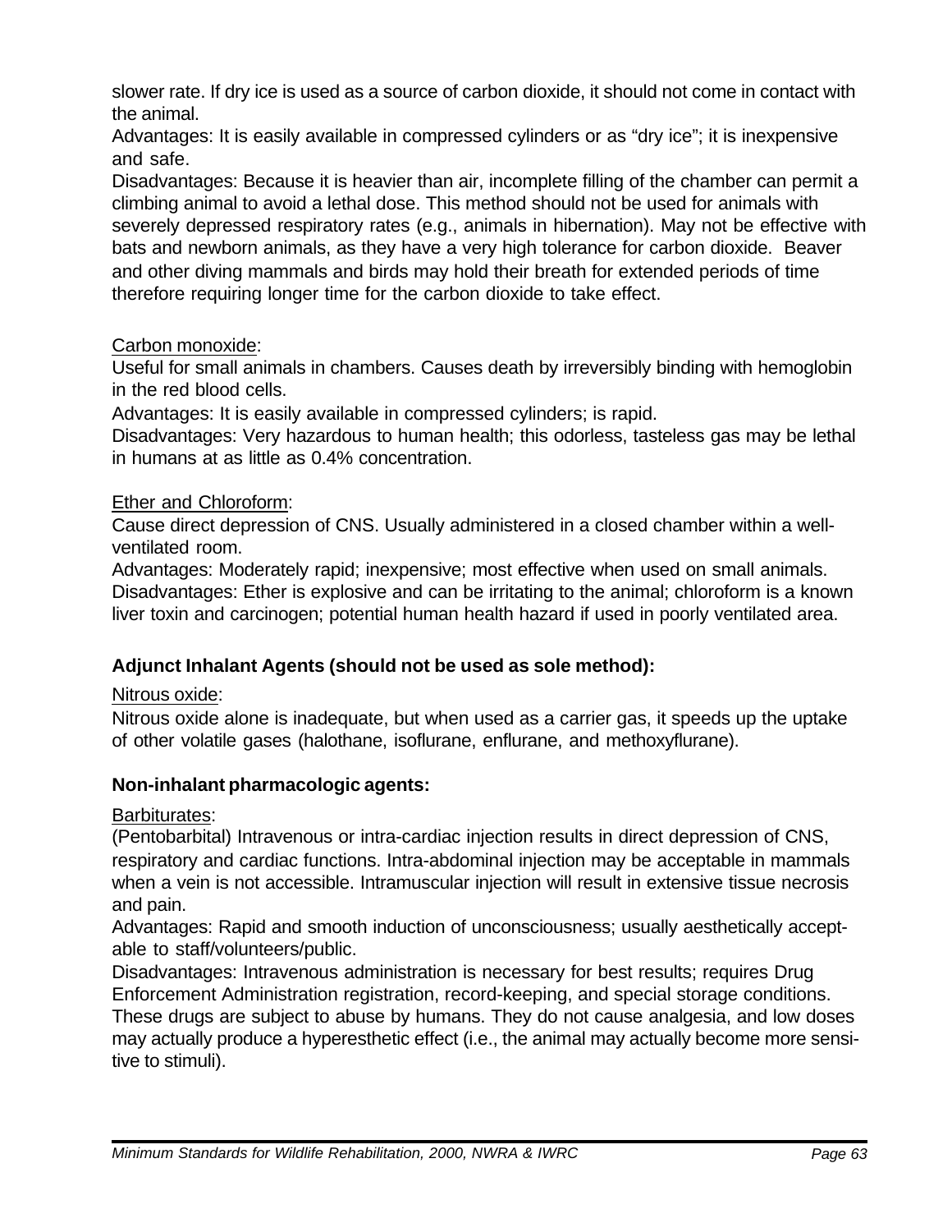slower rate. If dry ice is used as a source of carbon dioxide, it should not come in contact with the animal.

Advantages: It is easily available in compressed cylinders or as "dry ice"; it is inexpensive and safe.

Disadvantages: Because it is heavier than air, incomplete filling of the chamber can permit a climbing animal to avoid a lethal dose. This method should not be used for animals with severely depressed respiratory rates (e.g., animals in hibernation). May not be effective with bats and newborn animals, as they have a very high tolerance for carbon dioxide. Beaver and other diving mammals and birds may hold their breath for extended periods of time therefore requiring longer time for the carbon dioxide to take effect.

Carbon monoxide:

Useful for small animals in chambers. Causes death by irreversibly binding with hemoglobin in the red blood cells.

Advantages: It is easily available in compressed cylinders; is rapid.

Disadvantages: Very hazardous to human health; this odorless, tasteless gas may be lethal in humans at as little as 0.4% concentration.

Ether and Chloroform:

Cause direct depression of CNS. Usually administered in a closed chamber within a well-ventilated room.

Advantages: Moderately rapid; inexpensive; most effective when used on small animals.

Disadvantages: Ether is explosive and can be irritating to the animal; chloroform is a known liver toxin and carcinogen; potential human health hazard if used in poorly ventilated area.

**Adjunct Inhalant Agents (should not be used as sole method):**

Nitrous oxide:

Nitrous oxide alone is inadequate, but when used as a carrier gas, it speeds up the uptake of other volatile gases (halothane, isoflurane, enflurane, and methoxyflurane).

**Non-inhalant pharmacologic agents:**

Barbiturates:

(Pentobarbital) Intravenous or intra-cardiac injection results in direct depression of CNS, respiratory and cardiac functions. Intra-abdominal injection may be acceptable in mammals when a vein is not accessible. Intramuscular injection will result in extensive tissue necrosis and pain.

Advantages: Rapid and smooth induction of unconsciousness; usually aesthetically acceptable to staff/volunteers/public.

Disadvantages: Intravenous administration is necessary for best results; requires Drug Enforcement Administration registration, record-keeping, and special storage conditions. These drugs are subject to abuse by humans. They do not cause analgesia, and low doses may actually produce a hyperesthetic effect (i.e., the animal may actually become more sensitive to stimuli).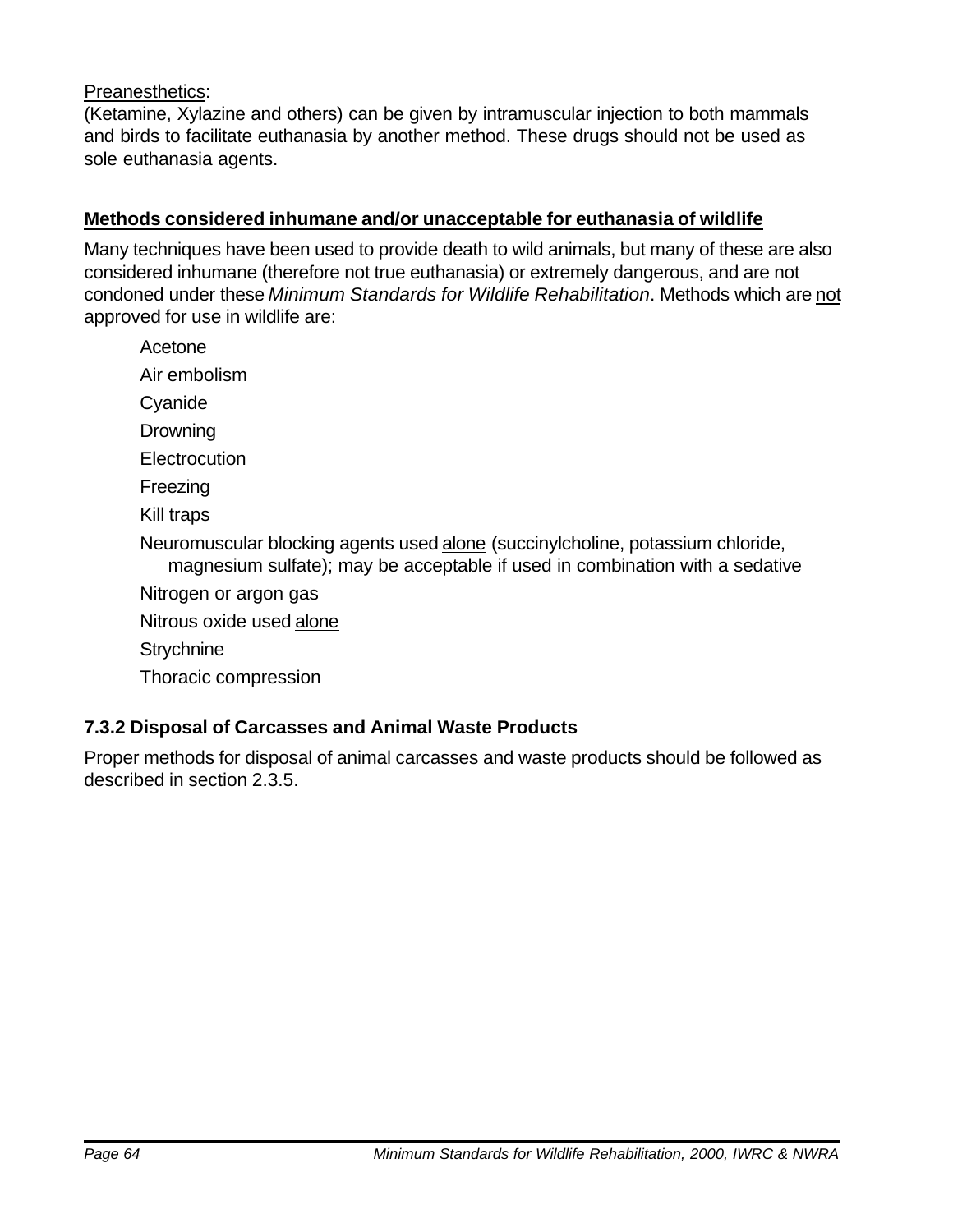<u>Preanesthetics</u>:
(Ketamine, Xylazine and others) can be given by intramuscular injection to both mammals and birds to facilitate euthanasia by another method. These drugs should not be used as sole euthanasia agents.

**<u>Methods considered inhumane and/or unacceptable for euthanasia of wildlife</u>**

Many techniques have been used to provide death to wild animals, but many of these are also considered inhumane (therefore not true euthanasia) or extremely dangerous, and are not condoned under these *Minimum Standards for Wildlife Rehabilitation*. Methods which are <u>not</u> approved for use in wildlife are:

- Acetone
- Air embolism
- Cyanide
- Drowning
- Electrocution
- Freezing
- Kill traps
- Neuromuscular blocking agents used <u>alone</u> (succinylcholine, potassium chloride, magnesium sulfate); may be acceptable if used in combination with a sedative
- Nitrogen or argon gas
- Nitrous oxide used <u>alone</u>
- Strychnine
- Thoracic compression

### 7.3.2 Disposal of Carcasses and Animal Waste Products

Proper methods for disposal of animal carcasses and waste products should be followed as described in section 2.3.5.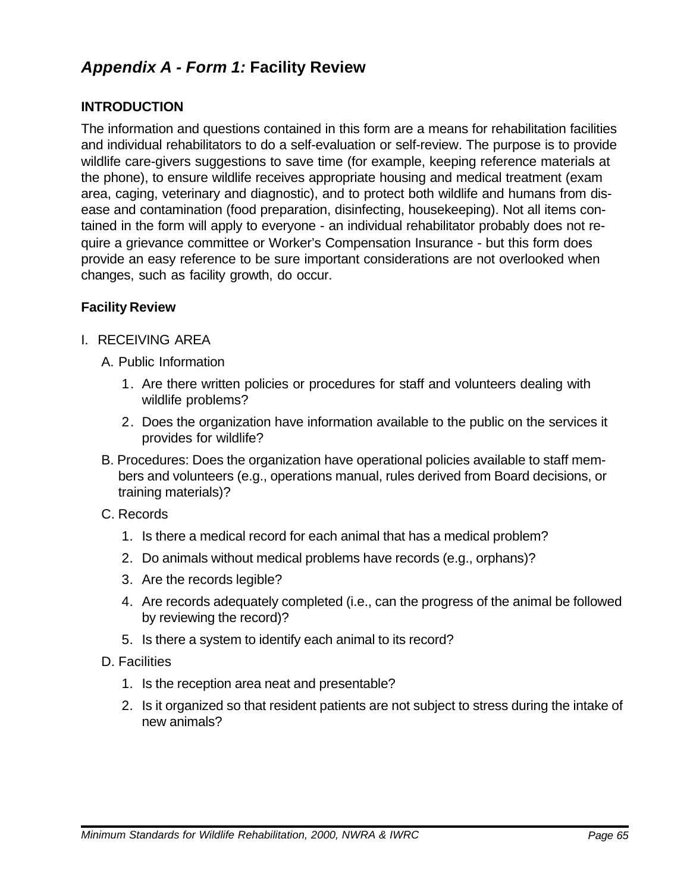# *Appendix A - Form 1:* Facility Review

## INTRODUCTION

The information and questions contained in this form are a means for rehabilitation facilities and individual rehabilitators to do a self-evaluation or self-review. The purpose is to provide wildlife care-givers suggestions to save time (for example, keeping reference materials at the phone), to ensure wildlife receives appropriate housing and medical treatment (exam area, caging, veterinary and diagnostic), and to protect both wildlife and humans from disease and contamination (food preparation, disinfecting, housekeeping). Not all items contained in the form will apply to everyone - an individual rehabilitator probably does not require a grievance committee or Worker's Compensation Insurance - but this form does provide an easy reference to be sure important considerations are not overlooked when changes, such as facility growth, do occur.

### Facility Review

I. RECEIVING AREA

- A. Public Information
  1. Are there written policies or procedures for staff and volunteers dealing with wildlife problems?
  2. Does the organization have information available to the public on the services it provides for wildlife?
- B. Procedures: Does the organization have operational policies available to staff members and volunteers (e.g., operations manual, rules derived from Board decisions, or training materials)?
- C. Records
  1. Is there a medical record for each animal that has a medical problem?
  2. Do animals without medical problems have records (e.g., orphans)?
  3. Are the records legible?
  4. Are records adequately completed (i.e., can the progress of the animal be followed by reviewing the record)?
  5. Is there a system to identify each animal to its record?
- D. Facilities
  1. Is the reception area neat and presentable?
  2. Is it organized so that resident patients are not subject to stress during the intake of new animals?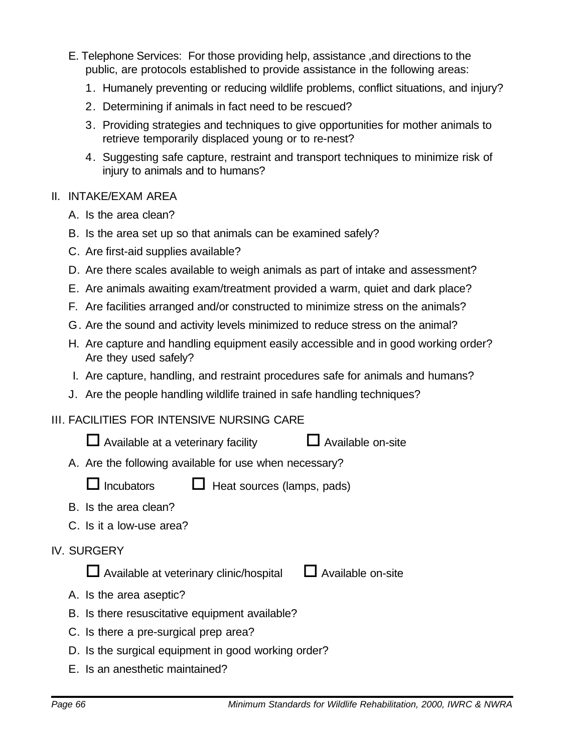E. Telephone Services: For those providing help, assistance ,and directions to the public, are protocols established to provide assistance in the following areas:

1. Humanely preventing or reducing wildlife problems, conflict situations, and injury?
2. Determining if animals in fact need to be rescued?
3. Providing strategies and techniques to give opportunities for mother animals to retrieve temporarily displaced young or to re-nest?
4. Suggesting safe capture, restraint and transport techniques to minimize risk of injury to animals and to humans?

II. INTAKE/EXAM AREA

A. Is the area clean?

B. Is the area set up so that animals can be examined safely?

C. Are first-aid supplies available?

D. Are there scales available to weigh animals as part of intake and assessment?

E. Are animals awaiting exam/treatment provided a warm, quiet and dark place?

F. Are facilities arranged and/or constructed to minimize stress on the animals?

G. Are the sound and activity levels minimized to reduce stress on the animal?

H. Are capture and handling equipment easily accessible and in good working order? Are they used safely?

I. Are capture, handling, and restraint procedures safe for animals and humans?

J. Are the people handling wildlife trained in safe handling techniques?

III. FACILITIES FOR INTENSIVE NURSING CARE

☐ Available at a veterinary facility ☐ Available on-site

A. Are the following available for use when necessary?

☐ Incubators ☐ Heat sources (lamps, pads)

B. Is the area clean?

C. Is it a low-use area?

IV. SURGERY

☐ Available at veterinary clinic/hospital ☐ Available on-site

A. Is the area aseptic?

B. Is there resuscitative equipment available?

C. Is there a pre-surgical prep area?

D. Is the surgical equipment in good working order?

E. Is an anesthetic maintained?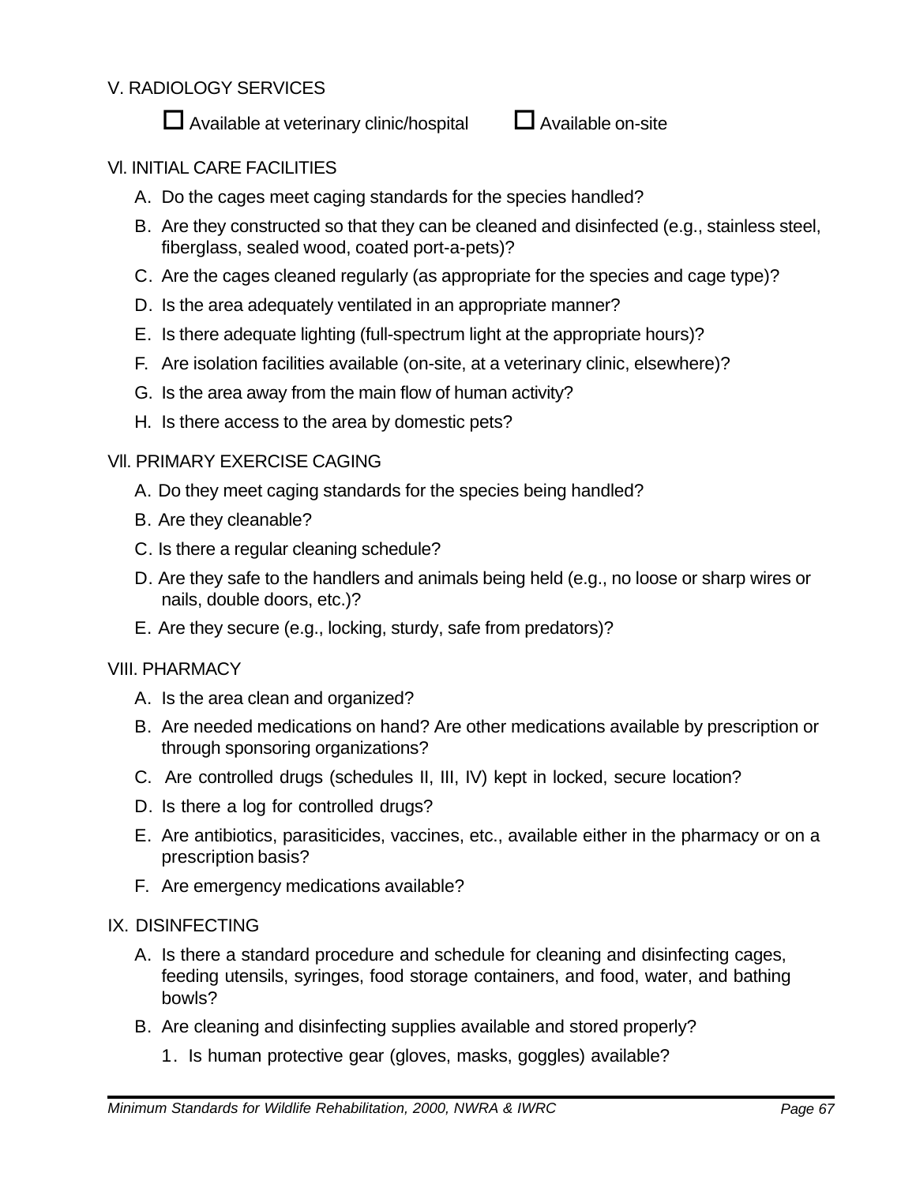V. RADIOLOGY SERVICES

☐ Available at veterinary clinic/hospital ☐ Available on-site

VI. INITIAL CARE FACILITIES

A. Do the cages meet caging standards for the species handled?

B. Are they constructed so that they can be cleaned and disinfected (e.g., stainless steel, fiberglass, sealed wood, coated port-a-pets)?

C. Are the cages cleaned regularly (as appropriate for the species and cage type)?

D. Is the area adequately ventilated in an appropriate manner?

E. Is there adequate lighting (full-spectrum light at the appropriate hours)?

F. Are isolation facilities available (on-site, at a veterinary clinic, elsewhere)?

G. Is the area away from the main flow of human activity?

H. Is there access to the area by domestic pets?

VII. PRIMARY EXERCISE CAGING

A. Do they meet caging standards for the species being handled?

B. Are they cleanable?

C. Is there a regular cleaning schedule?

D. Are they safe to the handlers and animals being held (e.g., no loose or sharp wires or nails, double doors, etc.)?

E. Are they secure (e.g., locking, sturdy, safe from predators)?

VIII. PHARMACY

A. Is the area clean and organized?

B. Are needed medications on hand? Are other medications available by prescription or through sponsoring organizations?

C. Are controlled drugs (schedules II, III, IV) kept in locked, secure location?

D. Is there a log for controlled drugs?

E. Are antibiotics, parasiticides, vaccines, etc., available either in the pharmacy or on a prescription basis?

F. Are emergency medications available?

IX. DISINFECTING

A. Is there a standard procedure and schedule for cleaning and disinfecting cages, feeding utensils, syringes, food storage containers, and food, water, and bathing bowls?

B. Are cleaning and disinfecting supplies available and stored properly?

   1. Is human protective gear (gloves, masks, goggles) available?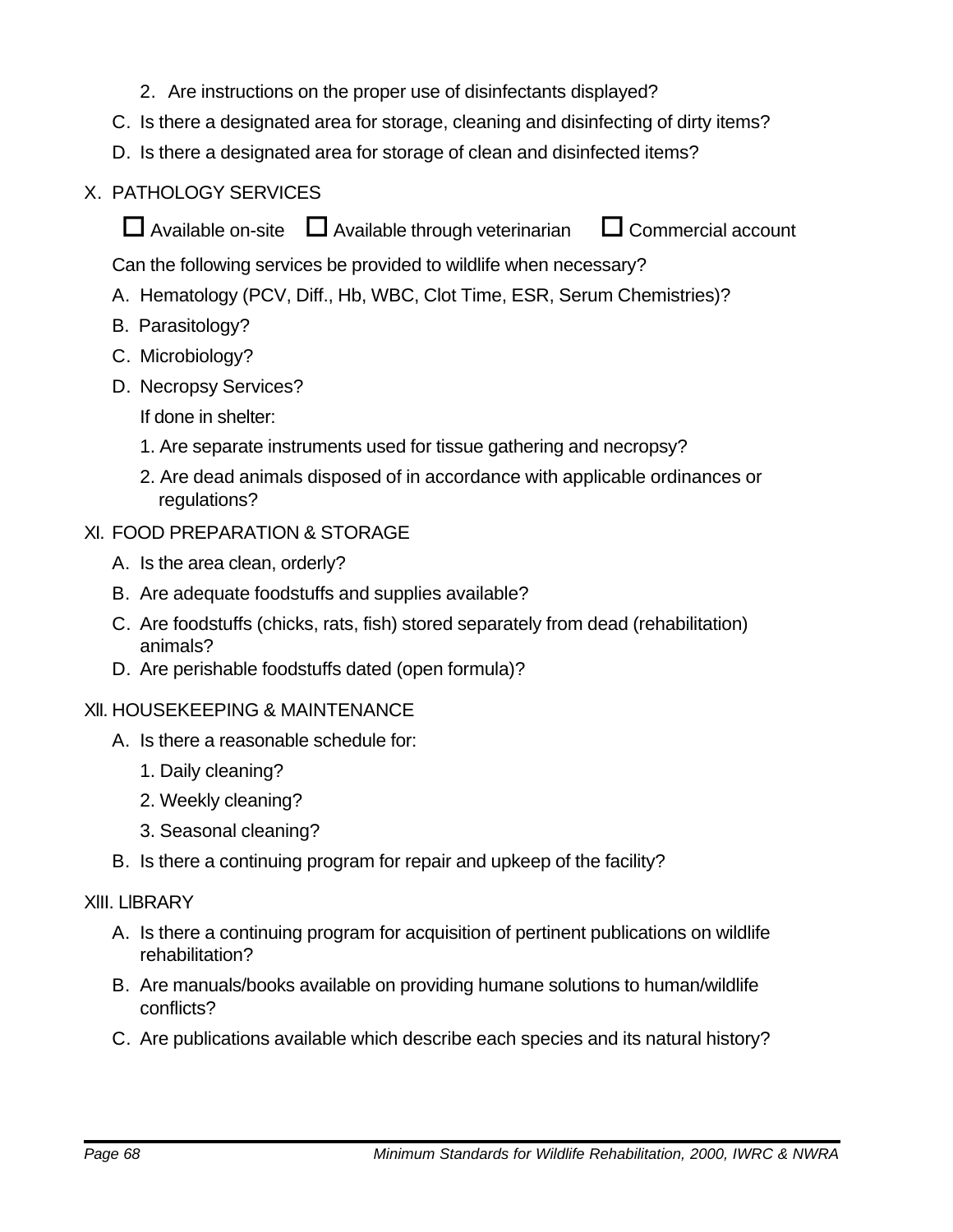2. Are instructions on the proper use of disinfectants displayed?

C. Is there a designated area for storage, cleaning and disinfecting of dirty items?

D. Is there a designated area for storage of clean and disinfected items?

## X. PATHOLOGY SERVICES

☐ Available on-site ☐ Available through veterinarian ☐ Commercial account

Can the following services be provided to wildlife when necessary?

A. Hematology (PCV, Diff., Hb, WBC, Clot Time, ESR, Serum Chemistries)?

B. Parasitology?

C. Microbiology?

D. Necropsy Services?

If done in shelter:

1. Are separate instruments used for tissue gathering and necropsy?
2. Are dead animals disposed of in accordance with applicable ordinances or regulations?

## XI. FOOD PREPARATION & STORAGE

A. Is the area clean, orderly?

B. Are adequate foodstuffs and supplies available?

C. Are foodstuffs (chicks, rats, fish) stored separately from dead (rehabilitation) animals?

D. Are perishable foodstuffs dated (open formula)?

## XII. HOUSEKEEPING & MAINTENANCE

A. Is there a reasonable schedule for:

1. Daily cleaning?
2. Weekly cleaning?
3. Seasonal cleaning?

B. Is there a continuing program for repair and upkeep of the facility?

## XIII. LIBRARY

A. Is there a continuing program for acquisition of pertinent publications on wildlife rehabilitation?

B. Are manuals/books available on providing humane solutions to human/wildlife conflicts?

C. Are publications available which describe each species and its natural history?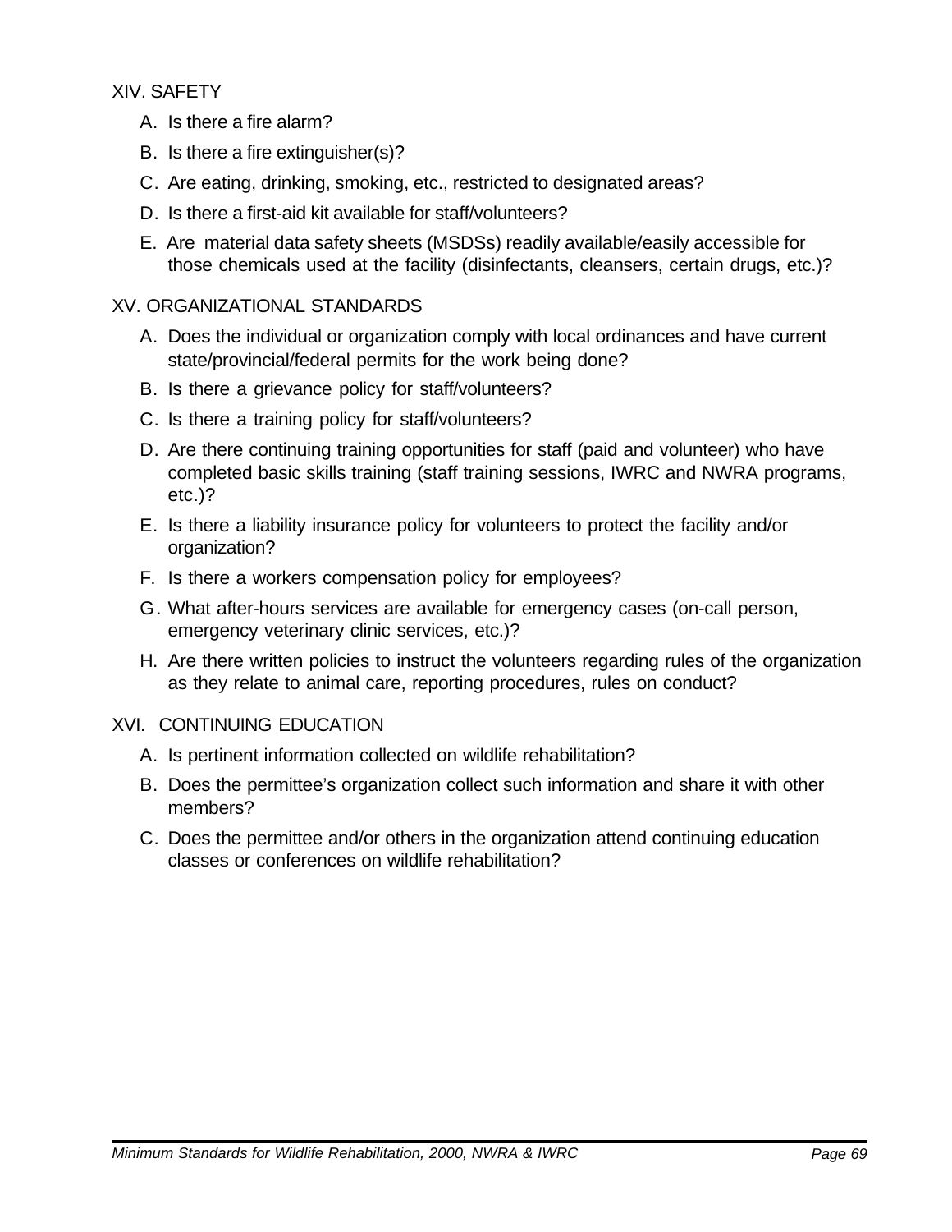XIV. SAFETY

A. Is there a fire alarm?

B. Is there a fire extinguisher(s)?

C. Are eating, drinking, smoking, etc., restricted to designated areas?

D. Is there a first-aid kit available for staff/volunteers?

E. Are material data safety sheets (MSDSs) readily available/easily accessible for those chemicals used at the facility (disinfectants, cleansers, certain drugs, etc.)?

XV. ORGANIZATIONAL STANDARDS

A. Does the individual or organization comply with local ordinances and have current state/provincial/federal permits for the work being done?

B. Is there a grievance policy for staff/volunteers?

C. Is there a training policy for staff/volunteers?

D. Are there continuing training opportunities for staff (paid and volunteer) who have completed basic skills training (staff training sessions, IWRC and NWRA programs, etc.)?

E. Is there a liability insurance policy for volunteers to protect the facility and/or organization?

F. Is there a workers compensation policy for employees?

G. What after-hours services are available for emergency cases (on-call person, emergency veterinary clinic services, etc.)?

H. Are there written policies to instruct the volunteers regarding rules of the organization as they relate to animal care, reporting procedures, rules on conduct?

XVI. CONTINUING EDUCATION

A. Is pertinent information collected on wildlife rehabilitation?

B. Does the permittee's organization collect such information and share it with other members?

C. Does the permittee and/or others in the organization attend continuing education classes or conferences on wildlife rehabilitation?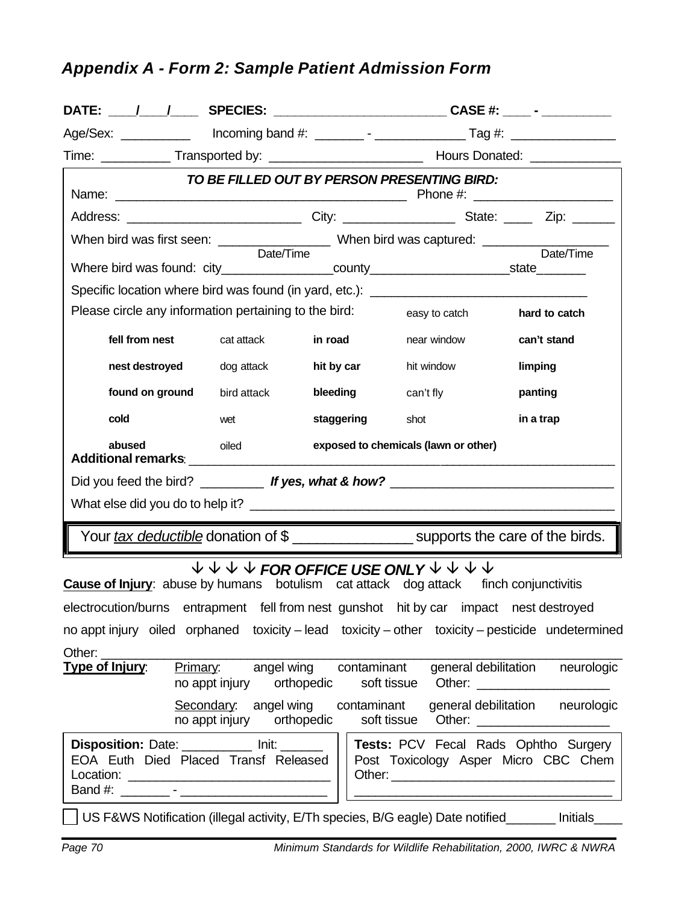## *Appendix A - Form 2: Sample Patient Admission Form*

**DATE:** ____/____/____ **SPECIES:** ________________________ **CASE #:** ____ - __________

Age/Sex: __________ Incoming band #: _______ - _____________ Tag #: _______________

Time: __________ Transported by: ______________________ Hours Donated: _____________

***TO BE FILLED OUT BY PERSON PRESENTING BIRD:***

Name: __________________________________________ Phone #: ____________________

Address: _________________________ City: ________________ State: ____ Zip: ______

When bird was first seen: ________________ (Date/Time) When bird was captured: __________________ (Date/Time)

Where bird was found: city________________county____________________state_______

Specific location where bird was found (in yard, etc.): _______________________________

Please circle any information pertaining to the bird:

| | | | easy to catch | **hard to catch** |
|---|---|---|---|---|
| **fell from nest** | cat attack | **in road** | near window | **can't stand** |
| **nest destroyed** | dog attack | **hit by car** | hit window | **limping** |
| **found on ground** | bird attack | **bleeding** | can't fly | **panting** |
| **cold** | wet | **staggering** | shot | **in a trap** |
| **abused** | oiled | **exposed to chemicals (lawn or other)** | | |

**Additional remarks**: _______________________________________________________________

Did you feed the bird? _________ ***If yes, what & how?*** _______________________________

What else did you do to help it? _____________________________________________________

Your *tax deductible* donation of $ _______________ supports the care of the birds.

↓ ↓ ↓ ↓ ***FOR OFFICE USE ONLY*** ↓ ↓ ↓ ↓

**Cause of Injury**: abuse by humans botulism cat attack dog attack finch conjunctivitis electrocution/burns entrapment fell from nest gunshot hit by car impact nest destroyed no appt injury oiled orphaned toxicity – lead toxicity – other toxicity – pesticide undetermined

Other: ________________________________________________________________________

**Type of Injury**:

Primary: angel wing contaminant general debilitation neurologic no appt injury orthopedic soft tissue Other: __________________

Secondary: angel wing contaminant general debilitation neurologic no appt injury orthopedic soft tissue Other: __________________

**Disposition:** Date: __________ Init: ______
EOA Euth Died Placed Transf Released
Location: ____________________________
Band #: _______ - _____________________

**Tests:** PCV Fecal Rads Ophtho Surgery Post Toxicology Asper Micro CBC Chem
Other: _________________________________
_______________________________________

☐ US F&WS Notification (illegal activity, E/Th species, B/G eagle) Date notified_______ Initials____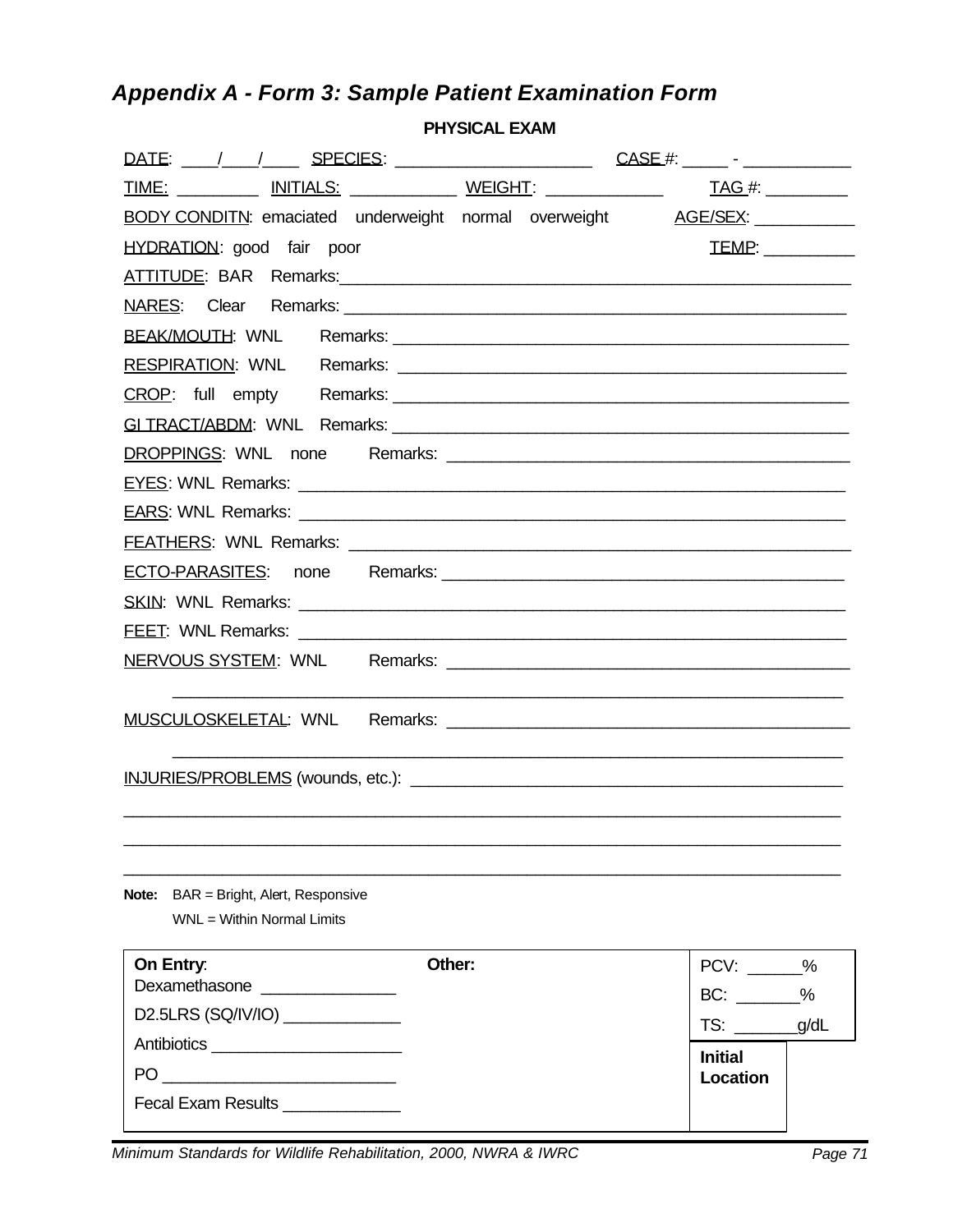## *Appendix A - Form 3: Sample Patient Examination Form*

**PHYSICAL EXAM**

DATE: ____/____/____ SPECIES: _____________________ CASE #: _____ - ___________

TIME: _________ INITIALS: ___________ WEIGHT: ____________ TAG #: _________

BODY CONDITN: emaciated underweight normal overweight AGE/SEX: ___________

HYDRATION: good fair poor TEMP: __________

ATTITUDE: BAR Remarks:_______________________________________________________

NARES: Clear Remarks: _______________________________________________________

BEAK/MOUTH: WNL Remarks: ___________________________________________________

RESPIRATION: WNL Remarks: __________________________________________________

CROP: full empty Remarks: ___________________________________________________

GI TRACT/ABDM: WNL Remarks: ________________________________________________

DROPPINGS: WNL none Remarks: _______________________________________________

EYES: WNL Remarks: ___________________________________________________________

EARS: WNL Remarks: ___________________________________________________________

FEATHERS: WNL Remarks: _______________________________________________________

ECTO-PARASITES: none Remarks: ___________________________________________

SKIN: WNL Remarks: __________________________________________________________

FEET: WNL Remarks: __________________________________________________________

NERVOUS SYSTEM: WNL Remarks: ____________________________________________

_____________________________________________________________________

MUSCULOSKELETAL: WNL Remarks: ___________________________________________

_____________________________________________________________________

INJURIES/PROBLEMS (wounds, etc.): _______________________________________________

_____________________________________________________________________

_____________________________________________________________________

_____________________________________________________________________

**Note:** BAR = Bright, Alert, Responsive
WNL = Within Normal Limits

| **On Entry**: | **Other:** | PCV: ______% |
|---|---|---|
| Dexamethasone ______________ | | BC: _______% |
| D2.5LRS (SQ/IV/IO) _____________ | | TS: _______g/dL |
| Antibiotics ____________________ | | **Initial Location** |
| PO _________________________ | | |
| Fecal Exam Results _____________ | | |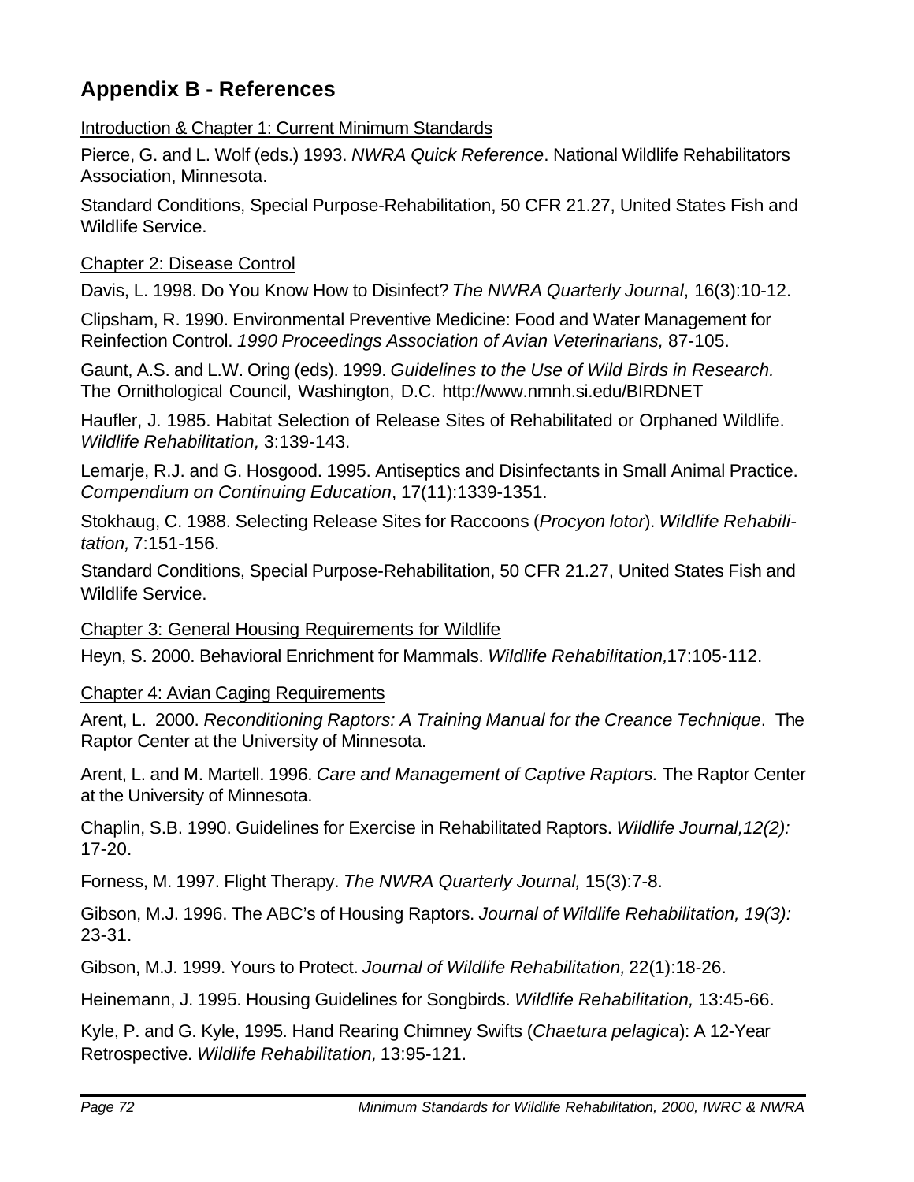## Appendix B - References

Introduction & Chapter 1: Current Minimum Standards

Pierce, G. and L. Wolf (eds.) 1993. *NWRA Quick Reference*. National Wildlife Rehabilitators Association, Minnesota.

Standard Conditions, Special Purpose-Rehabilitation, 50 CFR 21.27, United States Fish and Wildlife Service.

Chapter 2: Disease Control

Davis, L. 1998. Do You Know How to Disinfect? *The NWRA Quarterly Journal*, 16(3):10-12.

Clipsham, R. 1990. Environmental Preventive Medicine: Food and Water Management for Reinfection Control. *1990 Proceedings Association of Avian Veterinarians,* 87-105.

Gaunt, A.S. and L.W. Oring (eds). 1999. *Guidelines to the Use of Wild Birds in Research.* The Ornithological Council, Washington, D.C. http://www.nmnh.si.edu/BIRDNET

Haufler, J. 1985. Habitat Selection of Release Sites of Rehabilitated or Orphaned Wildlife. *Wildlife Rehabilitation,* 3:139-143.

Lemarje, R.J. and G. Hosgood. 1995. Antiseptics and Disinfectants in Small Animal Practice. *Compendium on Continuing Education*, 17(11):1339-1351.

Stokhaug, C. 1988. Selecting Release Sites for Raccoons (*Procyon lotor*). *Wildlife Rehabilitation,* 7:151-156.

Standard Conditions, Special Purpose-Rehabilitation, 50 CFR 21.27, United States Fish and Wildlife Service.

Chapter 3: General Housing Requirements for Wildlife

Heyn, S. 2000. Behavioral Enrichment for Mammals. *Wildlife Rehabilitation,*17:105-112.

Chapter 4: Avian Caging Requirements

Arent, L. 2000. *Reconditioning Raptors: A Training Manual for the Creance Technique*. The Raptor Center at the University of Minnesota.

Arent, L. and M. Martell. 1996. *Care and Management of Captive Raptors.* The Raptor Center at the University of Minnesota.

Chaplin, S.B. 1990. Guidelines for Exercise in Rehabilitated Raptors. *Wildlife Journal,12(2):* 17-20.

Forness, M. 1997. Flight Therapy. *The NWRA Quarterly Journal,* 15(3):7-8.

Gibson, M.J. 1996. The ABC's of Housing Raptors. *Journal of Wildlife Rehabilitation, 19(3):* 23-31.

Gibson, M.J. 1999. Yours to Protect. *Journal of Wildlife Rehabilitation,* 22(1):18-26.

Heinemann, J. 1995. Housing Guidelines for Songbirds. *Wildlife Rehabilitation,* 13:45-66.

Kyle, P. and G. Kyle, 1995. Hand Rearing Chimney Swifts (*Chaetura pelagica*): A 12-Year Retrospective. *Wildlife Rehabilitation,* 13:95-121.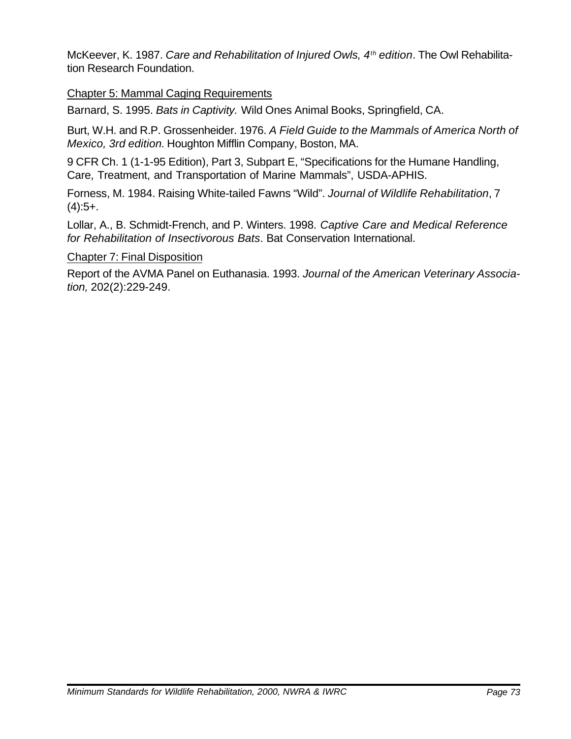McKeever, K. 1987. *Care and Rehabilitation of Injured Owls, 4th edition*. The Owl Rehabilitation Research Foundation.

Chapter 5: Mammal Caging Requirements

Barnard, S. 1995. *Bats in Captivity.* Wild Ones Animal Books, Springfield, CA.

Burt, W.H. and R.P. Grossenheider. 1976. *A Field Guide to the Mammals of America North of Mexico, 3rd edition.* Houghton Mifflin Company, Boston, MA.

9 CFR Ch. 1 (1-1-95 Edition), Part 3, Subpart E, "Specifications for the Humane Handling, Care, Treatment, and Transportation of Marine Mammals", USDA-APHIS.

Forness, M. 1984. Raising White-tailed Fawns "Wild". *Journal of Wildlife Rehabilitation*, 7 (4):5+.

Lollar, A., B. Schmidt-French, and P. Winters. 1998. *Captive Care and Medical Reference for Rehabilitation of Insectivorous Bats*. Bat Conservation International.

Chapter 7: Final Disposition

Report of the AVMA Panel on Euthanasia. 1993. *Journal of the American Veterinary Association,* 202(2):229-249.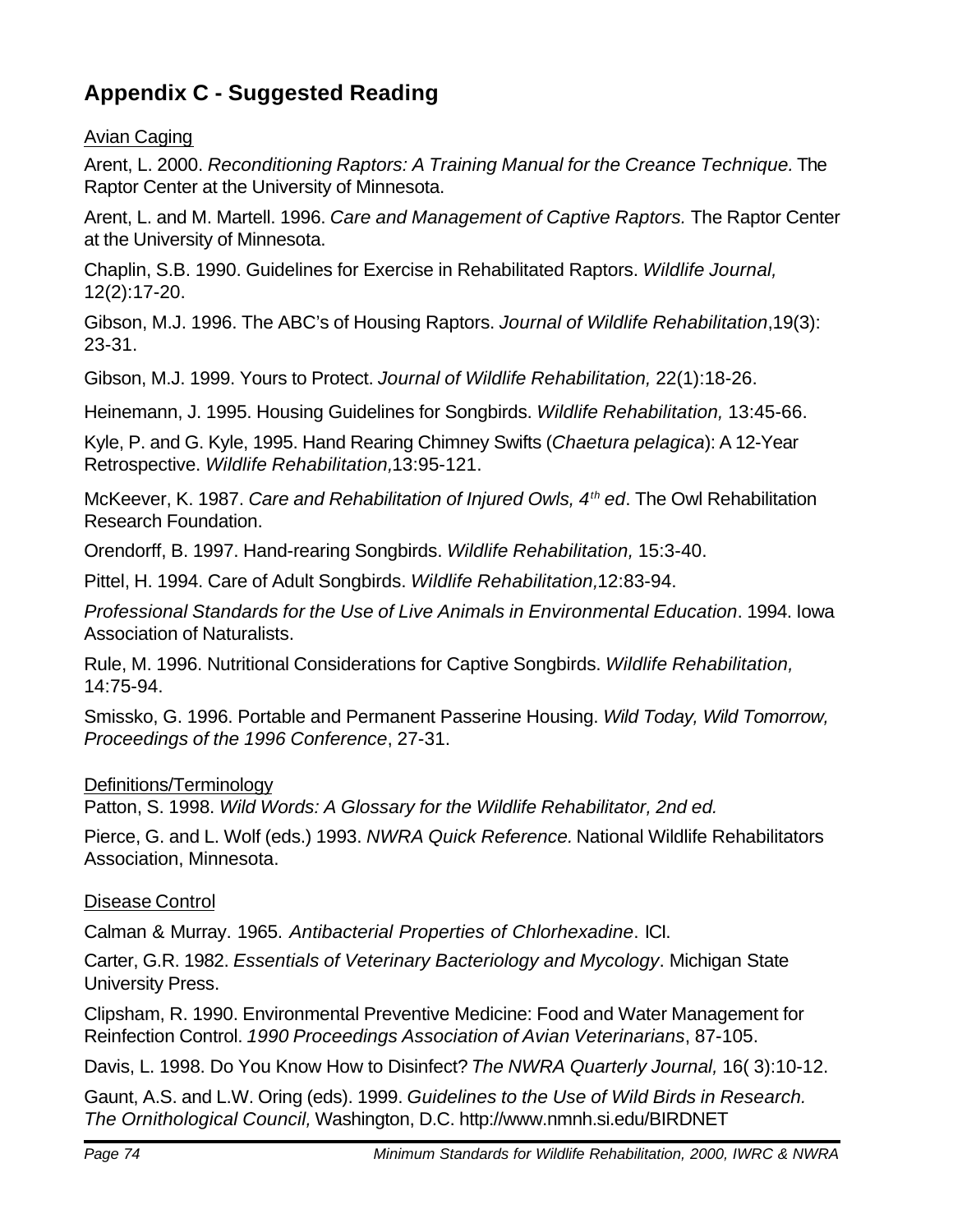## Appendix C - Suggested Reading

Avian Caging

Arent, L. 2000. *Reconditioning Raptors: A Training Manual for the Creance Technique.* The Raptor Center at the University of Minnesota.

Arent, L. and M. Martell. 1996. *Care and Management of Captive Raptors.* The Raptor Center at the University of Minnesota.

Chaplin, S.B. 1990. Guidelines for Exercise in Rehabilitated Raptors. *Wildlife Journal,* 12(2):17-20.

Gibson, M.J. 1996. The ABC's of Housing Raptors. *Journal of Wildlife Rehabilitation*,19(3): 23-31.

Gibson, M.J. 1999. Yours to Protect. *Journal of Wildlife Rehabilitation,* 22(1):18-26.

Heinemann, J. 1995. Housing Guidelines for Songbirds. *Wildlife Rehabilitation,* 13:45-66.

Kyle, P. and G. Kyle, 1995. Hand Rearing Chimney Swifts (*Chaetura pelagica*): A 12-Year Retrospective. *Wildlife Rehabilitation,*13:95-121.

McKeever, K. 1987. *Care and Rehabilitation of Injured Owls, 4th ed*. The Owl Rehabilitation Research Foundation.

Orendorff, B. 1997. Hand-rearing Songbirds. *Wildlife Rehabilitation,* 15:3-40.

Pittel, H. 1994. Care of Adult Songbirds. *Wildlife Rehabilitation,*12:83-94.

*Professional Standards for the Use of Live Animals in Environmental Education*. 1994. Iowa Association of Naturalists.

Rule, M. 1996. Nutritional Considerations for Captive Songbirds. *Wildlife Rehabilitation,* 14:75-94.

Smissko, G. 1996. Portable and Permanent Passerine Housing. *Wild Today, Wild Tomorrow, Proceedings of the 1996 Conference*, 27-31.

Definitions/Terminology

Patton, S. 1998. *Wild Words: A Glossary for the Wildlife Rehabilitator, 2nd ed.*

Pierce, G. and L. Wolf (eds.) 1993. *NWRA Quick Reference.* National Wildlife Rehabilitators Association, Minnesota.

Disease Control

Calman & Murray. 1965. *Antibacterial Properties of Chlorhexadine*. ICI.

Carter, G.R. 1982. *Essentials of Veterinary Bacteriology and Mycology*. Michigan State University Press.

Clipsham, R. 1990. Environmental Preventive Medicine: Food and Water Management for Reinfection Control. *1990 Proceedings Association of Avian Veterinarians*, 87-105.

Davis, L. 1998. Do You Know How to Disinfect? *The NWRA Quarterly Journal,* 16( 3):10-12.

Gaunt, A.S. and L.W. Oring (eds). 1999. *Guidelines to the Use of Wild Birds in Research. The Ornithological Council,* Washington, D.C. http://www.nmnh.si.edu/BIRDNET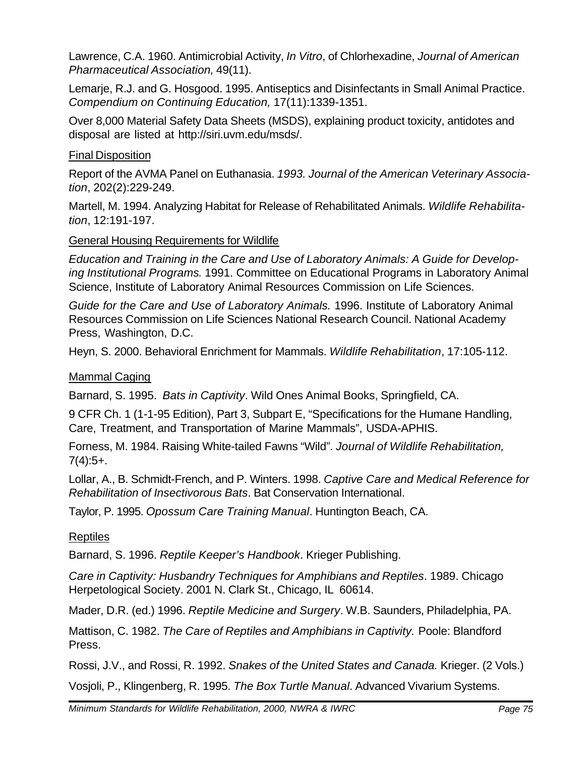Lawrence, C.A. 1960. Antimicrobial Activity, *In Vitro*, of Chlorhexadine, *Journal of American Pharmaceutical Association,* 49(11).

Lemarje, R.J. and G. Hosgood. 1995. Antiseptics and Disinfectants in Small Animal Practice. *Compendium on Continuing Education,* 17(11):1339-1351.

Over 8,000 Material Safety Data Sheets (MSDS), explaining product toxicity, antidotes and disposal are listed at http://siri.uvm.edu/msds/.

<u>Final Disposition</u>

Report of the AVMA Panel on Euthanasia. *1993. Journal of the American Veterinary Association*, 202(2):229-249.

Martell, M. 1994. Analyzing Habitat for Release of Rehabilitated Animals. *Wildlife Rehabilitation*, 12:191-197.

<u>General Housing Requirements for Wildlife</u>

*Education and Training in the Care and Use of Laboratory Animals: A Guide for Developing Institutional Programs*. 1991. Committee on Educational Programs in Laboratory Animal Science, Institute of Laboratory Animal Resources Commission on Life Sciences.

*Guide for the Care and Use of Laboratory Animals.* 1996. Institute of Laboratory Animal Resources Commission on Life Sciences National Research Council. National Academy Press, Washington, D.C.

Heyn, S. 2000. Behavioral Enrichment for Mammals. *Wildlife Rehabilitation*, 17:105-112.

<u>Mammal Caging</u>

Barnard, S. 1995. *Bats in Captivity*. Wild Ones Animal Books, Springfield, CA.

9 CFR Ch. 1 (1-1-95 Edition), Part 3, Subpart E, "Specifications for the Humane Handling, Care, Treatment, and Transportation of Marine Mammals", USDA-APHIS.

Forness, M. 1984. Raising White-tailed Fawns "Wild". *Journal of Wildlife Rehabilitation,* 7(4):5+.

Lollar, A., B. Schmidt-French, and P. Winters. 1998. *Captive Care and Medical Reference for Rehabilitation of Insectivorous Bats*. Bat Conservation International.

Taylor, P. 1995. *Opossum Care Training Manual*. Huntington Beach, CA.

<u>Reptiles</u>

Barnard, S. 1996. *Reptile Keeper's Handbook*. Krieger Publishing.

*Care in Captivity: Husbandry Techniques for Amphibians and Reptiles*. 1989. Chicago Herpetological Society. 2001 N. Clark St., Chicago, IL 60614.

Mader, D.R. (ed.) 1996. *Reptile Medicine and Surgery*. W.B. Saunders, Philadelphia, PA.

Mattison, C. 1982. *The Care of Reptiles and Amphibians in Captivity.* Poole: Blandford Press.

Rossi, J.V., and Rossi, R. 1992. *Snakes of the United States and Canada.* Krieger. (2 Vols.)

Vosjoli, P., Klingenberg, R. 1995. *The Box Turtle Manual*. Advanced Vivarium Systems.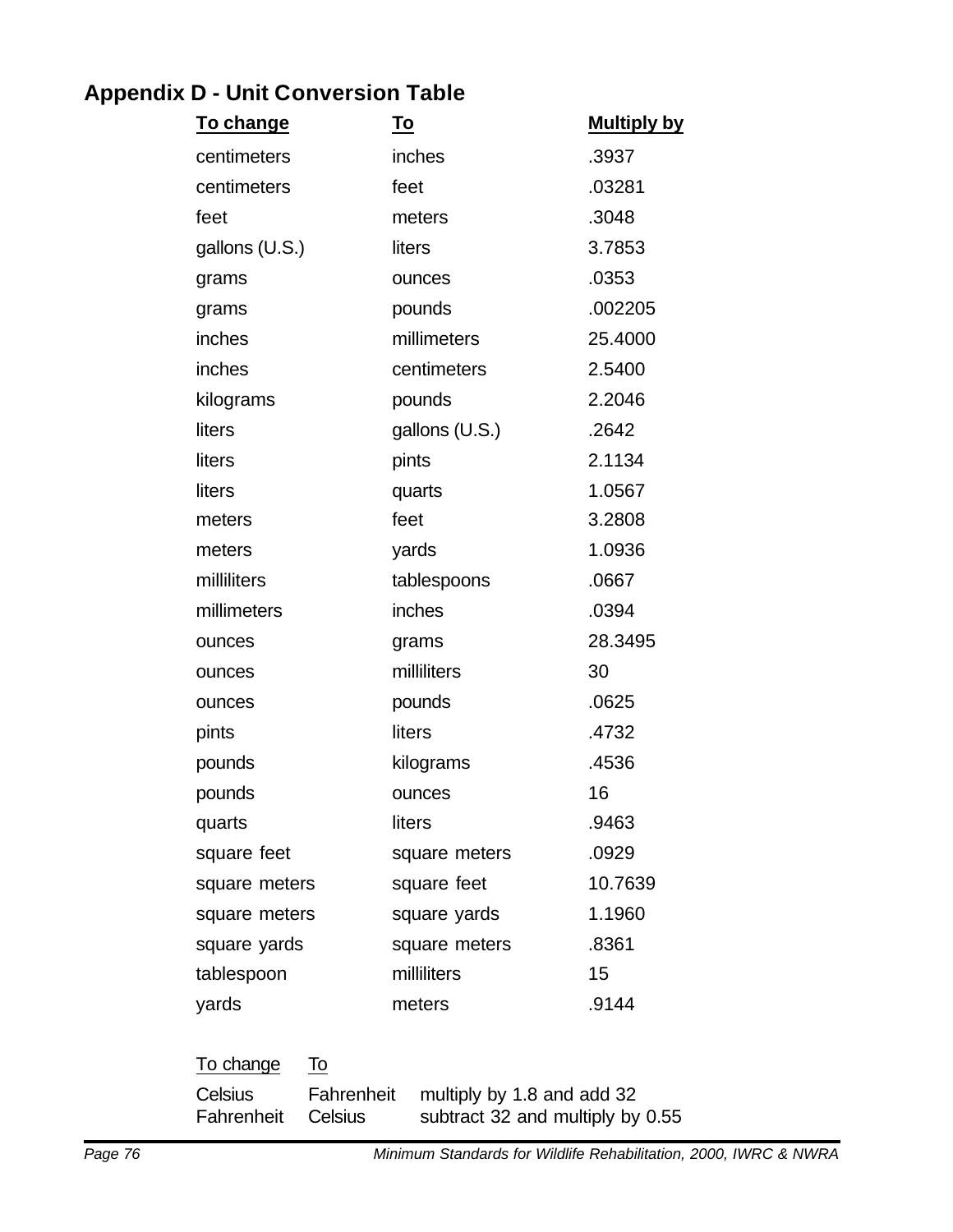## Appendix D - Unit Conversion Table

| To change | To | Multiply by |
|---|---|---|
| centimeters | inches | .3937 |
| centimeters | feet | .03281 |
| feet | meters | .3048 |
| gallons (U.S.) | liters | 3.7853 |
| grams | ounces | .0353 |
| grams | pounds | .002205 |
| inches | millimeters | 25.4000 |
| inches | centimeters | 2.5400 |
| kilograms | pounds | 2.2046 |
| liters | gallons (U.S.) | .2642 |
| liters | pints | 2.1134 |
| liters | quarts | 1.0567 |
| meters | feet | 3.2808 |
| meters | yards | 1.0936 |
| milliliters | tablespoons | .0667 |
| millimeters | inches | .0394 |
| ounces | grams | 28.3495 |
| ounces | milliliters | 30 |
| ounces | pounds | .0625 |
| pints | liters | .4732 |
| pounds | kilograms | .4536 |
| pounds | ounces | 16 |
| quarts | liters | .9463 |
| square feet | square meters | .0929 |
| square meters | square feet | 10.7639 |
| square meters | square yards | 1.1960 |
| square yards | square meters | .8361 |
| tablespoon | milliliters | 15 |
| yards | meters | .9144 |

| To change | To | |
|---|---|---|
| Celsius | Fahrenheit | multiply by 1.8 and add 32 |
| Fahrenheit | Celsius | subtract 32 and multiply by 0.55 |